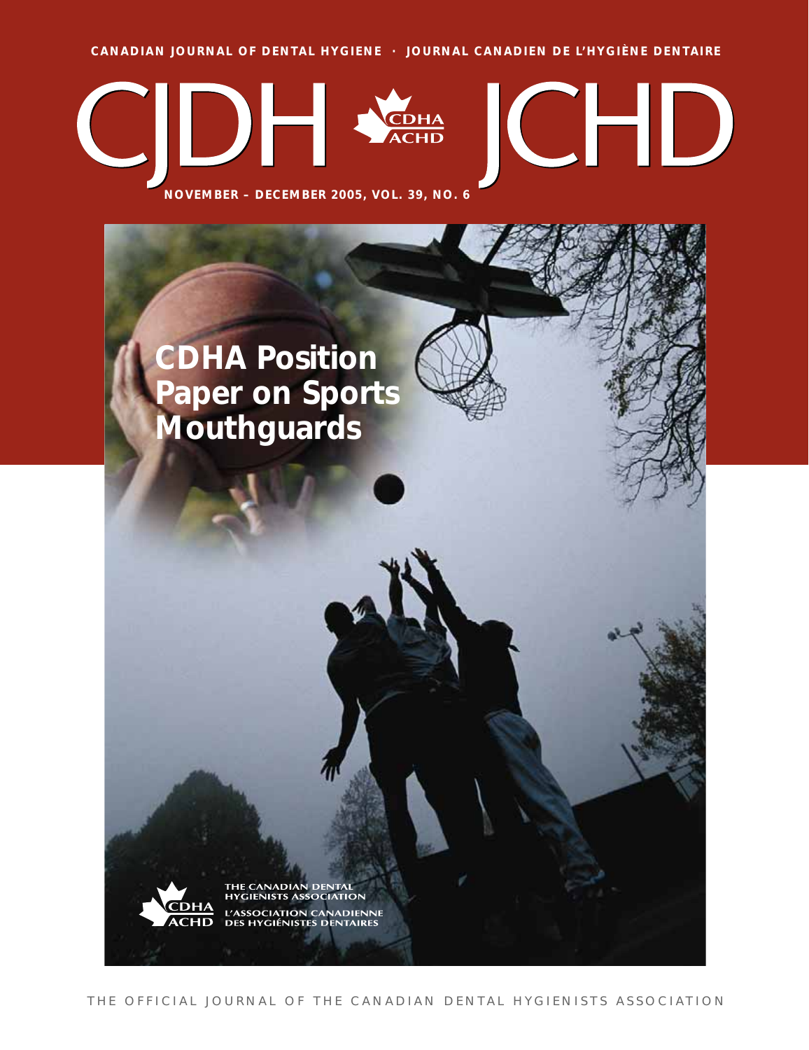CANADIAN JOURNAL OF DENTAL HYGIENE · JOURNAL CANADIEN DE L'HYGIÈNE DENTAIRE

# CJDH JCHD

CDHA ACHD

NOVEMBER – DECEMBER 2005, VOL. 39, NO. 6

## CDHA Position Paper on Sports Mouthguards

THE CANADIAN DENTAL HYGIENISTS ASSOCIATION
L'ASSOCIATION CANADIENNE DES HYGIÉNISTES DENTAIRES

THE OFFICIAL JOURNAL OF THE CANADIAN DENTAL HYGIENISTS ASSOCIATION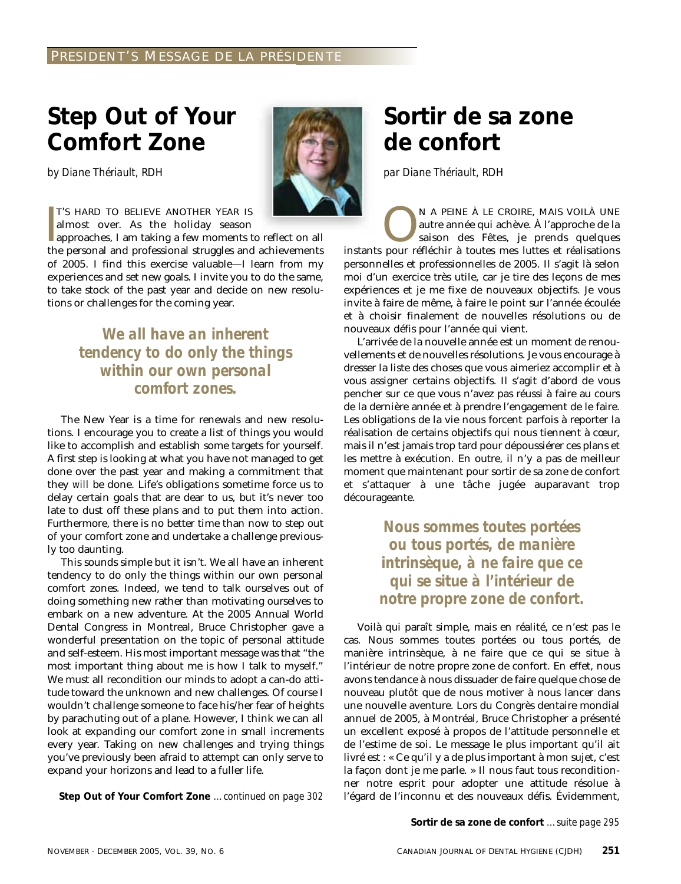PRESIDENT'S MESSAGE DE LA PRÉSIDENTE

# Step Out of Your Comfort Zone

*by Diane Thériault, RDH*

IT'S HARD TO BELIEVE ANOTHER YEAR IS almost over. As the holiday season approaches, I am taking a few moments to reflect on all the personal and professional struggles and achievements of 2005. I find this exercise valuable—I learn from my experiences and set new goals. I invite you to do the same, to take stock of the past year and decide on new resolutions or challenges for the coming year.

> **We all have an inherent tendency to do only the things within our own personal comfort zones.**

The New Year is a time for renewals and new resolutions. I encourage you to create a list of things you would like to accomplish and establish some targets for yourself. A first step is looking at what you have not managed to get done over the past year and making a commitment that they *will* be done. Life's obligations sometime force us to delay certain goals that are dear to us, but it's never too late to dust off these plans and to put them into action. Furthermore, there is no better time than now to step out of your comfort zone and undertake a challenge previously too daunting.

This sounds simple but it isn't. We all have an inherent tendency to do only the things within our own personal comfort zones. Indeed, we tend to talk ourselves out of doing something new rather than motivating ourselves to embark on a new adventure. At the 2005 Annual World Dental Congress in Montreal, Bruce Christopher gave a wonderful presentation on the topic of personal attitude and self-esteem. His most important message was that "the most important thing about me is how I talk to myself." We must all recondition our minds to adopt a can-do attitude toward the unknown and new challenges. Of course I wouldn't challenge someone to face his/her fear of heights by parachuting out of a plane. However, I think we can all look at expanding our comfort zone in small increments every year. Taking on new challenges and trying things you've previously been afraid to attempt can only serve to expand your horizons and lead to a fuller life.

**Step Out of Your Comfort Zone** *…continued on page 302*

# Sortir de sa zone de confort

*par Diane Thériault, RDH*

ON A PEINE À LE CROIRE, MAIS VOILÀ UNE autre année qui achève. À l'approche de la saison des Fêtes, je prends quelques instants pour réfléchir à toutes mes luttes et réalisations personnelles et professionnelles de 2005. Il s'agit là selon moi d'un exercice très utile, car je tire des leçons de mes expériences et je me fixe de nouveaux objectifs. Je vous invite à faire de même, à faire le point sur l'année écoulée et à choisir finalement de nouvelles résolutions ou de nouveaux défis pour l'année qui vient.

L'arrivée de la nouvelle année est un moment de renouvellements et de nouvelles résolutions. Je vous encourage à dresser la liste des choses que vous aimeriez accomplir et à vous assigner certains objectifs. Il s'agit d'abord de vous pencher sur ce que vous n'avez pas réussi à faire au cours de la dernière année et à prendre l'engagement de le faire. Les obligations de la vie nous forcent parfois à reporter la réalisation de certains objectifs qui nous tiennent à cœur, mais il n'est jamais trop tard pour dépoussiérer ces plans et les mettre à exécution. En outre, il n'y a pas de meilleur moment que maintenant pour sortir de sa zone de confort et s'attaquer à une tâche jugée auparavant trop décourageante.

> **Nous sommes toutes portées ou tous portés, de manière intrinsèque, à ne faire que ce qui se situe à l'intérieur de notre propre zone de confort.**

Voilà qui paraît simple, mais en réalité, ce n'est pas le cas. Nous sommes toutes portées ou tous portés, de manière intrinsèque, à ne faire que ce qui se situe à l'intérieur de notre propre zone de confort. En effet, nous avons tendance à nous dissuader de faire quelque chose de nouveau plutôt que de nous motiver à nous lancer dans une nouvelle aventure. Lors du Congrès dentaire mondial annuel de 2005, à Montréal, Bruce Christopher a présenté un excellent exposé à propos de l'attitude personnelle et de l'estime de soi. Le message le plus important qu'il ait livré est : « Ce qu'il y a de plus important à mon sujet, c'est la façon dont je me parle. » Il nous faut tous reconditionner notre esprit pour adopter une attitude résolue à l'égard de l'inconnu et des nouveaux défis. Évidemment,

**Sortir de sa zone de confort** *…suite page 295*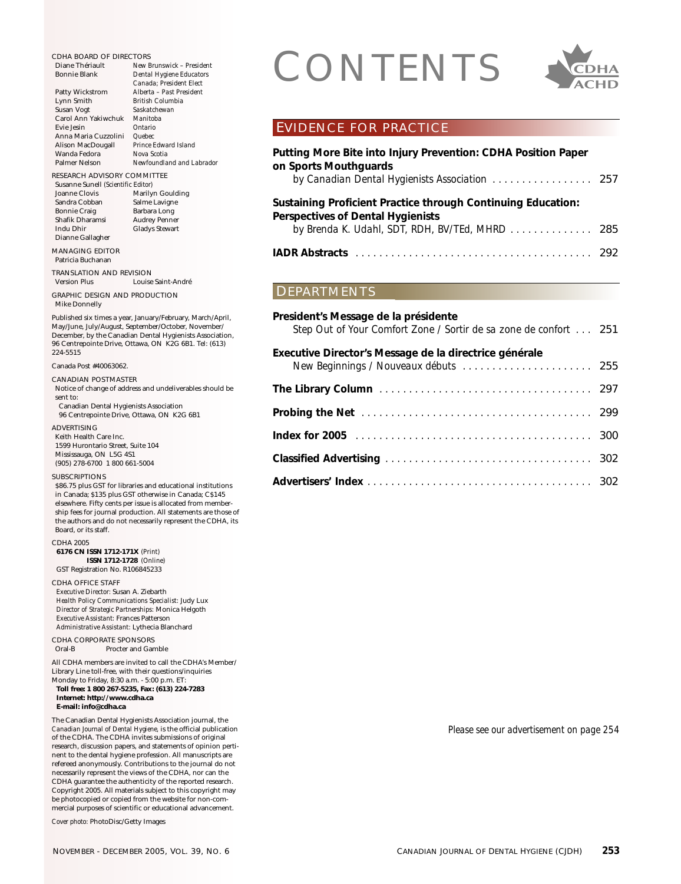# CONTENTS

## EVIDENCE FOR PRACTICE

**Putting More Bite into Injury Prevention: CDHA Position Paper on Sports Mouthguards**
*by Canadian Dental Hygienists Association* ... 257

**Sustaining Proficient Practice through Continuing Education: Perspectives of Dental Hygienists**
*by Brenda K. Udahl, SDT, RDH, BV/TEd, MHRD* ... 285

**IADR Abstracts** ... 292

## DEPARTMENTS

**President's Message de la présidente**
*Step Out of Your Comfort Zone / Sortir de sa zone de confort* ... 251

**Executive Director's Message de la directrice générale**
*New Beginnings / Nouveaux débuts* ... 255

**The Library Column** ... 297

**Probing the Net** ... 299

**Index for 2005** ... 300

**Classified Advertising** ... 302

**Advertisers' Index** ... 302

*Please see our advertisement on page 254*

---

CDHA BOARD OF DIRECTORS

| | |
|---|---|
| Diane Thériault | *New Brunswick – President* |
| Bonnie Blank | *Dental Hygiene Educators Canada; President Elect* |
| Patty Wickstrom | *Alberta – Past President* |
| Lynn Smith | *British Columbia* |
| Susan Vogt | *Saskatchewan* |
| Carol Ann Yakiwchuk | *Manitoba* |
| Evie Jesin | *Ontario* |
| Anna Maria Cuzzolini | *Quebec* |
| Alison MacDougall | *Prince Edward Island* |
| Wanda Fedora | *Nova Scotia* |
| Palmer Nelson | *Newfoundland and Labrador* |

RESEARCH ADVISORY COMMITTEE

Susanne Sunell *(Scientific Editor)*

| | |
|---|---|
| Joanne Clovis | Marilyn Goulding |
| Sandra Cobban | Salme Lavigne |
| Bonnie Craig | Barbara Long |
| Shafik Dharamsi | Audrey Penner |
| Indu Dhir | Gladys Stewart |
| Dianne Gallagher | |

MANAGING EDITOR
Patricia Buchanan

TRANSLATION AND REVISION
Version Plus — Louise Saint-André

GRAPHIC DESIGN AND PRODUCTION
Mike Donnelly

Published six times a year, January/February, March/April, May/June, July/August, September/October, November/December, by the Canadian Dental Hygienists Association, 96 Centrepointe Drive, Ottawa, ON K2G 6B1. Tel: (613) 224-5515

Canada Post #40063062.

CANADIAN POSTMASTER
Notice of change of address and undeliverables should be sent to:
Canadian Dental Hygienists Association
96 Centrepointe Drive, Ottawa, ON K2G 6B1

ADVERTISING
Keith Health Care Inc.
1599 Hurontario Street, Suite 104
Mississauga, ON L5G 4S1
(905) 278-6700 1 800 661-5004

SUBSCRIPTIONS
$86.75 plus GST for libraries and educational institutions in Canada; $135 plus GST otherwise in Canada; C$145 elsewhere. Fifty cents per issue is allocated from membership fees for journal production. All statements are those of the authors and do not necessarily represent the CDHA, its Board, or its staff.

CDHA 2005
**6176 CN ISSN 1712-171X** *(Print)*
**ISSN 1712-1728** *(Online)*
GST Registration No. R106845233

CDHA OFFICE STAFF
*Executive Director:* Susan A. Ziebarth
*Health Policy Communications Specialist:* Judy Lux
*Director of Strategic Partnerships:* Monica Helgoth
*Executive Assistant:* Frances Patterson
*Administrative Assistant:* Lythecia Blanchard

CDHA CORPORATE SPONSORS
Oral-B — Procter and Gamble

All CDHA members are invited to call the CDHA's Member/Library Line toll-free, with their questions/inquiries Monday to Friday, 8:30 a.m. - 5:00 p.m. ET:
**Toll free: 1 800 267-5235, Fax: (613) 224-7283**
**Internet: http://www.cdha.ca**
**E-mail: info@cdha.ca**

The Canadian Dental Hygienists Association journal, the *Canadian Journal of Dental Hygiene*, is the official publication of the CDHA. The CDHA invites submissions of original research, discussion papers, and statements of opinion pertinent to the dental hygiene profession. All manuscripts are refereed anonymously. Contributions to the journal do not necessarily represent the views of the CDHA, nor can the CDHA guarantee the authenticity of the reported research. Copyright 2005. All materials subject to this copyright may be photocopied or copied from the website for non-commercial purposes of scientific or educational advancement.

*Cover photo:* PhotoDisc/Getty Images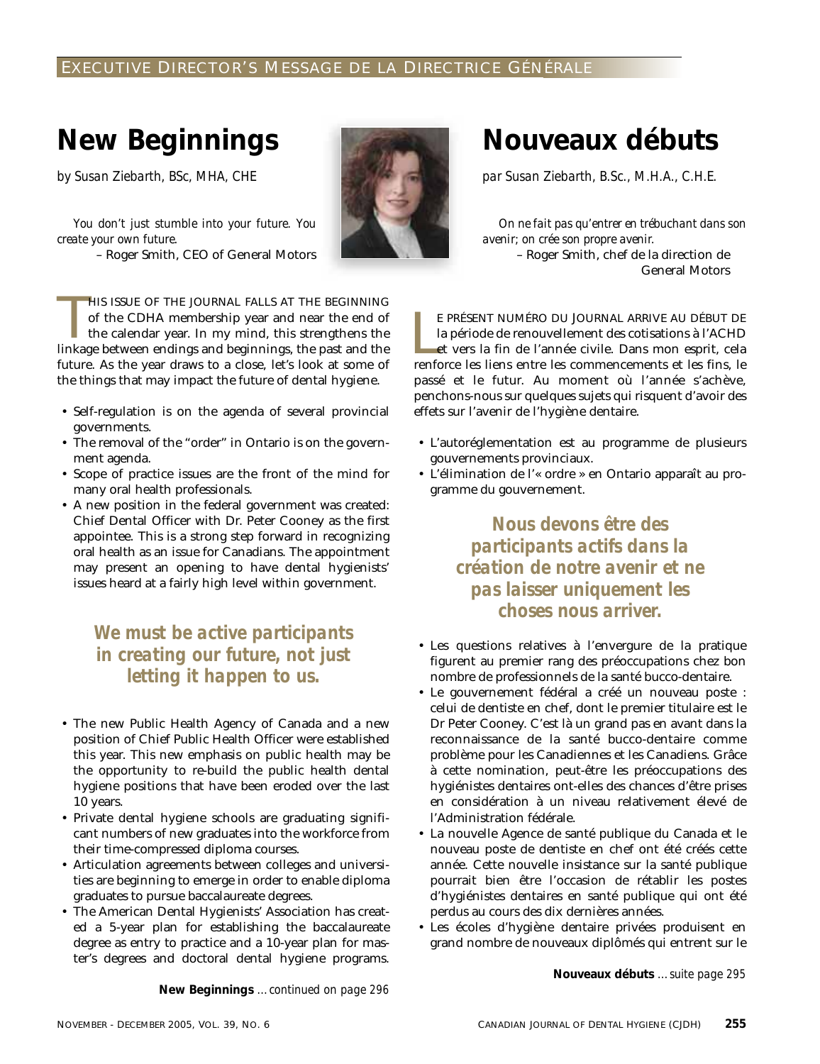EXECUTIVE DIRECTOR'S MESSAGE DE LA DIRECTRICE GÉNÉRALE

# New Beginnings

*by Susan Ziebarth, BSc, MHA, CHE*

*You don't just stumble into your future. You create your own future.*

– Roger Smith, CEO of General Motors

THIS ISSUE OF THE JOURNAL FALLS AT THE BEGINNING of the CDHA membership year and near the end of the calendar year. In my mind, this strengthens the linkage between endings and beginnings, the past and the future. As the year draws to a close, let's look at some of the things that may impact the future of dental hygiene.

- Self-regulation is on the agenda of several provincial governments.
- The removal of the "order" in Ontario is on the government agenda.
- Scope of practice issues are the front of the mind for many oral health professionals.
- A new position in the federal government was created: Chief Dental Officer with Dr. Peter Cooney as the first appointee. This is a strong step forward in recognizing oral health as an issue for Canadians. The appointment may present an opening to have dental hygienists' issues heard at a fairly high level within government.

**We must be active participants in creating our future, not just letting it happen to us.**

- The new Public Health Agency of Canada and a new position of Chief Public Health Officer were established this year. This new emphasis on public health may be the opportunity to re-build the public health dental hygiene positions that have been eroded over the last 10 years.
- Private dental hygiene schools are graduating significant numbers of new graduates into the workforce from their time-compressed diploma courses.
- Articulation agreements between colleges and universities are beginning to emerge in order to enable diploma graduates to pursue baccalaureate degrees.
- The American Dental Hygienists' Association has created a 5-year plan for establishing the baccalaureate degree as entry to practice and a 10-year plan for master's degrees and doctoral dental hygiene programs.

**New Beginnings** *…continued on page 296*

# Nouveaux débuts

*par Susan Ziebarth, B.Sc., M.H.A., C.H.E.*

*On ne fait pas qu'entrer en trébuchant dans son avenir; on crée son propre avenir.*

– Roger Smith, chef de la direction de General Motors

LE PRÉSENT NUMÉRO DU JOURNAL ARRIVE AU DÉBUT DE la période de renouvellement des cotisations à l'ACHD et vers la fin de l'année civile. Dans mon esprit, cela renforce les liens entre les commencements et les fins, le passé et le futur. Au moment où l'année s'achève, penchons-nous sur quelques sujets qui risquent d'avoir des effets sur l'avenir de l'hygiène dentaire.

- L'autoréglementation est au programme de plusieurs gouvernements provinciaux.
- L'élimination de l'« ordre » en Ontario apparaît au programme du gouvernement.

**Nous devons être des participants actifs dans la création de notre avenir et ne pas laisser uniquement les choses nous arriver.**

- Les questions relatives à l'envergure de la pratique figurent au premier rang des préoccupations chez bon nombre de professionnels de la santé bucco-dentaire.
- Le gouvernement fédéral a créé un nouveau poste : celui de dentiste en chef, dont le premier titulaire est le Dr Peter Cooney. C'est là un grand pas en avant dans la reconnaissance de la santé bucco-dentaire comme problème pour les Canadiennes et les Canadiens. Grâce à cette nomination, peut-être les préoccupations des hygiénistes dentaires ont-elles des chances d'être prises en considération à un niveau relativement élevé de l'Administration fédérale.
- La nouvelle Agence de santé publique du Canada et le nouveau poste de dentiste en chef ont été créés cette année. Cette nouvelle insistance sur la santé publique pourrait bien être l'occasion de rétablir les postes d'hygiénistes dentaires en santé publique qui ont été perdus au cours des dix dernières années.
- Les écoles d'hygiène dentaire privées produisent en grand nombre de nouveaux diplômés qui entrent sur le

**Nouveaux débuts** *…suite page 295*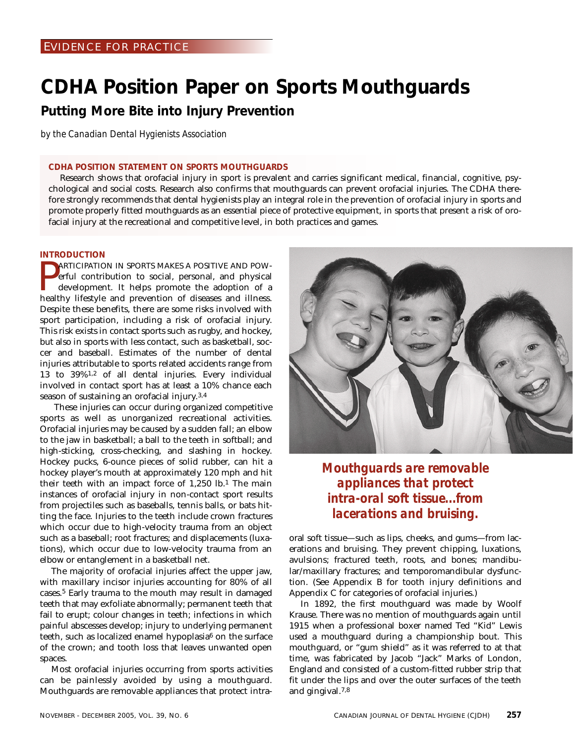EVIDENCE FOR PRACTICE

# CDHA Position Paper on Sports Mouthguards

## Putting More Bite into Injury Prevention

*by the Canadian Dental Hygienists Association*

### CDHA POSITION STATEMENT ON SPORTS MOUTHGUARDS

Research shows that orofacial injury in sport is prevalent and carries significant medical, financial, cognitive, psychological and social costs. Research also confirms that mouthguards can prevent orofacial injuries. The CDHA therefore strongly recommends that dental hygienists play an integral role in the prevention of orofacial injury in sports and promote properly fitted mouthguards as an essential piece of protective equipment, in sports that present a risk of orofacial injury at the recreational and competitive level, in both practices and games.

### INTRODUCTION

PARTICIPATION IN SPORTS MAKES A POSITIVE AND POWerful contribution to social, personal, and physical development. It helps promote the adoption of a healthy lifestyle and prevention of diseases and illness. Despite these benefits, there are some risks involved with sport participation, including a risk of orofacial injury. This risk exists in contact sports such as rugby, and hockey, but also in sports with less contact, such as basketball, soccer and baseball. Estimates of the number of dental injuries attributable to sports related accidents range from 13 to 39%[1,2] of all dental injuries. Every individual involved in contact sport has at least a 10% chance each season of sustaining an orofacial injury.[3,4]

These injuries can occur during organized competitive sports as well as unorganized recreational activities. Orofacial injuries may be caused by a sudden fall; an elbow to the jaw in basketball; a ball to the teeth in softball; and high-sticking, cross-checking, and slashing in hockey. Hockey pucks, 6-ounce pieces of solid rubber, can hit a hockey player's mouth at approximately 120 mph and hit their teeth with an impact force of 1,250 lb.[1] The main instances of orofacial injury in non-contact sport results from projectiles such as baseballs, tennis balls, or bats hitting the face. Injuries to the teeth include crown fractures which occur due to high-velocity trauma from an object such as a baseball; root fractures; and displacements (luxations), which occur due to low-velocity trauma from an elbow or entanglement in a basketball net.

The majority of orofacial injuries affect the upper jaw, with maxillary incisor injuries accounting for 80% of all cases.[5] Early trauma to the mouth may result in damaged teeth that may exfoliate abnormally; permanent teeth that fail to erupt; colour changes in teeth; infections in which painful abscesses develop; injury to underlying permanent teeth, such as localized enamel hypoplasia[6] on the surface of the crown; and tooth loss that leaves unwanted open spaces.

Most orofacial injuries occurring from sports activities can be painlessly avoided by using a mouthguard. Mouthguards are removable appliances that protect intra-oral soft tissue—such as lips, cheeks, and gums—from lacerations and bruising. They prevent chipping, luxations, avulsions; fractured teeth, roots, and bones; mandibular/maxillary fractures; and temporomandibular dysfunction. (See Appendix B for tooth injury definitions and Appendix C for categories of orofacial injuries.)

***Mouthguards are removable appliances that protect intra-oral soft tissue…from lacerations and bruising.***

In 1892, the first mouthguard was made by Woolf Krause. There was no mention of mouthguards again until 1915 when a professional boxer named Ted "Kid" Lewis used a mouthguard during a championship bout. This mouthguard, or "gum shield" as it was referred to at that time, was fabricated by Jacob "Jack" Marks of London, England and consisted of a custom-fitted rubber strip that fit under the lips and over the outer surfaces of the teeth and gingival.[7,8]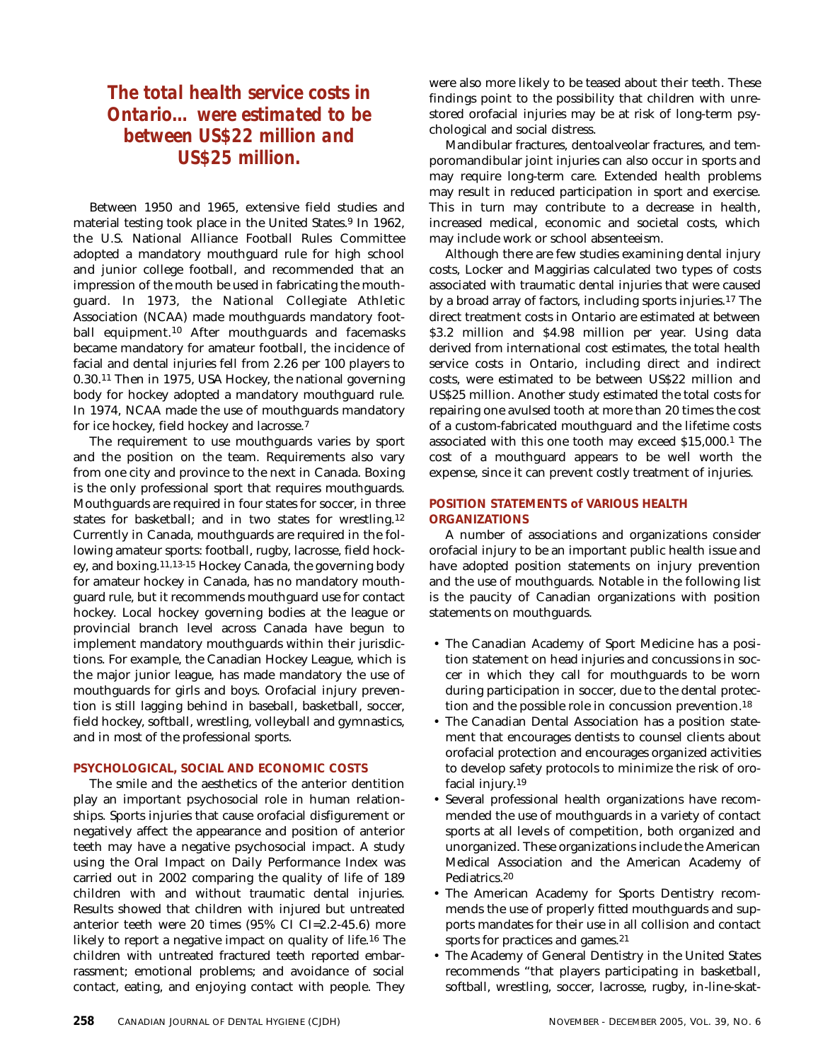*The total health service costs in Ontario... were estimated to be between US$22 million and US$25 million.*

Between 1950 and 1965, extensive field studies and material testing took place in the United States.[9] In 1962, the U.S. National Alliance Football Rules Committee adopted a mandatory mouthguard rule for high school and junior college football, and recommended that an impression of the mouth be used in fabricating the mouthguard. In 1973, the National Collegiate Athletic Association (NCAA) made mouthguards mandatory football equipment.[10] After mouthguards and facemasks became mandatory for amateur football, the incidence of facial and dental injuries fell from 2.26 per 100 players to 0.30.[11] Then in 1975, USA Hockey, the national governing body for hockey adopted a mandatory mouthguard rule. In 1974, NCAA made the use of mouthguards mandatory for ice hockey, field hockey and lacrosse.[7]

The requirement to use mouthguards varies by sport and the position on the team. Requirements also vary from one city and province to the next in Canada. Boxing is the only professional sport that requires mouthguards. Mouthguards are required in four states for soccer, in three states for basketball; and in two states for wrestling.[12] Currently in Canada, mouthguards are required in the following amateur sports: football, rugby, lacrosse, field hockey, and boxing.[11,13-15] Hockey Canada, the governing body for amateur hockey in Canada, has no mandatory mouthguard rule, but it recommends mouthguard use for contact hockey. Local hockey governing bodies at the league or provincial branch level across Canada have begun to implement mandatory mouthguards within their jurisdictions. For example, the Canadian Hockey League, which is the major junior league, has made mandatory the use of mouthguards for girls and boys. Orofacial injury prevention is still lagging behind in baseball, basketball, soccer, field hockey, softball, wrestling, volleyball and gymnastics, and in most of the professional sports.

## PSYCHOLOGICAL, SOCIAL AND ECONOMIC COSTS

The smile and the aesthetics of the anterior dentition play an important psychosocial role in human relationships. Sports injuries that cause orofacial disfigurement or negatively affect the appearance and position of anterior teeth may have a negative psychosocial impact. A study using the Oral Impact on Daily Performance Index was carried out in 2002 comparing the quality of life of 189 children with and without traumatic dental injuries. Results showed that children with injured but untreated anterior teeth were 20 times (95% CI CI=2.2-45.6) more likely to report a negative impact on quality of life.[16] The children with untreated fractured teeth reported embarrassment; emotional problems; and avoidance of social contact, eating, and enjoying contact with people. They were also more likely to be teased about their teeth. These findings point to the possibility that children with unrestored orofacial injuries may be at risk of long-term psychological and social distress.

Mandibular fractures, dentoalveolar fractures, and temporomandibular joint injuries can also occur in sports and may require long-term care. Extended health problems may result in reduced participation in sport and exercise. This in turn may contribute to a decrease in health, increased medical, economic and societal costs, which may include work or school absenteeism.

Although there are few studies examining dental injury costs, Locker and Maggirias calculated two types of costs associated with traumatic dental injuries that were caused by a broad array of factors, including sports injuries.[17] The direct treatment costs in Ontario are estimated at between $3.2 million and $4.98 million per year. Using data derived from international cost estimates, the total health service costs in Ontario, including direct and indirect costs, were estimated to be between US$22 million and US$25 million. Another study estimated the total costs for repairing one avulsed tooth at more than 20 times the cost of a custom-fabricated mouthguard and the lifetime costs associated with this one tooth may exceed $15,000.[1] The cost of a mouthguard appears to be well worth the expense, since it can prevent costly treatment of injuries.

## POSITION STATEMENTS of VARIOUS HEALTH ORGANIZATIONS

A number of associations and organizations consider orofacial injury to be an important public health issue and have adopted position statements on injury prevention and the use of mouthguards. Notable in the following list is the paucity of Canadian organizations with position statements on mouthguards.

- The Canadian Academy of Sport Medicine has a position statement on head injuries and concussions in soccer in which they call for mouthguards to be worn during participation in soccer, due to the dental protection and the possible role in concussion prevention.[18]
- The Canadian Dental Association has a position statement that encourages dentists to counsel clients about orofacial protection and encourages organized activities to develop safety protocols to minimize the risk of orofacial injury.[19]
- Several professional health organizations have recommended the use of mouthguards in a variety of contact sports at all levels of competition, both organized and unorganized. These organizations include the American Medical Association and the American Academy of Pediatrics.[20]
- The American Academy for Sports Dentistry recommends the use of properly fitted mouthguards and supports mandates for their use in all collision and contact sports for practices and games.[21]
- The Academy of General Dentistry in the United States recommends "that players participating in basketball, softball, wrestling, soccer, lacrosse, rugby, in-line-skat-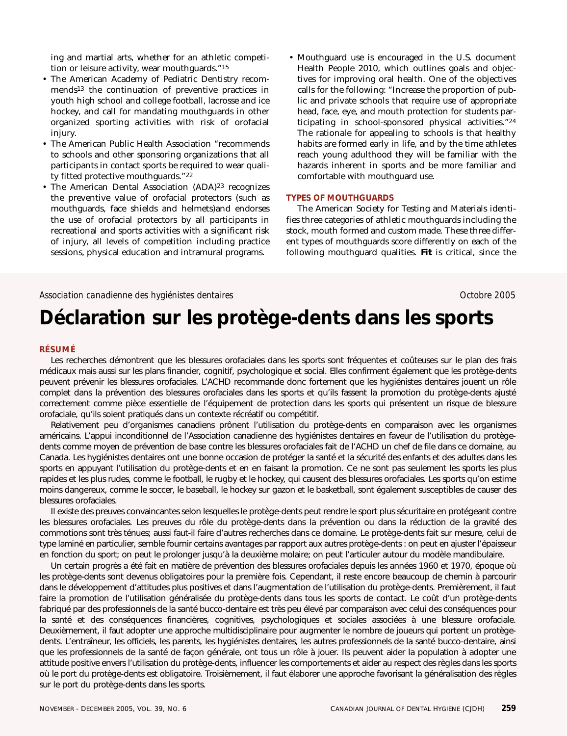ing and martial arts, whether for an athletic competition or leisure activity, wear mouthguards."[15]

- The American Academy of Pediatric Dentistry recommends[13] the continuation of preventive practices in youth high school and college football, lacrosse and ice hockey, and call for mandating mouthguards in other organized sporting activities with risk of orofacial injury.
- The American Public Health Association "recommends to schools and other sponsoring organizations that all participants in contact sports be required to wear quality fitted protective mouthguards."[22]
- The American Dental Association (ADA)[23] recognizes the preventive value of orofacial protectors (such as mouthguards, face shields and helmets)and endorses the use of orofacial protectors by all participants in recreational and sports activities with a significant risk of injury, all levels of competition including practice sessions, physical education and intramural programs.
- Mouthguard use is encouraged in the U.S. document Health People 2010, which outlines goals and objectives for improving oral health. One of the objectives calls for the following: "Increase the proportion of public and private schools that require use of appropriate head, face, eye, and mouth protection for students participating in school-sponsored physical activities."[24] The rationale for appealing to schools is that healthy habits are formed early in life, and by the time athletes reach young adulthood they will be familiar with the hazards inherent in sports and be more familiar and comfortable with mouthguard use.

## TYPES OF MOUTHGUARDS

The American Society for Testing and Materials identifies three categories of athletic mouthguards including the stock, mouth formed and custom made. These three different types of mouthguards score differently on each of the following mouthguard qualities. **Fit** is critical, since the

*Association canadienne des hygiénistes dentaires* — *Octobre 2005*

# Déclaration sur les protège-dents dans les sports

## RÉSUMÉ

Les recherches démontrent que les blessures orofaciales dans les sports sont fréquentes et coûteuses sur le plan des frais médicaux mais aussi sur les plans financier, cognitif, psychologique et social. Elles confirment également que les protège-dents peuvent prévenir les blessures orofaciales. L'ACHD recommande donc fortement que les hygiénistes dentaires jouent un rôle complet dans la prévention des blessures orofaciales dans les sports et qu'ils fassent la promotion du protège-dents ajusté correctement comme pièce essentielle de l'équipement de protection dans les sports qui présentent un risque de blessure orofaciale, qu'ils soient pratiqués dans un contexte récréatif ou compétitif.

Relativement peu d'organismes canadiens prônent l'utilisation du protège-dents en comparaison avec les organismes américains. L'appui inconditionnel de l'Association canadienne des hygiénistes dentaires en faveur de l'utilisation du protège-dents comme moyen de prévention de base contre les blessures orofaciales fait de l'ACHD un chef de file dans ce domaine, au Canada. Les hygiénistes dentaires ont une bonne occasion de protéger la santé et la sécurité des enfants et des adultes dans les sports en appuyant l'utilisation du protège-dents et en en faisant la promotion. Ce ne sont pas seulement les sports les plus rapides et les plus rudes, comme le football, le rugby et le hockey, qui causent des blessures orofaciales. Les sports qu'on estime moins dangereux, comme le soccer, le baseball, le hockey sur gazon et le basketball, sont également susceptibles de causer des blessures orofaciales.

Il existe des preuves convaincantes selon lesquelles le protège-dents peut rendre le sport plus sécuritaire en protégeant contre les blessures orofaciales. Les preuves du rôle du protège-dents dans la prévention ou dans la réduction de la gravité des commotions sont très ténues; aussi faut-il faire d'autres recherches dans ce domaine. Le protège-dents fait sur mesure, celui de type laminé en particulier, semble fournir certains avantages par rapport aux autres protège-dents : on peut en ajuster l'épaisseur en fonction du sport; on peut le prolonger jusqu'à la deuxième molaire; on peut l'articuler autour du modèle mandibulaire.

Un certain progrès a été fait en matière de prévention des blessures orofaciales depuis les années 1960 et 1970, époque où les protège-dents sont devenus obligatoires pour la première fois. Cependant, il reste encore beaucoup de chemin à parcourir dans le développement d'attitudes plus positives et dans l'augmentation de l'utilisation du protège-dents. Premièrement, il faut faire la promotion de l'utilisation généralisée du protège-dents dans tous les sports de contact. Le coût d'un protège-dents fabriqué par des professionnels de la santé bucco-dentaire est très peu élevé par comparaison avec celui des conséquences pour la santé et des conséquences financières, cognitives, psychologiques et sociales associées à une blessure orofaciale. Deuxièmement, il faut adopter une approche multidisciplinaire pour augmenter le nombre de joueurs qui portent un protège-dents. L'entraîneur, les officiels, les parents, les hygiénistes dentaires, les autres professionnels de la santé bucco-dentaire, ainsi que les professionnels de la santé de façon générale, ont tous un rôle à jouer. Ils peuvent aider la population à adopter une attitude positive envers l'utilisation du protège-dents, influencer les comportements et aider au respect des règles dans les sports où le port du protège-dents est obligatoire. Troisièmement, il faut élaborer une approche favorisant la généralisation des règles sur le port du protège-dents dans les sports.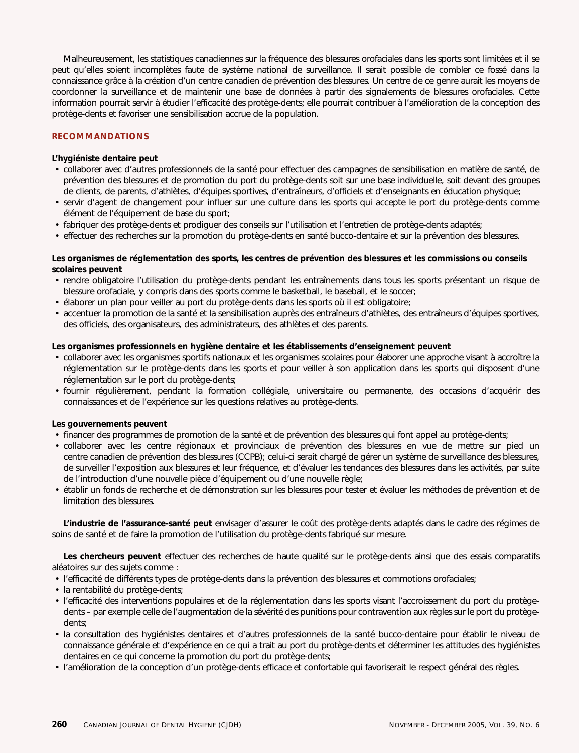Malheureusement, les statistiques canadiennes sur la fréquence des blessures orofaciales dans les sports sont limitées et il se peut qu'elles soient incomplètes faute de système national de surveillance. Il serait possible de combler ce fossé dans la connaissance grâce à la création d'un centre canadien de prévention des blessures. Un centre de ce genre aurait les moyens de coordonner la surveillance et de maintenir une base de données à partir des signalements de blessures orofaciales. Cette information pourrait servir à étudier l'efficacité des protège-dents; elle pourrait contribuer à l'amélioration de la conception des protège-dents et favoriser une sensibilisation accrue de la population.

## RECOMMANDATIONS

**L'hygiéniste dentaire peut**

- collaborer avec d'autres professionnels de la santé pour effectuer des campagnes de sensibilisation en matière de santé, de prévention des blessures et de promotion du port du protège-dents soit sur une base individuelle, soit devant des groupes de clients, de parents, d'athlètes, d'équipes sportives, d'entraîneurs, d'officiels et d'enseignants en éducation physique;
- servir d'agent de changement pour influer sur une culture dans les sports qui accepte le port du protège-dents comme élément de l'équipement de base du sport;
- fabriquer des protège-dents et prodiguer des conseils sur l'utilisation et l'entretien de protège-dents adaptés;
- effectuer des recherches sur la promotion du protège-dents en santé bucco-dentaire et sur la prévention des blessures.

**Les organismes de réglementation des sports, les centres de prévention des blessures et les commissions ou conseils scolaires peuvent**

- rendre obligatoire l'utilisation du protège-dents pendant les entraînements dans tous les sports présentant un risque de blessure orofaciale, y compris dans des sports comme le basketball, le baseball, et le soccer;
- élaborer un plan pour veiller au port du protège-dents dans les sports où il est obligatoire;
- accentuer la promotion de la santé et la sensibilisation auprès des entraîneurs d'athlètes, des entraîneurs d'équipes sportives, des officiels, des organisateurs, des administrateurs, des athlètes et des parents.

**Les organismes professionnels en hygiène dentaire et les établissements d'enseignement peuvent**

- collaborer avec les organismes sportifs nationaux et les organismes scolaires pour élaborer une approche visant à accroître la réglementation sur le protège-dents dans les sports et pour veiller à son application dans les sports qui disposent d'une réglementation sur le port du protège-dents;
- fournir régulièrement, pendant la formation collégiale, universitaire ou permanente, des occasions d'acquérir des connaissances et de l'expérience sur les questions relatives au protège-dents.

**Les gouvernements peuvent**

- financer des programmes de promotion de la santé et de prévention des blessures qui font appel au protège-dents;
- collaborer avec les centre régionaux et provinciaux de prévention des blessures en vue de mettre sur pied un centre canadien de prévention des blessures (CCPB); celui-ci serait chargé de gérer un système de surveillance des blessures, de surveiller l'exposition aux blessures et leur fréquence, et d'évaluer les tendances des blessures dans les activités, par suite de l'introduction d'une nouvelle pièce d'équipement ou d'une nouvelle règle;
- établir un fonds de recherche et de démonstration sur les blessures pour tester et évaluer les méthodes de prévention et de limitation des blessures.

**L'industrie de l'assurance-santé peut** envisager d'assurer le coût des protège-dents adaptés dans le cadre des régimes de soins de santé et de faire la promotion de l'utilisation du protège-dents fabriqué sur mesure.

**Les chercheurs peuvent** effectuer des recherches de haute qualité sur le protège-dents ainsi que des essais comparatifs aléatoires sur des sujets comme :

- l'efficacité de différents types de protège-dents dans la prévention des blessures et commotions orofaciales;
- la rentabilité du protège-dents;
- l'efficacité des interventions populaires et de la réglementation dans les sports visant l'accroissement du port du protège-dents – par exemple celle de l'augmentation de la sévérité des punitions pour contravention aux règles sur le port du protège-dents;
- la consultation des hygiénistes dentaires et d'autres professionnels de la santé bucco-dentaire pour établir le niveau de connaissance générale et d'expérience en ce qui a trait au port du protège-dents et déterminer les attitudes des hygiénistes dentaires en ce qui concerne la promotion du port du protège-dents;
- l'amélioration de la conception d'un protège-dents efficace et confortable qui favoriserait le respect général des règles.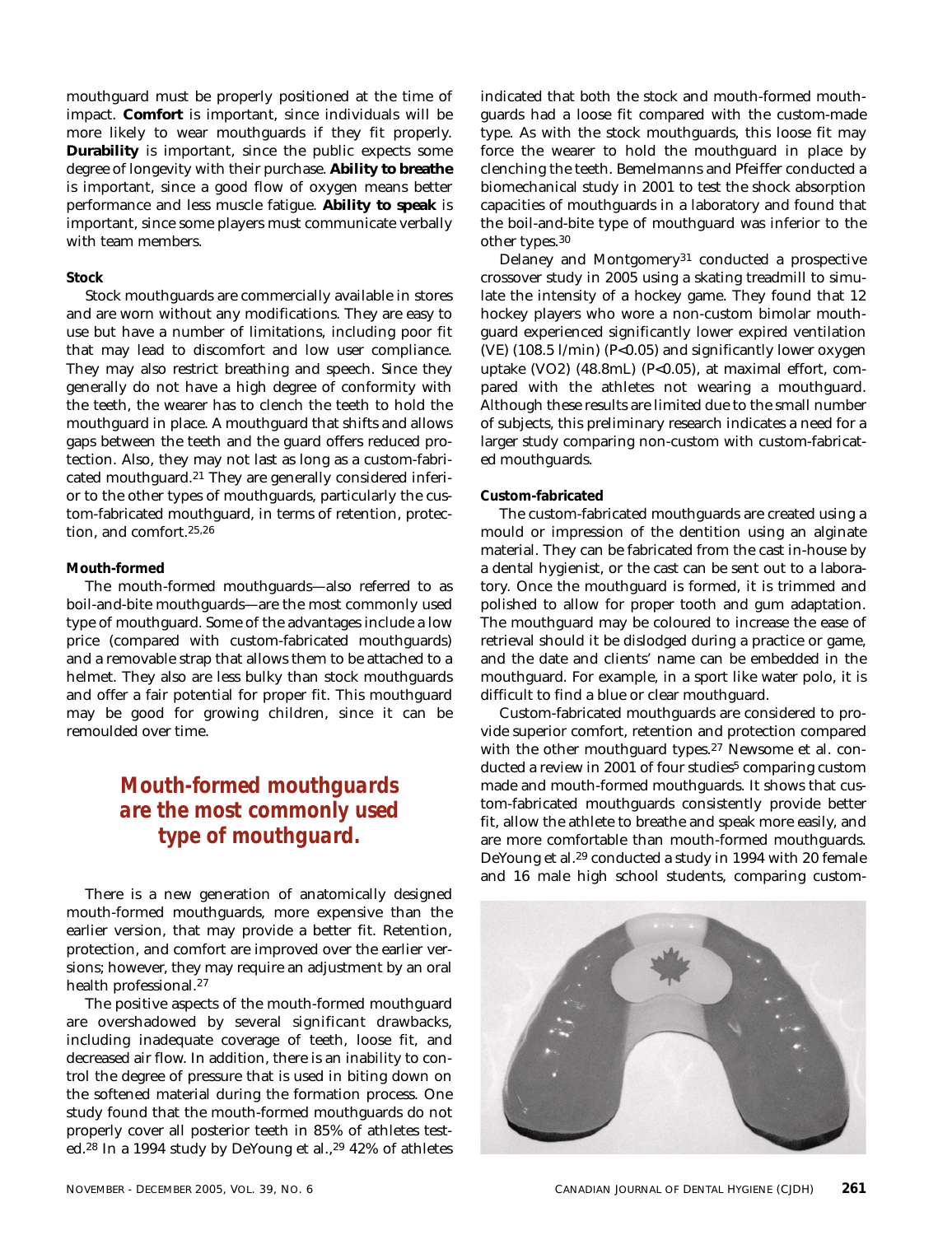mouthguard must be properly positioned at the time of impact. **Comfort** is important, since individuals will be more likely to wear mouthguards if they fit properly. **Durability** is important, since the public expects some degree of longevity with their purchase. **Ability to breathe** is important, since a good flow of oxygen means better performance and less muscle fatigue. **Ability to speak** is important, since some players must communicate verbally with team members.

#### Stock

Stock mouthguards are commercially available in stores and are worn without any modifications. They are easy to use but have a number of limitations, including poor fit that may lead to discomfort and low user compliance. They may also restrict breathing and speech. Since they generally do not have a high degree of conformity with the teeth, the wearer has to clench the teeth to hold the mouthguard in place. A mouthguard that shifts and allows gaps between the teeth and the guard offers reduced protection. Also, they may not last as long as a custom-fabricated mouthguard.[21] They are generally considered inferior to the other types of mouthguards, particularly the custom-fabricated mouthguard, in terms of retention, protection, and comfort.[25,26]

#### Mouth-formed

The mouth-formed mouthguards—also referred to as boil-and-bite mouthguards—are the most commonly used type of mouthguard. Some of the advantages include a low price (compared with custom-fabricated mouthguards) and a removable strap that allows them to be attached to a helmet. They also are less bulky than stock mouthguards and offer a fair potential for proper fit. This mouthguard may be good for growing children, since it can be remoulded over time.

> ***Mouth-formed mouthguards are the most commonly used type of mouthguard.***

There is a new generation of anatomically designed mouth-formed mouthguards, more expensive than the earlier version, that may provide a better fit. Retention, protection, and comfort are improved over the earlier versions; however, they may require an adjustment by an oral health professional.[27]

The positive aspects of the mouth-formed mouthguard are overshadowed by several significant drawbacks, including inadequate coverage of teeth, loose fit, and decreased air flow. In addition, there is an inability to control the degree of pressure that is used in biting down on the softened material during the formation process. One study found that the mouth-formed mouthguards do not properly cover all posterior teeth in 85% of athletes tested.[28] In a 1994 study by DeYoung et al.,[29] 42% of athletes indicated that both the stock and mouth-formed mouthguards had a loose fit compared with the custom-made type. As with the stock mouthguards, this loose fit may force the wearer to hold the mouthguard in place by clenching the teeth. Bemelmanns and Pfeiffer conducted a biomechanical study in 2001 to test the shock absorption capacities of mouthguards in a laboratory and found that the boil-and-bite type of mouthguard was inferior to the other types.[30]

Delaney and Montgomery[31] conducted a prospective crossover study in 2005 using a skating treadmill to simulate the intensity of a hockey game. They found that 12 hockey players who wore a non-custom bimolar mouthguard experienced significantly lower expired ventilation (VE) (108.5 l/min) ($P<0.05$) and significantly lower oxygen uptake ($VO2$) (48.8mL) ($P<0.05$), at maximal effort, compared with the athletes not wearing a mouthguard. Although these results are limited due to the small number of subjects, this preliminary research indicates a need for a larger study comparing non-custom with custom-fabricated mouthguards.

#### Custom-fabricated

The custom-fabricated mouthguards are created using a mould or impression of the dentition using an alginate material. They can be fabricated from the cast in-house by a dental hygienist, or the cast can be sent out to a laboratory. Once the mouthguard is formed, it is trimmed and polished to allow for proper tooth and gum adaptation. The mouthguard may be coloured to increase the ease of retrieval should it be dislodged during a practice or game, and the date and clients' name can be embedded in the mouthguard. For example, in a sport like water polo, it is difficult to find a blue or clear mouthguard.

Custom-fabricated mouthguards are considered to provide superior comfort, retention and protection compared with the other mouthguard types.[27] Newsome et al. conducted a review in 2001 of four studies[5] comparing custom made and mouth-formed mouthguards. It shows that custom-fabricated mouthguards consistently provide better fit, allow the athlete to breathe and speak more easily, and are more comfortable than mouth-formed mouthguards. DeYoung et al.[29] conducted a study in 1994 with 20 female and 16 male high school students, comparing custom-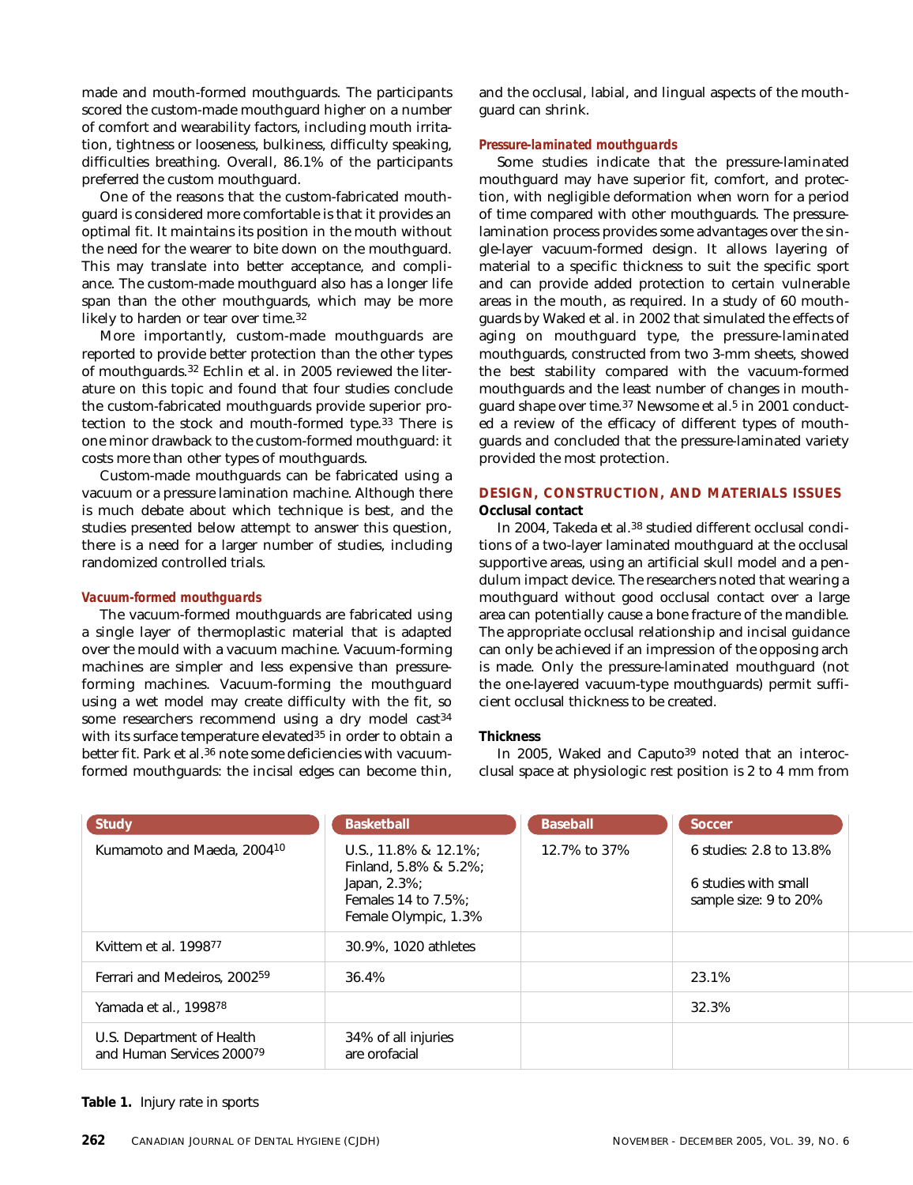made and mouth-formed mouthguards. The participants scored the custom-made mouthguard higher on a number of comfort and wearability factors, including mouth irritation, tightness or looseness, bulkiness, difficulty speaking, difficulties breathing. Overall, 86.1% of the participants preferred the custom mouthguard.

One of the reasons that the custom-fabricated mouthguard is considered more comfortable is that it provides an optimal fit. It maintains its position in the mouth without the need for the wearer to bite down on the mouthguard. This may translate into better acceptance, and compliance. The custom-made mouthguard also has a longer life span than the other mouthguards, which may be more likely to harden or tear over time.[32]

More importantly, custom-made mouthguards are reported to provide better protection than the other types of mouthguards.[32] Echlin et al. in 2005 reviewed the literature on this topic and found that four studies conclude the custom-fabricated mouthguards provide superior protection to the stock and mouth-formed type.[33] There is one minor drawback to the custom-formed mouthguard: it costs more than other types of mouthguards.

Custom-made mouthguards can be fabricated using a vacuum or a pressure lamination machine. Although there is much debate about which technique is best, and the studies presented below attempt to answer this question, there is a need for a larger number of studies, including randomized controlled trials.

#### *Vacuum-formed mouthguards*

The vacuum-formed mouthguards are fabricated using a single layer of thermoplastic material that is adapted over the mould with a vacuum machine. Vacuum-forming machines are simpler and less expensive than pressure-forming machines. Vacuum-forming the mouthguard using a wet model may create difficulty with the fit, so some researchers recommend using a dry model cast[34] with its surface temperature elevated[35] in order to obtain a better fit. Park et al.[36] note some deficiencies with vacuum-formed mouthguards: the incisal edges can become thin, and the occlusal, labial, and lingual aspects of the mouthguard can shrink.

#### *Pressure-laminated mouthguards*

Some studies indicate that the pressure-laminated mouthguard may have superior fit, comfort, and protection, with negligible deformation when worn for a period of time compared with other mouthguards. The pressure-lamination process provides some advantages over the single-layer vacuum-formed design. It allows layering of material to a specific thickness to suit the specific sport and can provide added protection to certain vulnerable areas in the mouth, as required. In a study of 60 mouthguards by Waked et al. in 2002 that simulated the effects of aging on mouthguard type, the pressure-laminated mouthguards, constructed from two 3-mm sheets, showed the best stability compared with the vacuum-formed mouthguards and the least number of changes in mouthguard shape over time.[37] Newsome et al.[5] in 2001 conducted a review of the efficacy of different types of mouthguards and concluded that the pressure-laminated variety provided the most protection.

## DESIGN, CONSTRUCTION, AND MATERIALS ISSUES

### Occlusal contact

In 2004, Takeda et al.[38] studied different occlusal conditions of a two-layer laminated mouthguard at the occlusal supportive areas, using an artificial skull model and a pendulum impact device. The researchers noted that wearing a mouthguard without good occlusal contact over a large area can potentially cause a bone fracture of the mandible. The appropriate occlusal relationship and incisal guidance can only be achieved if an impression of the opposing arch is made. Only the pressure-laminated mouthguard (not the one-layered vacuum-type mouthguards) permit sufficient occlusal thickness to be created.

### Thickness

In 2005, Waked and Caputo[39] noted that an interocclusal space at physiologic rest position is 2 to 4 mm from

| Study | Basketball | Baseball | Soccer |
|---|---|---|---|
| Kumamoto and Maeda, 2004[10] | U.S., 11.8% & 12.1%; Finland, 5.8% & 5.2%; Japan, 2.3%; Females 14 to 7.5%; Female Olympic, 1.3% | 12.7% to 37% | 6 studies: 2.8 to 13.8%; 6 studies with small sample size: 9 to 20% |
| Kvittem et al. 1998[77] | 30.9%, 1020 athletes | | |
| Ferrari and Medeiros, 2002[59] | 36.4% | | 23.1% |
| Yamada et al., 1998[78] | | | 32.3% |
| U.S. Department of Health and Human Services 2000[79] | 34% of all injuries are orofacial | | |

**Table 1.** Injury rate in sports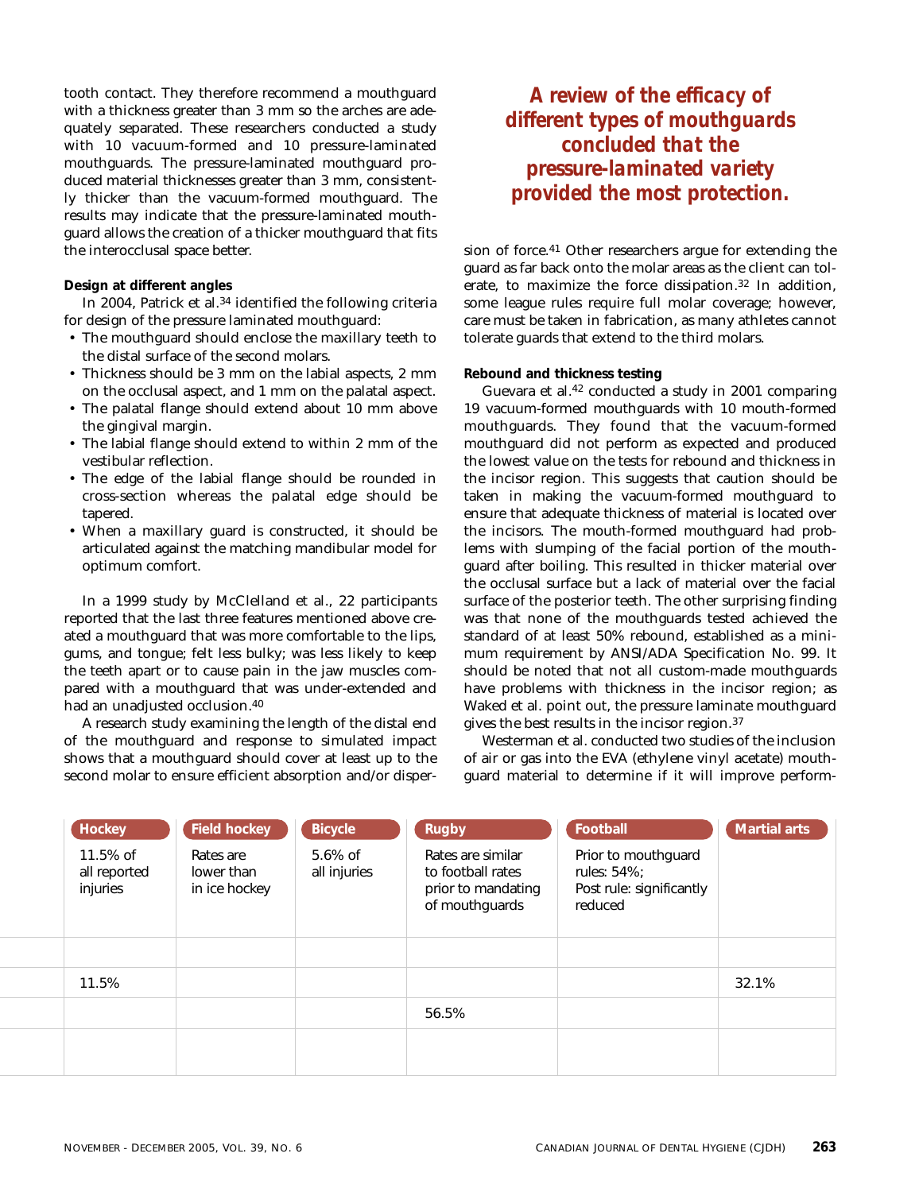tooth contact. They therefore recommend a mouthguard with a thickness greater than 3 mm so the arches are adequately separated. These researchers conducted a study with 10 vacuum-formed and 10 pressure-laminated mouthguards. The pressure-laminated mouthguard produced material thicknesses greater than 3 mm, consistently thicker than the vacuum-formed mouthguard. The results may indicate that the pressure-laminated mouthguard allows the creation of a thicker mouthguard that fits the interocclusal space better.

**Design at different angles**

In 2004, Patrick et al.[34] identified the following criteria for design of the pressure laminated mouthguard:

- The mouthguard should enclose the maxillary teeth to the distal surface of the second molars.
- Thickness should be 3 mm on the labial aspects, 2 mm on the occlusal aspect, and 1 mm on the palatal aspect.
- The palatal flange should extend about 10 mm above the gingival margin.
- The labial flange should extend to within 2 mm of the vestibular reflection.
- The edge of the labial flange should be rounded in cross-section whereas the palatal edge should be tapered.
- When a maxillary guard is constructed, it should be articulated against the matching mandibular model for optimum comfort.

In a 1999 study by McClelland et al., 22 participants reported that the last three features mentioned above created a mouthguard that was more comfortable to the lips, gums, and tongue; felt less bulky; was less likely to keep the teeth apart or to cause pain in the jaw muscles compared with a mouthguard that was under-extended and had an unadjusted occlusion.[40]

A research study examining the length of the distal end of the mouthguard and response to simulated impact shows that a mouthguard should cover at least up to the second molar to ensure efficient absorption and/or dispersion of force.[41] Other researchers argue for extending the guard as far back onto the molar areas as the client can tolerate, to maximize the force dissipation.[32] In addition, some league rules require full molar coverage; however, care must be taken in fabrication, as many athletes cannot tolerate guards that extend to the third molars.

***A review of the efficacy of different types of mouthguards concluded that the pressure-laminated variety provided the most protection.***

**Rebound and thickness testing**

Guevara et al.[42] conducted a study in 2001 comparing 19 vacuum-formed mouthguards with 10 mouth-formed mouthguards. They found that the vacuum-formed mouthguard did not perform as expected and produced the lowest value on the tests for rebound and thickness in the incisor region. This suggests that caution should be taken in making the vacuum-formed mouthguard to ensure that adequate thickness of material is located over the incisors. The mouth-formed mouthguard had problems with slumping of the facial portion of the mouthguard after boiling. This resulted in thicker material over the occlusal surface but a lack of material over the facial surface of the posterior teeth. The other surprising finding was that none of the mouthguards tested achieved the standard of at least 50% rebound, established as a minimum requirement by ANSI/ADA Specification No. 99. It should be noted that not all custom-made mouthguards have problems with thickness in the incisor region; as Waked et al. point out, the pressure laminate mouthguard gives the best results in the incisor region.[37]

Westerman et al. conducted two studies of the inclusion of air or gas into the EVA (ethylene vinyl acetate) mouthguard material to determine if it will improve perform-

| Hockey | Field hockey | Bicycle | Rugby | Football | Martial arts |
|---|---|---|---|---|---|
| 11.5% of all reported injuries | Rates are lower than in ice hockey | 5.6% of all injuries | Rates are similar to football rates prior to mandating of mouthguards | Prior to mouthguard rules: 54%; Post rule: significantly reduced | |
| | | | | | |
| 11.5% | | | | | 32.1% |
| | | | 56.5% | | |
| | | | | | |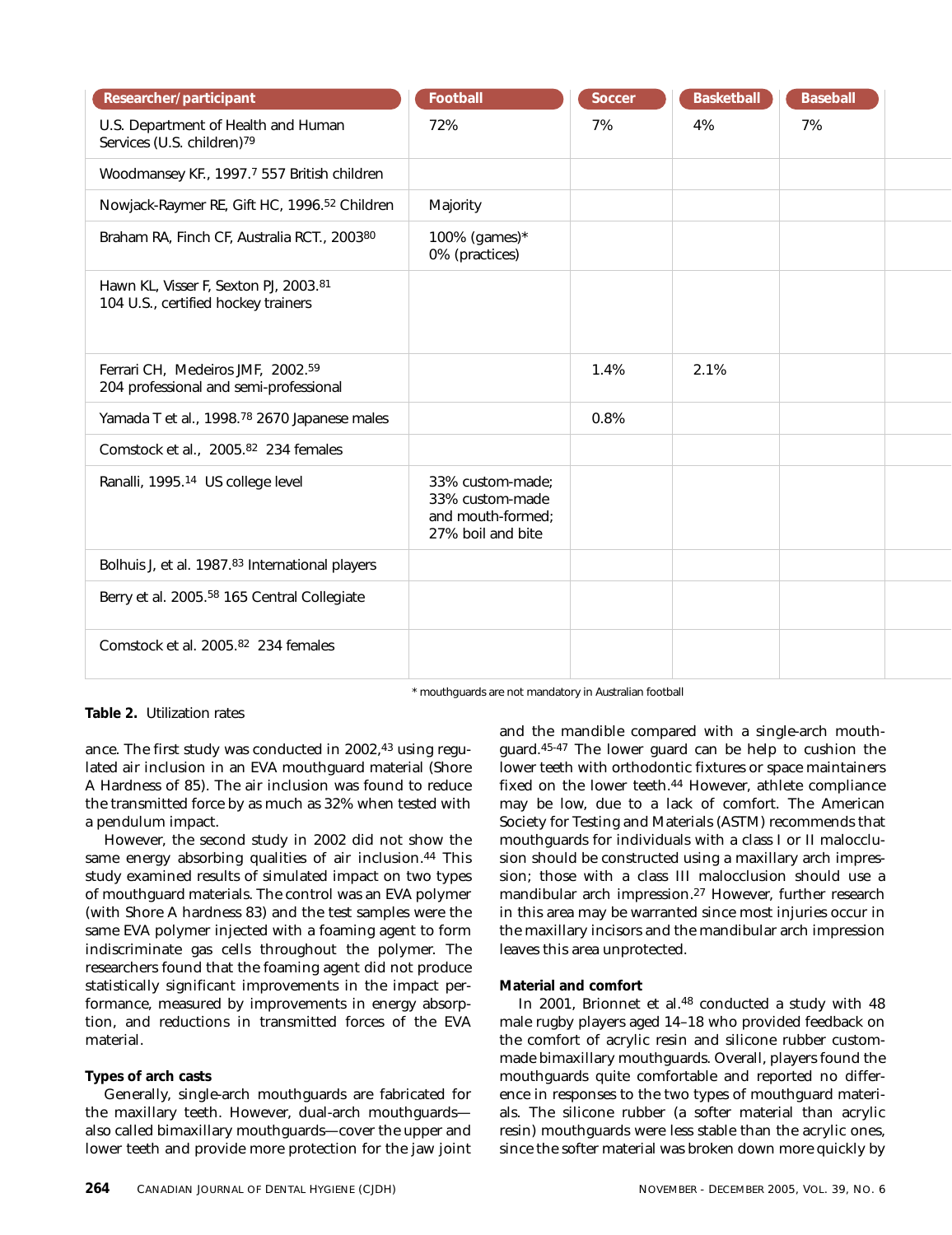| Researcher/participant | Football | Soccer | Basketball | Baseball |
|---|---|---|---|---|
| U.S. Department of Health and Human Services (U.S. children)[79] | 72% | 7% | 4% | 7% |
| Woodmansey KF., 1997.[7] 557 British children | | | | |
| Nowjack-Raymer RE, Gift HC, 1996.[52] Children | Majority | | | |
| Braham RA, Finch CF, Australia RCT., 2003[80] | 100% (games)* 0% (practices) | | | |
| Hawn KL, Visser F, Sexton PJ, 2003.[81] 104 U.S., certified hockey trainers | | | | |
| Ferrari CH, Medeiros JMF, 2002.[59] 204 professional and semi-professional | | 1.4% | 2.1% | |
| Yamada T et al., 1998.[78] 2670 Japanese males | | 0.8% | | |
| Comstock et al., 2005.[82] 234 females | | | | |
| Ranalli, 1995.[14] US college level | 33% custom-made; 33% custom-made and mouth-formed; 27% boil and bite | | | |
| Bolhuis J, et al. 1987.[83] International players | | | | |
| Berry et al. 2005.[58] 165 Central Collegiate | | | | |
| Comstock et al. 2005.[82] 234 females | | | | |

\* mouthguards are not mandatory in Australian football

**Table 2.** Utilization rates

ance. The first study was conducted in 2002,[43] using regulated air inclusion in an EVA mouthguard material (Shore A Hardness of 85). The air inclusion was found to reduce the transmitted force by as much as 32% when tested with a pendulum impact.

However, the second study in 2002 did not show the same energy absorbing qualities of air inclusion.[44] This study examined results of simulated impact on two types of mouthguard materials. The control was an EVA polymer (with Shore A hardness 83) and the test samples were the same EVA polymer injected with a foaming agent to form indiscriminate gas cells throughout the polymer. The researchers found that the foaming agent did not produce statistically significant improvements in the impact performance, measured by improvements in energy absorption, and reductions in transmitted forces of the EVA material.

**Types of arch casts**

Generally, single-arch mouthguards are fabricated for the maxillary teeth. However, dual-arch mouthguards—also called bimaxillary mouthguards—cover the upper and lower teeth and provide more protection for the jaw joint and the mandible compared with a single-arch mouthguard.[45-47] The lower guard can be help to cushion the lower teeth with orthodontic fixtures or space maintainers fixed on the lower teeth.[44] However, athlete compliance may be low, due to a lack of comfort. The American Society for Testing and Materials (ASTM) recommends that mouthguards for individuals with a class I or II malocclusion should be constructed using a maxillary arch impression; those with a class III malocclusion should use a mandibular arch impression.[27] However, further research in this area may be warranted since most injuries occur in the maxillary incisors and the mandibular arch impression leaves this area unprotected.

**Material and comfort**

In 2001, Brionnet et al.[48] conducted a study with 48 male rugby players aged 14–18 who provided feedback on the comfort of acrylic resin and silicone rubber custom-made bimaxillary mouthguards. Overall, players found the mouthguards quite comfortable and reported no difference in responses to the two types of mouthguard materials. The silicone rubber (a softer material than acrylic resin) mouthguards were less stable than the acrylic ones, since the softer material was broken down more quickly by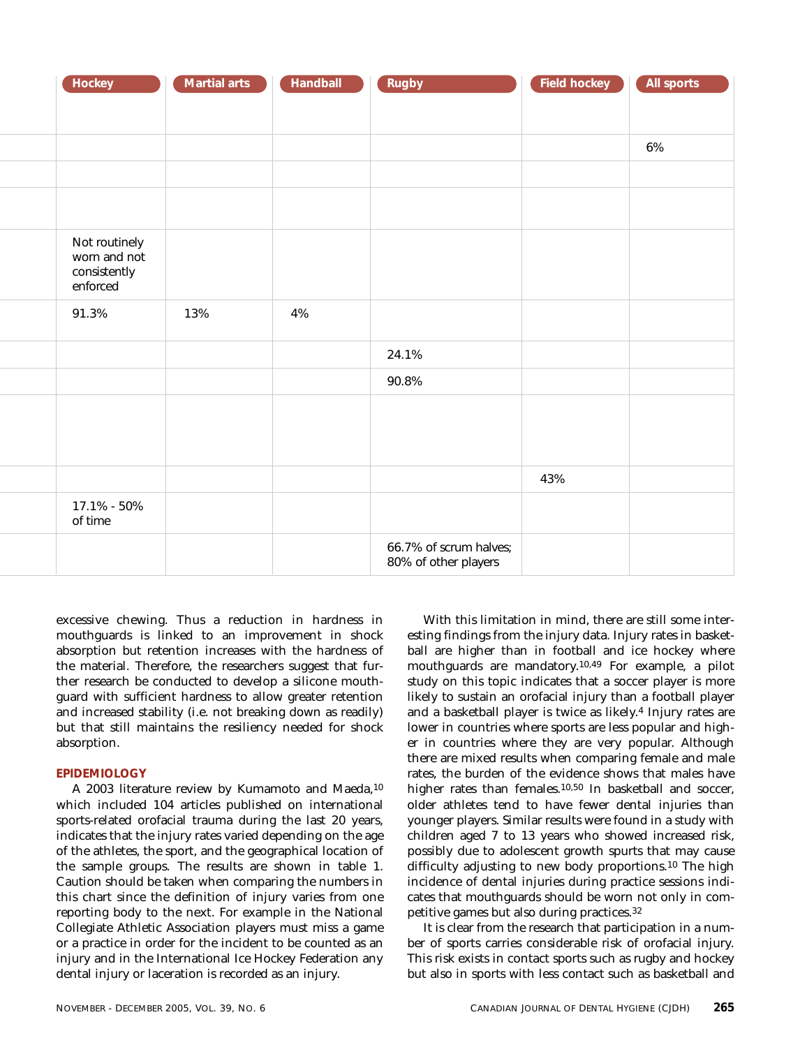| Hockey | Martial arts | Handball | Rugby | Field hockey | All sports |
|---|---|---|---|---|---|
| | | | | | |
| | | | | | 6% |
| | | | | | |
| | | | | | |
| Not routinely worn and not consistently enforced | | | | | |
| 91.3% | 13% | 4% | | | |
| | | | 24.1% | | |
| | | | 90.8% | | |
| | | | | | |
| | | | | 43% | |
| 17.1% - 50% of time | | | | | |
| | | | 66.7% of scrum halves; 80% of other players | | |

excessive chewing. Thus a reduction in hardness in mouthguards is linked to an improvement in shock absorption but retention increases with the hardness of the material. Therefore, the researchers suggest that further research be conducted to develop a silicone mouthguard with sufficient hardness to allow greater retention and increased stability (i.e. not breaking down as readily) but that still maintains the resiliency needed for shock absorption.

## EPIDEMIOLOGY

A 2003 literature review by Kumamoto and Maeda,[10] which included 104 articles published on international sports-related orofacial trauma during the last 20 years, indicates that the injury rates varied depending on the age of the athletes, the sport, and the geographical location of the sample groups. The results are shown in table 1. Caution should be taken when comparing the numbers in this chart since the definition of injury varies from one reporting body to the next. For example in the National Collegiate Athletic Association players must miss a game or a practice in order for the incident to be counted as an injury and in the International Ice Hockey Federation any dental injury or laceration is recorded as an injury.

With this limitation in mind, there are still some interesting findings from the injury data. Injury rates in basketball are higher than in football and ice hockey where mouthguards are mandatory.[10,49] For example, a pilot study on this topic indicates that a soccer player is more likely to sustain an orofacial injury than a football player and a basketball player is twice as likely.[4] Injury rates are lower in countries where sports are less popular and higher in countries where they are very popular. Although there are mixed results when comparing female and male rates, the burden of the evidence shows that males have higher rates than females.[10,50] In basketball and soccer, older athletes tend to have fewer dental injuries than younger players. Similar results were found in a study with children aged 7 to 13 years who showed increased risk, possibly due to adolescent growth spurts that may cause difficulty adjusting to new body proportions.[10] The high incidence of dental injuries during practice sessions indicates that mouthguards should be worn not only in competitive games but also during practices.[32]

It is clear from the research that participation in a number of sports carries considerable risk of orofacial injury. This risk exists in contact sports such as rugby and hockey but also in sports with less contact such as basketball and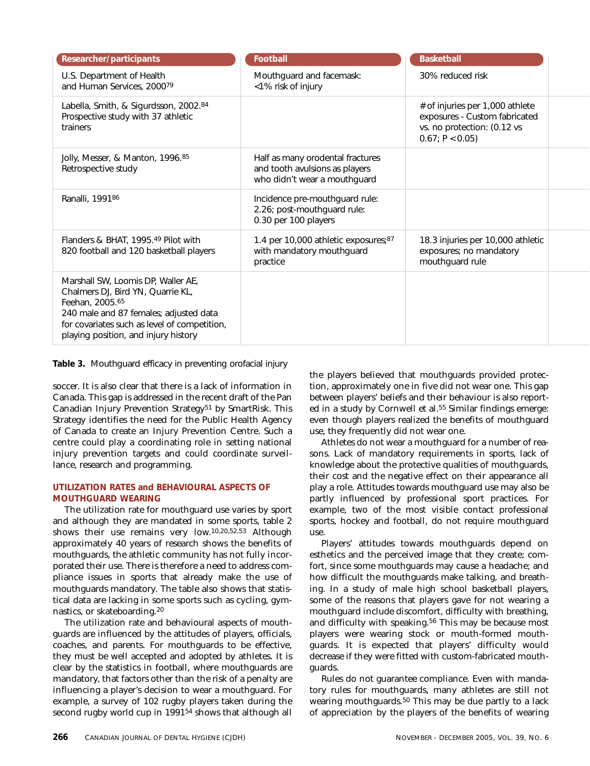| Researcher/participants | Football | Basketball |
|---|---|---|
| U.S. Department of Health and Human Services, 2000[79] | Mouthguard and facemask: <1% risk of injury | 30% reduced risk |
| Labella, Smith, & Sigurdsson, 2002.[84] Prospective study with 37 athletic trainers | | # of injuries per 1,000 athlete exposures - Custom fabricated vs. no protection: (0.12 vs 0.67; $P < 0.05$) |
| Jolly, Messer, & Manton, 1996.[85] Retrospective study | Half as many orodental fractures and tooth avulsions as players who didn't wear a mouthguard | |
| Ranalli, 1991[86] | Incidence pre-mouthguard rule: 2.26; post-mouthguard rule: 0.30 per 100 players | |
| Flanders & BHAT, 1995.[49] Pilot with 820 football and 120 basketball players | 1.4 per 10,000 athletic exposures;[87] with mandatory mouthguard practice | 18.3 injuries per 10,000 athletic exposures; no mandatory mouthguard rule |
| Marshall SW, Loomis DP, Waller AE, Chalmers DJ, Bird YN, Quarrie KL, Feehan, 2005.[65] 240 male and 87 females; adjusted data for covariates such as level of competition, playing position, and injury history | | |

**Table 3.** Mouthguard efficacy in preventing orofacial injury

soccer. It is also clear that there is a lack of information in Canada. This gap is addressed in the recent draft of the Pan Canadian Injury Prevention Strategy[51] by SmartRisk. This Strategy identifies the need for the Public Health Agency of Canada to create an Injury Prevention Centre. Such a centre could play a coordinating role in setting national injury prevention targets and could coordinate surveillance, research and programming.

## UTILIZATION RATES and BEHAVIOURAL ASPECTS OF MOUTHGUARD WEARING

The utilization rate for mouthguard use varies by sport and although they are mandated in some sports, table 2 shows their use remains very low.[10,20,52,53] Although approximately 40 years of research shows the benefits of mouthguards, the athletic community has not fully incorporated their use. There is therefore a need to address compliance issues in sports that already make the use of mouthguards mandatory. The table also shows that statistical data are lacking in some sports such as cycling, gymnastics, or skateboarding.[20]

The utilization rate and behavioural aspects of mouthguards are influenced by the attitudes of players, officials, coaches, and parents. For mouthguards to be effective, they must be well accepted and adopted by athletes. It is clear by the statistics in football, where mouthguards are mandatory, that factors other than the risk of a penalty are influencing a player's decision to wear a mouthguard. For example, a survey of 102 rugby players taken during the second rugby world cup in 1991[54] shows that although all the players believed that mouthguards provided protection, approximately one in five did not wear one. This gap between players' beliefs and their behaviour is also reported in a study by Cornwell et al.[55] Similar findings emerge: even though players realized the benefits of mouthguard use, they frequently did not wear one.

Athletes do not wear a mouthguard for a number of reasons. Lack of mandatory requirements in sports, lack of knowledge about the protective qualities of mouthguards, their cost and the negative effect on their appearance all play a role. Attitudes towards mouthguard use may also be partly influenced by professional sport practices. For example, two of the most visible contact professional sports, hockey and football, do not require mouthguard use.

Players' attitudes towards mouthguards depend on esthetics and the perceived image that they create; comfort, since some mouthguards may cause a headache; and how difficult the mouthguards make talking, and breathing. In a study of male high school basketball players, some of the reasons that players gave for not wearing a mouthguard include discomfort, difficulty with breathing, and difficulty with speaking.[56] This may be because most players were wearing stock or mouth-formed mouthguards. It is expected that players' difficulty would decrease if they were fitted with custom-fabricated mouthguards.

Rules do not guarantee compliance. Even with mandatory rules for mouthguards, many athletes are still not wearing mouthguards.[50] This may be due partly to a lack of appreciation by the players of the benefits of wearing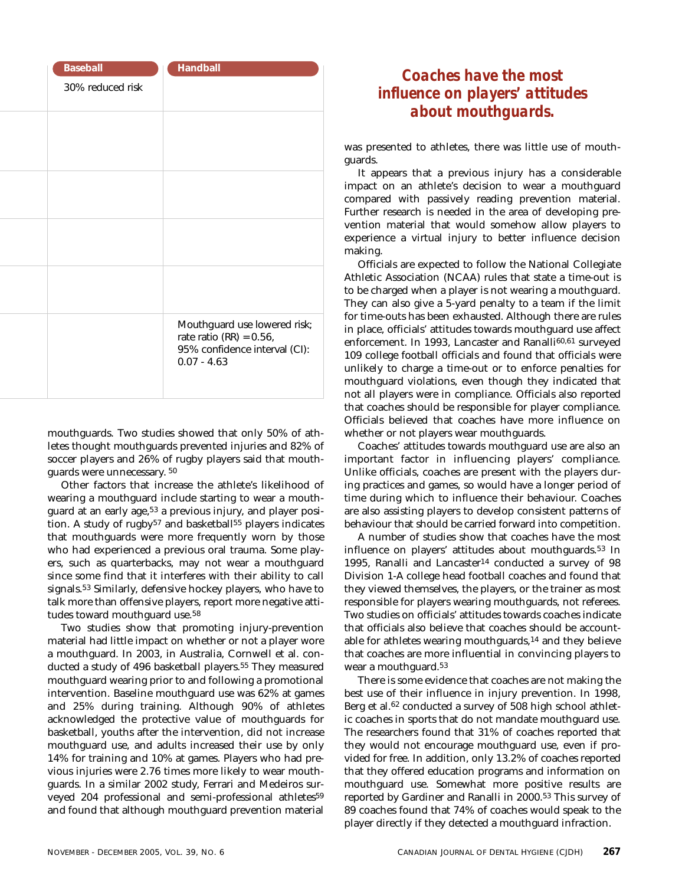| Baseball | Handball |
|---|---|
| 30% reduced risk | |
| | |
| | |
| | |
| | |
| | Mouthguard use lowered risk; rate ratio (RR) = 0.56, 95% confidence interval (CI): 0.07 - 4.63 |

mouthguards. Two studies showed that only 50% of athletes thought mouthguards prevented injuries and 82% of soccer players and 26% of rugby players said that mouthguards were unnecessary.[50]

Other factors that increase the athlete's likelihood of wearing a mouthguard include starting to wear a mouthguard at an early age,[53] a previous injury, and player position. A study of rugby[57] and basketball[55] players indicates that mouthguards were more frequently worn by those who had experienced a previous oral trauma. Some players, such as quarterbacks, may not wear a mouthguard since some find that it interferes with their ability to call signals.[53] Similarly, defensive hockey players, who have to talk more than offensive players, report more negative attitudes toward mouthguard use.[58]

Two studies show that promoting injury-prevention material had little impact on whether or not a player wore a mouthguard. In 2003, in Australia, Cornwell et al. conducted a study of 496 basketball players.[55] They measured mouthguard wearing prior to and following a promotional intervention. Baseline mouthguard use was 62% at games and 25% during training. Although 90% of athletes acknowledged the protective value of mouthguards for basketball, youths after the intervention, did not increase mouthguard use, and adults increased their use by only 14% for training and 10% at games. Players who had previous injuries were 2.76 times more likely to wear mouthguards. In a similar 2002 study, Ferrari and Medeiros surveyed 204 professional and semi-professional athletes[59] and found that although mouthguard prevention material was presented to athletes, there was little use of mouthguards.

It appears that a previous injury has a considerable impact on an athlete's decision to wear a mouthguard compared with passively reading prevention material. Further research is needed in the area of developing prevention material that would somehow allow players to experience a virtual injury to better influence decision making.

Officials are expected to follow the National Collegiate Athletic Association (NCAA) rules that state a time-out is to be charged when a player is not wearing a mouthguard. They can also give a 5-yard penalty to a team if the limit for time-outs has been exhausted. Although there are rules in place, officials' attitudes towards mouthguard use affect enforcement. In 1993, Lancaster and Ranalli[60,61] surveyed 109 college football officials and found that officials were unlikely to charge a time-out or to enforce penalties for mouthguard violations, even though they indicated that not all players were in compliance. Officials also reported that coaches should be responsible for player compliance. Officials believed that coaches have more influence on whether or not players wear mouthguards.

***Coaches have the most influence on players' attitudes about mouthguards.***

Coaches' attitudes towards mouthguard use are also an important factor in influencing players' compliance. Unlike officials, coaches are present with the players during practices and games, so would have a longer period of time during which to influence their behaviour. Coaches are also assisting players to develop consistent patterns of behaviour that should be carried forward into competition.

A number of studies show that coaches have the most influence on players' attitudes about mouthguards.[53] In 1995, Ranalli and Lancaster[14] conducted a survey of 98 Division 1-A college head football coaches and found that they viewed themselves, the players, or the trainer as most responsible for players wearing mouthguards, not referees. Two studies on officials' attitudes towards coaches indicate that officials also believe that coaches should be accountable for athletes wearing mouthguards,[14] and they believe that coaches are more influential in convincing players to wear a mouthguard.[53]

There is some evidence that coaches are not making the best use of their influence in injury prevention. In 1998, Berg et al.[62] conducted a survey of 508 high school athletic coaches in sports that do not mandate mouthguard use. The researchers found that 31% of coaches reported that they would not encourage mouthguard use, even if provided for free. In addition, only 13.2% of coaches reported that they offered education programs and information on mouthguard use. Somewhat more positive results are reported by Gardiner and Ranalli in 2000.[53] This survey of 89 coaches found that 74% of coaches would speak to the player directly if they detected a mouthguard infraction.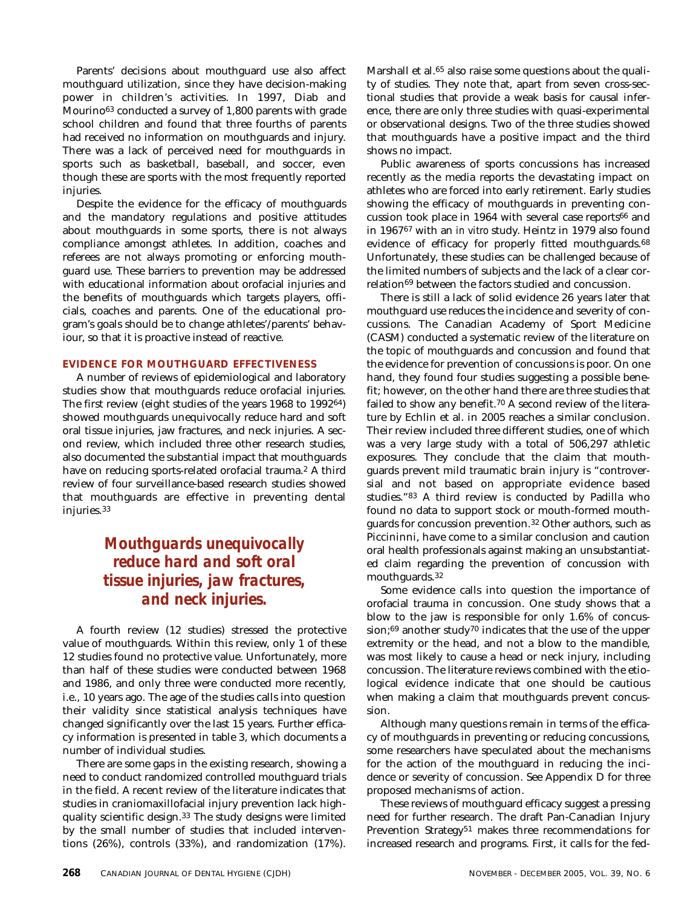Parents' decisions about mouthguard use also affect mouthguard utilization, since they have decision-making power in children's activities. In 1997, Diab and Mourino[63] conducted a survey of 1,800 parents with grade school children and found that three fourths of parents had received no information on mouthguards and injury. There was a lack of perceived need for mouthguards in sports such as basketball, baseball, and soccer, even though these are sports with the most frequently reported injuries.

Despite the evidence for the efficacy of mouthguards and the mandatory regulations and positive attitudes about mouthguards in some sports, there is not always compliance amongst athletes. In addition, coaches and referees are not always promoting or enforcing mouthguard use. These barriers to prevention may be addressed with educational information about orofacial injuries and the benefits of mouthguards which targets players, officials, coaches and parents. One of the educational program's goals should be to change athletes'/parents' behaviour, so that it is proactive instead of reactive.

### EVIDENCE FOR MOUTHGUARD EFFECTIVENESS

A number of reviews of epidemiological and laboratory studies show that mouthguards reduce orofacial injuries. The first review (eight studies of the years 1968 to 1992[64]) showed mouthguards unequivocally reduce hard and soft oral tissue injuries, jaw fractures, and neck injuries. A second review, which included three other research studies, also documented the substantial impact that mouthguards have on reducing sports-related orofacial trauma.[2] A third review of four surveillance-based research studies showed that mouthguards are effective in preventing dental injuries.[33]

> ***Mouthguards unequivocally reduce hard and soft oral tissue injuries, jaw fractures, and neck injuries.***

A fourth review (12 studies) stressed the protective value of mouthguards. Within this review, only 1 of these 12 studies found no protective value. Unfortunately, more than half of these studies were conducted between 1968 and 1986, and only three were conducted more recently, i.e., 10 years ago. The age of the studies calls into question their validity since statistical analysis techniques have changed significantly over the last 15 years. Further efficacy information is presented in table 3, which documents a number of individual studies.

There are some gaps in the existing research, showing a need to conduct randomized controlled mouthguard trials in the field. A recent review of the literature indicates that studies in craniomaxillofacial injury prevention lack high-quality scientific design.[33] The study designs were limited by the small number of studies that included interventions (26%), controls (33%), and randomization (17%). Marshall et al.[65] also raise some questions about the quality of studies. They note that, apart from seven cross-sectional studies that provide a weak basis for causal inference, there are only three studies with quasi-experimental or observational designs. Two of the three studies showed that mouthguards have a positive impact and the third shows no impact.

Public awareness of sports concussions has increased recently as the media reports the devastating impact on athletes who are forced into early retirement. Early studies showing the efficacy of mouthguards in preventing concussion took place in 1964 with several case reports[66] and in 1967[67] with an *in vitro* study. Heintz in 1979 also found evidence of efficacy for properly fitted mouthguards.[68] Unfortunately, these studies can be challenged because of the limited numbers of subjects and the lack of a clear correlation[69] between the factors studied and concussion.

There is still a lack of solid evidence 26 years later that mouthguard use reduces the incidence and severity of concussions. The Canadian Academy of Sport Medicine (CASM) conducted a systematic review of the literature on the topic of mouthguards and concussion and found that the evidence for prevention of concussions is poor. On one hand, they found four studies suggesting a possible benefit; however, on the other hand there are three studies that failed to show any benefit.[70] A second review of the literature by Echlin et al. in 2005 reaches a similar conclusion. Their review included three different studies, one of which was a very large study with a total of 506,297 athletic exposures. They conclude that the claim that mouthguards prevent mild traumatic brain injury is "controversial and not based on appropriate evidence based studies."[83] A third review is conducted by Padilla who found no data to support stock or mouth-formed mouthguards for concussion prevention.[32] Other authors, such as Piccininni, have come to a similar conclusion and caution oral health professionals against making an unsubstantiated claim regarding the prevention of concussion with mouthguards.[32]

Some evidence calls into question the importance of orofacial trauma in concussion. One study shows that a blow to the jaw is responsible for only 1.6% of concussion;[69] another study[70] indicates that the use of the upper extremity or the head, and not a blow to the mandible, was most likely to cause a head or neck injury, including concussion. The literature reviews combined with the etiological evidence indicate that one should be cautious when making a claim that mouthguards prevent concussion.

Although many questions remain in terms of the efficacy of mouthguards in preventing or reducing concussions, some researchers have speculated about the mechanisms for the action of the mouthguard in reducing the incidence or severity of concussion. See Appendix D for three proposed mechanisms of action.

These reviews of mouthguard efficacy suggest a pressing need for further research. The draft Pan-Canadian Injury Prevention Strategy[51] makes three recommendations for increased research and programs. First, it calls for the fed-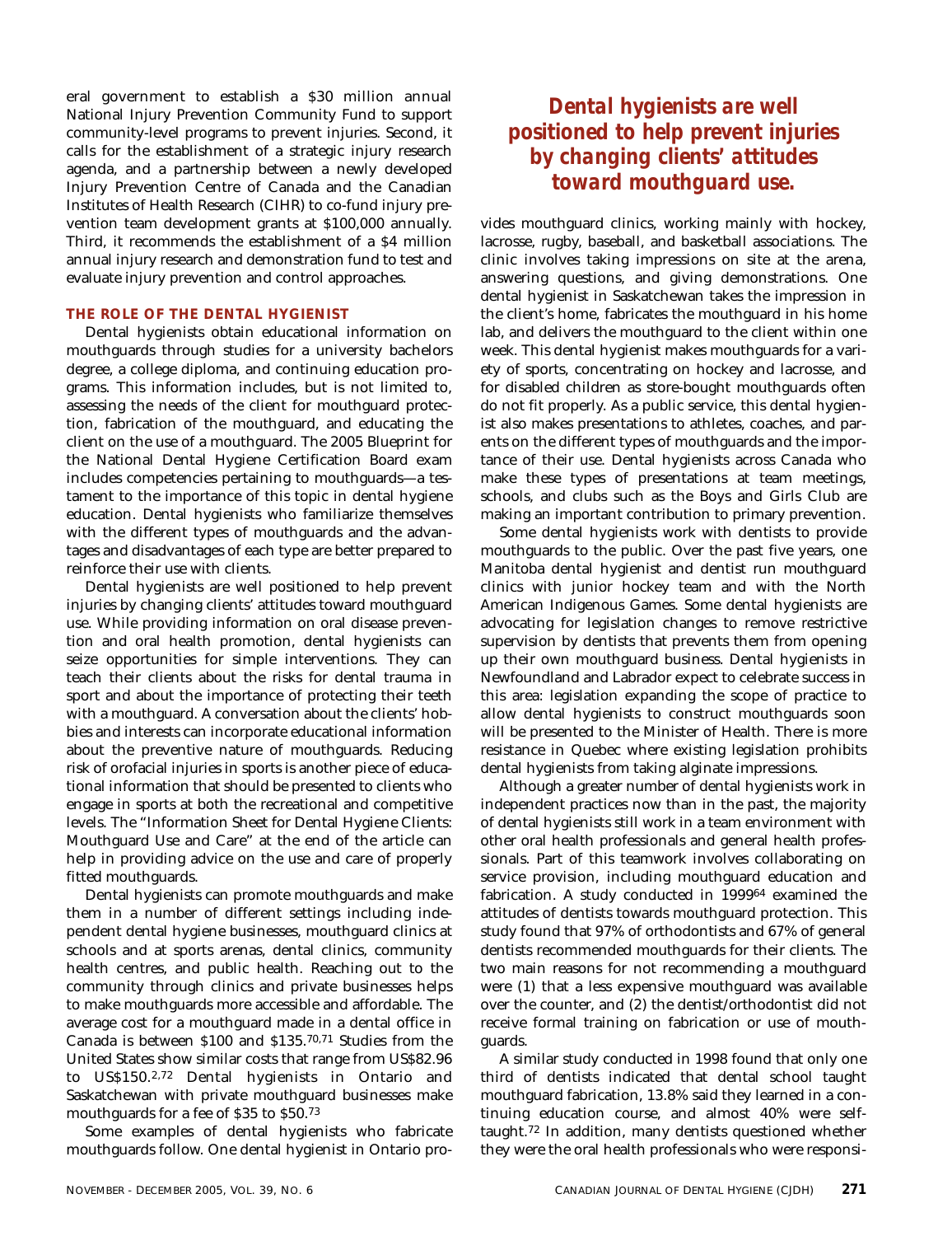eral government to establish a $30 million annual National Injury Prevention Community Fund to support community-level programs to prevent injuries. Second, it calls for the establishment of a strategic injury research agenda, and a partnership between a newly developed Injury Prevention Centre of Canada and the Canadian Institutes of Health Research (CIHR) to co-fund injury prevention team development grants at $100,000 annually. Third, it recommends the establishment of a $4 million annual injury research and demonstration fund to test and evaluate injury prevention and control approaches.

### THE ROLE OF THE DENTAL HYGIENIST

Dental hygienists obtain educational information on mouthguards through studies for a university bachelors degree, a college diploma, and continuing education programs. This information includes, but is not limited to, assessing the needs of the client for mouthguard protection, fabrication of the mouthguard, and educating the client on the use of a mouthguard. The 2005 Blueprint for the National Dental Hygiene Certification Board exam includes competencies pertaining to mouthguards—a testament to the importance of this topic in dental hygiene education. Dental hygienists who familiarize themselves with the different types of mouthguards and the advantages and disadvantages of each type are better prepared to reinforce their use with clients.

Dental hygienists are well positioned to help prevent injuries by changing clients' attitudes toward mouthguard use. While providing information on oral disease prevention and oral health promotion, dental hygienists can seize opportunities for simple interventions. They can teach their clients about the risks for dental trauma in sport and about the importance of protecting their teeth with a mouthguard. A conversation about the clients' hobbies and interests can incorporate educational information about the preventive nature of mouthguards. Reducing risk of orofacial injuries in sports is another piece of educational information that should be presented to clients who engage in sports at both the recreational and competitive levels. The "Information Sheet for Dental Hygiene Clients: Mouthguard Use and Care" at the end of the article can help in providing advice on the use and care of properly fitted mouthguards.

Dental hygienists can promote mouthguards and make them in a number of different settings including independent dental hygiene businesses, mouthguard clinics at schools and at sports arenas, dental clinics, community health centres, and public health. Reaching out to the community through clinics and private businesses helps to make mouthguards more accessible and affordable. The average cost for a mouthguard made in a dental office in Canada is between $100 and $135.[70,71] Studies from the United States show similar costs that range from US$82.96 to US$150.[2,72] Dental hygienists in Ontario and Saskatchewan with private mouthguard businesses make mouthguards for a fee of $35 to $50.[73]

Some examples of dental hygienists who fabricate mouthguards follow. One dental hygienist in Ontario provides mouthguard clinics, working mainly with hockey, lacrosse, rugby, baseball, and basketball associations. The clinic involves taking impressions on site at the arena, answering questions, and giving demonstrations. One dental hygienist in Saskatchewan takes the impression in the client's home, fabricates the mouthguard in his home lab, and delivers the mouthguard to the client within one week. This dental hygienist makes mouthguards for a variety of sports, concentrating on hockey and lacrosse, and for disabled children as store-bought mouthguards often do not fit properly. As a public service, this dental hygienist also makes presentations to athletes, coaches, and parents on the different types of mouthguards and the importance of their use. Dental hygienists across Canada who make these types of presentations at team meetings, schools, and clubs such as the Boys and Girls Club are making an important contribution to primary prevention.

***Dental hygienists are well positioned to help prevent injuries by changing clients' attitudes toward mouthguard use.***

Some dental hygienists work with dentists to provide mouthguards to the public. Over the past five years, one Manitoba dental hygienist and dentist run mouthguard clinics with junior hockey team and with the North American Indigenous Games. Some dental hygienists are advocating for legislation changes to remove restrictive supervision by dentists that prevents them from opening up their own mouthguard business. Dental hygienists in Newfoundland and Labrador expect to celebrate success in this area: legislation expanding the scope of practice to allow dental hygienists to construct mouthguards soon will be presented to the Minister of Health. There is more resistance in Quebec where existing legislation prohibits dental hygienists from taking alginate impressions.

Although a greater number of dental hygienists work in independent practices now than in the past, the majority of dental hygienists still work in a team environment with other oral health professionals and general health professionals. Part of this teamwork involves collaborating on service provision, including mouthguard education and fabrication. A study conducted in 1999[64] examined the attitudes of dentists towards mouthguard protection. This study found that 97% of orthodontists and 67% of general dentists recommended mouthguards for their clients. The two main reasons for not recommending a mouthguard were (1) that a less expensive mouthguard was available over the counter, and (2) the dentist/orthodontist did not receive formal training on fabrication or use of mouthguards.

A similar study conducted in 1998 found that only one third of dentists indicated that dental school taught mouthguard fabrication, 13.8% said they learned in a continuing education course, and almost 40% were self-taught.[72] In addition, many dentists questioned whether they were the oral health professionals who were responsi-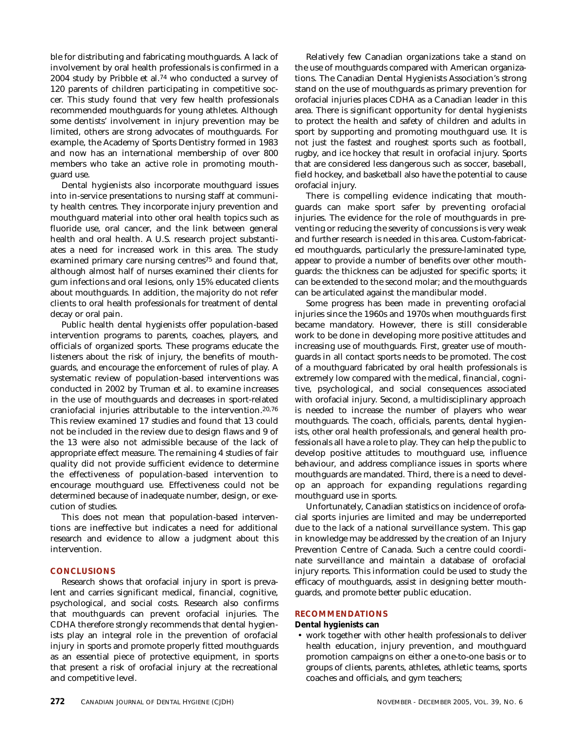ble for distributing and fabricating mouthguards. A lack of involvement by oral health professionals is confirmed in a 2004 study by Pribble et al.[74] who conducted a survey of 120 parents of children participating in competitive soccer. This study found that very few health professionals recommended mouthguards for young athletes. Although some dentists' involvement in injury prevention may be limited, others are strong advocates of mouthguards. For example, the Academy of Sports Dentistry formed in 1983 and now has an international membership of over 800 members who take an active role in promoting mouthguard use.

Dental hygienists also incorporate mouthguard issues into in-service presentations to nursing staff at community health centres. They incorporate injury prevention and mouthguard material into other oral health topics such as fluoride use, oral cancer, and the link between general health and oral health. A U.S. research project substantiates a need for increased work in this area. The study examined primary care nursing centres[75] and found that, although almost half of nurses examined their clients for gum infections and oral lesions, only 15% educated clients about mouthguards. In addition, the majority do not refer clients to oral health professionals for treatment of dental decay or oral pain.

Public health dental hygienists offer population-based intervention programs to parents, coaches, players, and officials of organized sports. These programs educate the listeners about the risk of injury, the benefits of mouthguards, and encourage the enforcement of rules of play. A systematic review of population-based interventions was conducted in 2002 by Truman et al. to examine increases in the use of mouthguards and decreases in sport-related craniofacial injuries attributable to the intervention.[20,76] This review examined 17 studies and found that 13 could not be included in the review due to design flaws and 9 of the 13 were also not admissible because of the lack of appropriate effect measure. The remaining 4 studies of fair quality did not provide sufficient evidence to determine the effectiveness of population-based intervention to encourage mouthguard use. Effectiveness could not be determined because of inadequate number, design, or execution of studies.

This does not mean that population-based interventions are ineffective but indicates a need for additional research and evidence to allow a judgment about this intervention.

## CONCLUSIONS

Research shows that orofacial injury in sport is prevalent and carries significant medical, financial, cognitive, psychological, and social costs. Research also confirms that mouthguards can prevent orofacial injuries. The CDHA therefore strongly recommends that dental hygienists play an integral role in the prevention of orofacial injury in sports and promote properly fitted mouthguards as an essential piece of protective equipment, in sports that present a risk of orofacial injury at the recreational and competitive level.

Relatively few Canadian organizations take a stand on the use of mouthguards compared with American organizations. The Canadian Dental Hygienists Association's strong stand on the use of mouthguards as primary prevention for orofacial injuries places CDHA as a Canadian leader in this area. There is significant opportunity for dental hygienists to protect the health and safety of children and adults in sport by supporting and promoting mouthguard use. It is not just the fastest and roughest sports such as football, rugby, and ice hockey that result in orofacial injury. Sports that are considered less dangerous such as soccer, baseball, field hockey, and basketball also have the potential to cause orofacial injury.

There is compelling evidence indicating that mouthguards can make sport safer by preventing orofacial injuries. The evidence for the role of mouthguards in preventing or reducing the severity of concussions is very weak and further research is needed in this area. Custom-fabricated mouthguards, particularly the pressure-laminated type, appear to provide a number of benefits over other mouthguards: the thickness can be adjusted for specific sports; it can be extended to the second molar; and the mouthguards can be articulated against the mandibular model.

Some progress has been made in preventing orofacial injuries since the 1960s and 1970s when mouthguards first became mandatory. However, there is still considerable work to be done in developing more positive attitudes and increasing use of mouthguards. First, greater use of mouthguards in all contact sports needs to be promoted. The cost of a mouthguard fabricated by oral health professionals is extremely low compared with the medical, financial, cognitive, psychological, and social consequences associated with orofacial injury. Second, a multidisciplinary approach is needed to increase the number of players who wear mouthguards. The coach, officials, parents, dental hygienists, other oral health professionals, and general health professionals all have a role to play. They can help the public to develop positive attitudes to mouthguard use, influence behaviour, and address compliance issues in sports where mouthguards are mandated. Third, there is a need to develop an approach for expanding regulations regarding mouthguard use in sports.

Unfortunately, Canadian statistics on incidence of orofacial sports injuries are limited and may be underreported due to the lack of a national surveillance system. This gap in knowledge may be addressed by the creation of an Injury Prevention Centre of Canada. Such a centre could coordinate surveillance and maintain a database of orofacial injury reports. This information could be used to study the efficacy of mouthguards, assist in designing better mouthguards, and promote better public education.

## RECOMMENDATIONS

**Dental hygienists can**

- work together with other health professionals to deliver health education, injury prevention, and mouthguard promotion campaigns on either a one-to-one basis or to groups of clients, parents, athletes, athletic teams, sports coaches and officials, and gym teachers;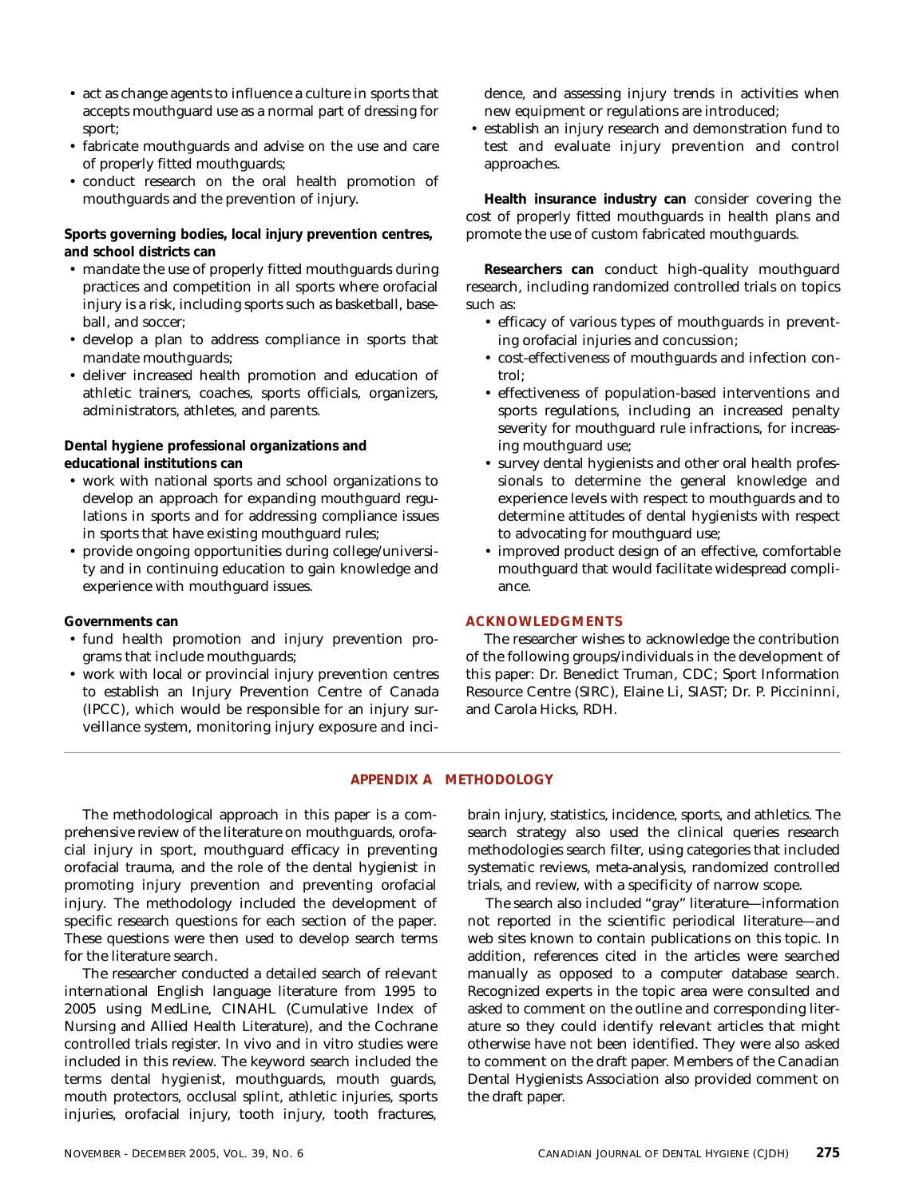- act as change agents to influence a culture in sports that accepts mouthguard use as a normal part of dressing for sport;
- fabricate mouthguards and advise on the use and care of properly fitted mouthguards;
- conduct research on the oral health promotion of mouthguards and the prevention of injury.

**Sports governing bodies, local injury prevention centres, and school districts can**

- mandate the use of properly fitted mouthguards during practices and competition in all sports where orofacial injury is a risk, including sports such as basketball, baseball, and soccer;
- develop a plan to address compliance in sports that mandate mouthguards;
- deliver increased health promotion and education of athletic trainers, coaches, sports officials, organizers, administrators, athletes, and parents.

**Dental hygiene professional organizations and educational institutions can**

- work with national sports and school organizations to develop an approach for expanding mouthguard regulations in sports and for addressing compliance issues in sports that have existing mouthguard rules;
- provide ongoing opportunities during college/university and in continuing education to gain knowledge and experience with mouthguard issues.

**Governments can**

- fund health promotion and injury prevention programs that include mouthguards;
- work with local or provincial injury prevention centres to establish an Injury Prevention Centre of Canada (IPCC), which would be responsible for an injury surveillance system, monitoring injury exposure and incidence, and assessing injury trends in activities when new equipment or regulations are introduced;
- establish an injury research and demonstration fund to test and evaluate injury prevention and control approaches.

**Health insurance industry can** consider covering the cost of properly fitted mouthguards in health plans and promote the use of custom fabricated mouthguards.

**Researchers can** conduct high-quality mouthguard research, including randomized controlled trials on topics such as:

- efficacy of various types of mouthguards in preventing orofacial injuries and concussion;
- cost-effectiveness of mouthguards and infection control;
- effectiveness of population-based interventions and sports regulations, including an increased penalty severity for mouthguard rule infractions, for increasing mouthguard use;
- survey dental hygienists and other oral health professionals to determine the general knowledge and experience levels with respect to mouthguards and to determine attitudes of dental hygienists with respect to advocating for mouthguard use;
- improved product design of an effective, comfortable mouthguard that would facilitate widespread compliance.

## ACKNOWLEDGMENTS

The researcher wishes to acknowledge the contribution of the following groups/individuals in the development of this paper: Dr. Benedict Truman, CDC; Sport Information Resource Centre (SIRC), Elaine Li, SIAST; Dr. P. Piccininni, and Carola Hicks, RDH.

## APPENDIX A METHODOLOGY

The methodological approach in this paper is a comprehensive review of the literature on mouthguards, orofacial injury in sport, mouthguard efficacy in preventing orofacial trauma, and the role of the dental hygienist in promoting injury prevention and preventing orofacial injury. The methodology included the development of specific research questions for each section of the paper. These questions were then used to develop search terms for the literature search.

The researcher conducted a detailed search of relevant international English language literature from 1995 to 2005 using MedLine, CINAHL (Cumulative Index of Nursing and Allied Health Literature), and the Cochrane controlled trials register. In vivo and in vitro studies were included in this review. The keyword search included the terms dental hygienist, mouthguards, mouth guards, mouth protectors, occlusal splint, athletic injuries, sports injuries, orofacial injury, tooth injury, tooth fractures, brain injury, statistics, incidence, sports, and athletics. The search strategy also used the clinical queries research methodologies search filter, using categories that included systematic reviews, meta-analysis, randomized controlled trials, and review, with a specificity of narrow scope.

The search also included "gray" literature—information not reported in the scientific periodical literature—and web sites known to contain publications on this topic. In addition, references cited in the articles were searched manually as opposed to a computer database search. Recognized experts in the topic area were consulted and asked to comment on the outline and corresponding literature so they could identify relevant articles that might otherwise have not been identified. They were also asked to comment on the draft paper. Members of the Canadian Dental Hygienists Association also provided comment on the draft paper.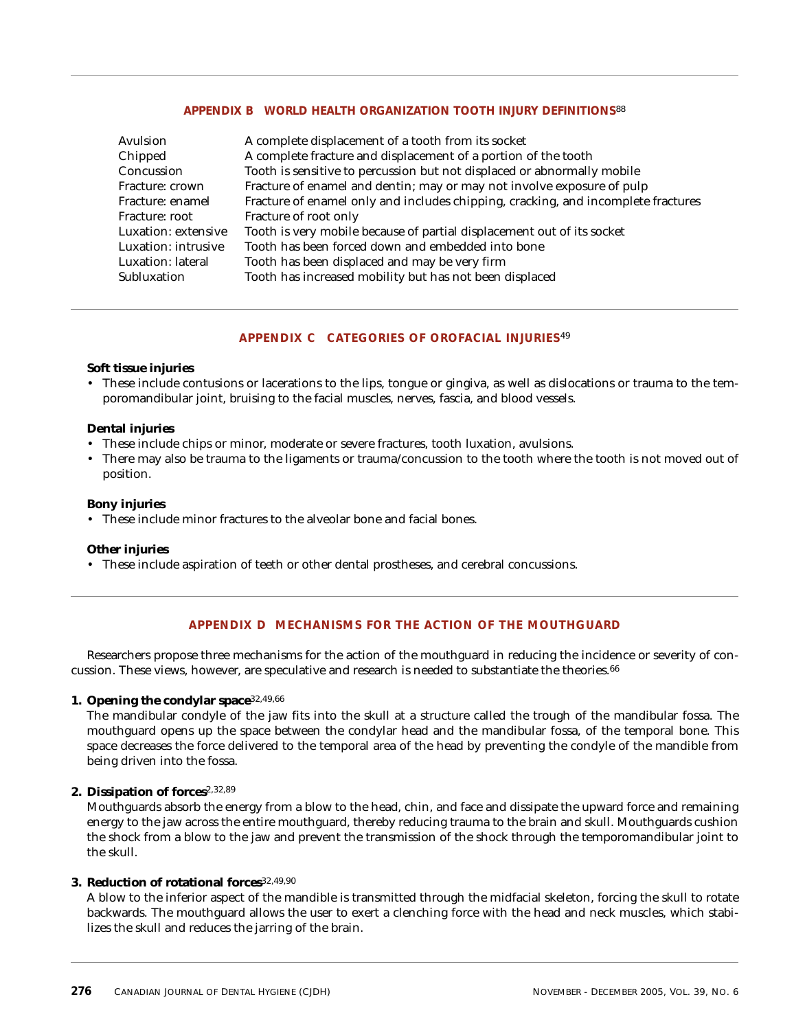## APPENDIX B WORLD HEALTH ORGANIZATION TOOTH INJURY DEFINITIONS[88]

| | |
|---|---|
| Avulsion | A complete displacement of a tooth from its socket |
| Chipped | A complete fracture and displacement of a portion of the tooth |
| Concussion | Tooth is sensitive to percussion but not displaced or abnormally mobile |
| Fracture: crown | Fracture of enamel and dentin; may or may not involve exposure of pulp |
| Fracture: enamel | Fracture of enamel only and includes chipping, cracking, and incomplete fractures |
| Fracture: root | Fracture of root only |
| Luxation: extensive | Tooth is very mobile because of partial displacement out of its socket |
| Luxation: intrusive | Tooth has been forced down and embedded into bone |
| Luxation: lateral | Tooth has been displaced and may be very firm |
| Subluxation | Tooth has increased mobility but has not been displaced |

## APPENDIX C CATEGORIES OF OROFACIAL INJURIES[49]

**Soft tissue injuries**

- These include contusions or lacerations to the lips, tongue or gingiva, as well as dislocations or trauma to the temporomandibular joint, bruising to the facial muscles, nerves, fascia, and blood vessels.

**Dental injuries**

- These include chips or minor, moderate or severe fractures, tooth luxation, avulsions.
- There may also be trauma to the ligaments or trauma/concussion to the tooth where the tooth is not moved out of position.

**Bony injuries**

- These include minor fractures to the alveolar bone and facial bones.

**Other injuries**

- These include aspiration of teeth or other dental prostheses, and cerebral concussions.

## APPENDIX D MECHANISMS FOR THE ACTION OF THE MOUTHGUARD

Researchers propose three mechanisms for the action of the mouthguard in reducing the incidence or severity of concussion. These views, however, are speculative and research is needed to substantiate the theories.[66]

1. **Opening the condylar space**[32,49,66]
   The mandibular condyle of the jaw fits into the skull at a structure called the trough of the mandibular fossa. The mouthguard opens up the space between the condylar head and the mandibular fossa, of the temporal bone. This space decreases the force delivered to the temporal area of the head by preventing the condyle of the mandible from being driven into the fossa.

2. **Dissipation of forces**[2,32,89]
   Mouthguards absorb the energy from a blow to the head, chin, and face and dissipate the upward force and remaining energy to the jaw across the entire mouthguard, thereby reducing trauma to the brain and skull. Mouthguards cushion the shock from a blow to the jaw and prevent the transmission of the shock through the temporomandibular joint to the skull.

3. **Reduction of rotational forces**[32,49,90]
   A blow to the inferior aspect of the mandible is transmitted through the midfacial skeleton, forcing the skull to rotate backwards. The mouthguard allows the user to exert a clenching force with the head and neck muscles, which stabilizes the skull and reduces the jarring of the brain.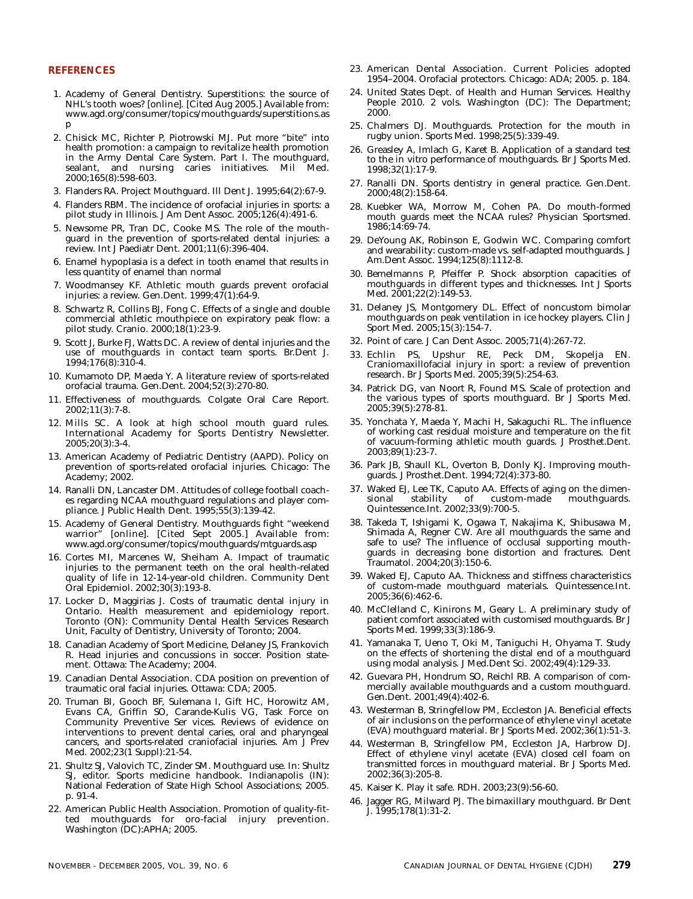## REFERENCES

1. Academy of General Dentistry. Superstitions: the source of NHL's tooth woes? [online]. [Cited Aug 2005.] Available from: www.agd.org/consumer/topics/mouthguards/superstitions.asp
2. Chisick MC, Richter P, Piotrowski MJ. Put more "bite" into health promotion: a campaign to revitalize health promotion in the Army Dental Care System. Part I. The mouthguard, sealant, and nursing caries initiatives. Mil Med. 2000;165(8):598-603.
3. Flanders RA. Project Mouthguard. Ill Dent J. 1995;64(2):67-9.
4. Flanders RBM. The incidence of orofacial injuries in sports: a pilot study in Illinois. J Am Dent Assoc. 2005;126(4):491-6.
5. Newsome PR, Tran DC, Cooke MS. The role of the mouthguard in the prevention of sports-related dental injuries: a review. Int J Paediatr Dent. 2001;11(6):396-404.
6. Enamel hypoplasia is a defect in tooth enamel that results in less quantity of enamel than normal
7. Woodmansey KF. Athletic mouth guards prevent orofacial injuries: a review. Gen.Dent. 1999;47(1):64-9.
8. Schwartz R, Collins BJ, Fong C. Effects of a single and double commercial athletic mouthpiece on expiratory peak flow: a pilot study. Cranio. 2000;18(1):23-9.
9. Scott J, Burke FJ, Watts DC. A review of dental injuries and the use of mouthguards in contact team sports. Br.Dent J. 1994;176(8):310-4.
10. Kumamoto DP, Maeda Y. A literature review of sports-related orofacial trauma. Gen.Dent. 2004;52(3):270-80.
11. Effectiveness of mouthguards. Colgate Oral Care Report. 2002;11(3):7-8.
12. Mills SC. A look at high school mouth guard rules. International Academy for Sports Dentistry Newsletter. 2005;20(3):3-4.
13. American Academy of Pediatric Dentistry (AAPD). Policy on prevention of sports-related orofacial injuries. Chicago: The Academy; 2002.
14. Ranalli DN, Lancaster DM. Attitudes of college football coaches regarding NCAA mouthguard regulations and player compliance. J Public Health Dent. 1995;55(3):139-42.
15. Academy of General Dentistry. Mouthguards fight "weekend warrior" [online]. [Cited Sept 2005.] Available from: www.agd.org/consumer/topics/mouthguards/mtguards.asp
16. Cortes MI, Marcenes W, Sheiham A. Impact of traumatic injuries to the permanent teeth on the oral health-related quality of life in 12-14-year-old children. Community Dent Oral Epidemiol. 2002;30(3):193-8.
17. Locker D, Maggirias J. Costs of traumatic dental injury in Ontario. Health measurement and epidemiology report. Toronto (ON): Community Dental Health Services Research Unit, Faculty of Dentistry, University of Toronto; 2004.
18. Canadian Academy of Sport Medicine, Delaney JS, Frankovich R. Head injuries and concussions in soccer. Position statement. Ottawa: The Academy; 2004.
19. Canadian Dental Association. CDA position on prevention of traumatic oral facial injuries. Ottawa: CDA; 2005.
20. Truman BI, Gooch BF, Sulemana I, Gift HC, Horowitz AM, Evans CA, Griffin SO, Carande-Kulis VG, Task Force on Community Preventive Ser vices. Reviews of evidence on interventions to prevent dental caries, oral and pharyngeal cancers, and sports-related craniofacial injuries. Am J Prev Med. 2002;23(1 Suppl):21-54.
21. Shultz SJ, Valovich TC, Zinder SM. Mouthguard use. In: Shultz SJ, editor. Sports medicine handbook. Indianapolis (IN): National Federation of State High School Associations; 2005. p. 91-4.
22. American Public Health Association. Promotion of quality-fitted mouthguards for oro-facial injury prevention. Washington (DC):APHA; 2005.
23. American Dental Association. Current Policies adopted 1954–2004. Orofacial protectors. Chicago: ADA; 2005. p. 184.
24. United States Dept. of Health and Human Services. Healthy People 2010. 2 vols. Washington (DC): The Department; 2000.
25. Chalmers DJ. Mouthguards. Protection for the mouth in rugby union. Sports Med. 1998;25(5):339-49.
26. Greasley A, Imlach G, Karet B. Application of a standard test to the in vitro performance of mouthguards. Br J Sports Med. 1998;32(1):17-9.
27. Ranalli DN. Sports dentistry in general practice. Gen.Dent. 2000;48(2):158-64.
28. Kuebker WA, Morrow M, Cohen PA. Do mouth-formed mouth guards meet the NCAA rules? Physician Sportsmed. 1986;14:69-74.
29. DeYoung AK, Robinson E, Godwin WC. Comparing comfort and wearability: custom-made vs. self-adapted mouthguards. J Am.Dent Assoc. 1994;125(8):1112-8.
30. Bemelmanns P, Pfeiffer P. Shock absorption capacities of mouthguards in different types and thicknesses. Int J Sports Med. 2001;22(2):149-53.
31. Delaney JS, Montgomery DL. Effect of noncustom bimolar mouthguards on peak ventilation in ice hockey players. Clin J Sport Med. 2005;15(3):154-7.
32. Point of care. J Can Dent Assoc. 2005;71(4):267-72.
33. Echlin PS, Upshur RE, Peck DM, Skopelja EN. Craniomaxillofacial injury in sport: a review of prevention research. Br J Sports Med. 2005;39(5):254-63.
34. Patrick DG, van Noort R, Found MS. Scale of protection and the various types of sports mouthguard. Br J Sports Med. 2005;39(5):278-81.
35. Yonchata Y, Maeda Y, Machi H, Sakaguchi RL. The influence of working cast residual moisture and temperature on the fit of vacuum-forming athletic mouth guards. J Prosthet.Dent. 2003;89(1):23-7.
36. Park JB, Shaull KL, Overton B, Donly KJ. Improving mouthguards. J Prosthet.Dent. 1994;72(4):373-80.
37. Waked EJ, Lee TK, Caputo AA. Effects of aging on the dimensional stability of custom-made mouthguards. Quintessence.Int. 2002;33(9):700-5.
38. Takeda T, Ishigami K, Ogawa T, Nakajima K, Shibusawa M, Shimada A, Regner CW. Are all mouthguards the same and safe to use? The influence of occlusal supporting mouthguards in decreasing bone distortion and fractures. Dent Traumatol. 2004;20(3):150-6.
39. Waked EJ, Caputo AA. Thickness and stiffness characteristics of custom-made mouthguard materials. Quintessence.Int. 2005;36(6):462-6.
40. McClelland C, Kinirons M, Geary L. A preliminary study of patient comfort associated with customised mouthguards. Br J Sports Med. 1999;33(3):186-9.
41. Yamanaka T, Ueno T, Oki M, Taniguchi H, Ohyama T. Study on the effects of shortening the distal end of a mouthguard using modal analysis. J Med.Dent Sci. 2002;49(4):129-33.
42. Guevara PH, Hondrum SO, Reichl RB. A comparison of commercially available mouthguards and a custom mouthguard. Gen.Dent. 2001;49(4):402-6.
43. Westerman B, Stringfellow PM, Eccleston JA. Beneficial effects of air inclusions on the performance of ethylene vinyl acetate (EVA) mouthguard material. Br J Sports Med. 2002;36(1):51-3.
44. Westerman B, Stringfellow PM, Eccleston JA, Harbrow DJ. Effect of ethylene vinyl acetate (EVA) closed cell foam on transmitted forces in mouthguard material. Br J Sports Med. 2002;36(3):205-8.
45. Kaiser K. Play it safe. RDH. 2003;23(9):56-60.
46. Jagger RG, Milward PJ. The bimaxillary mouthguard. Br Dent J. 1995;178(1):31-2.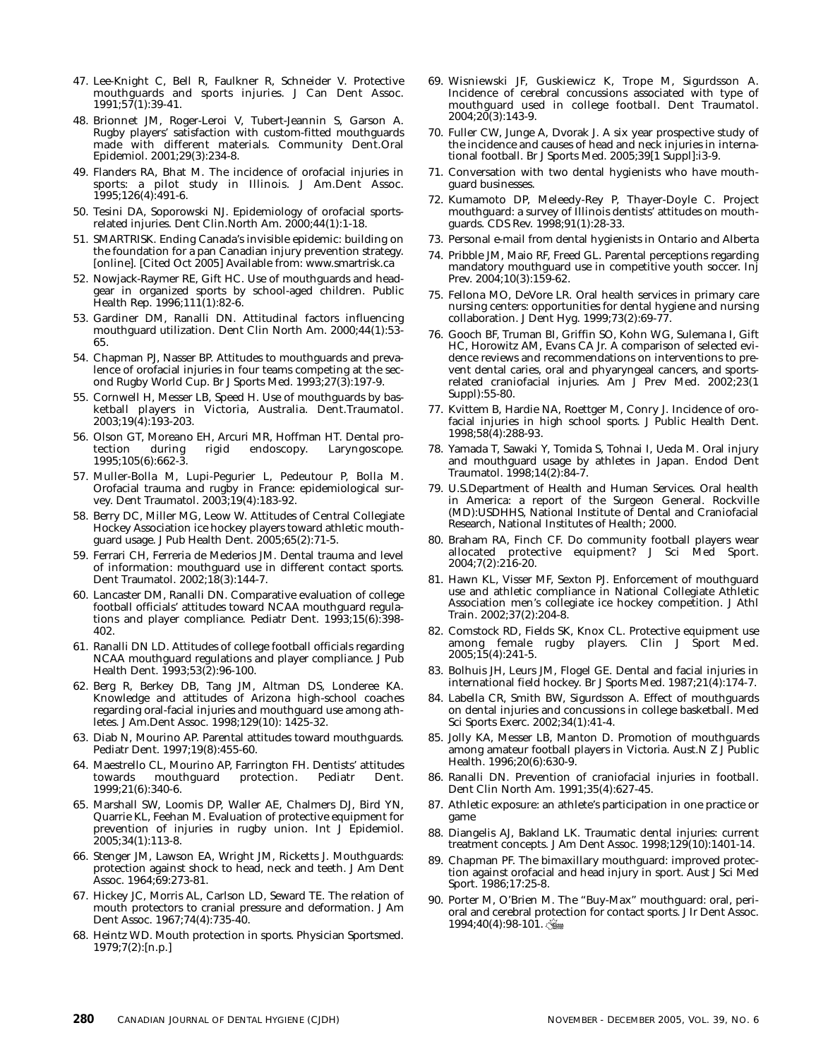47. Lee-Knight C, Bell R, Faulkner R, Schneider V. Protective mouthguards and sports injuries. J Can Dent Assoc. 1991;57(1):39-41.
48. Brionnet JM, Roger-Leroi V, Tubert-Jeannin S, Garson A. Rugby players' satisfaction with custom-fitted mouthguards made with different materials. Community Dent.Oral Epidemiol. 2001;29(3):234-8.
49. Flanders RA, Bhat M. The incidence of orofacial injuries in sports: a pilot study in Illinois. J Am.Dent Assoc. 1995;126(4):491-6.
50. Tesini DA, Soporowski NJ. Epidemiology of orofacial sports-related injuries. Dent Clin.North Am. 2000;44(1):1-18.
51. SMARTRISK. Ending Canada's invisible epidemic: building on the foundation for a pan Canadian injury prevention strategy. [online]. [Cited Oct 2005] Available from: www.smartrisk.ca
52. Nowjack-Raymer RE, Gift HC. Use of mouthguards and headgear in organized sports by school-aged children. Public Health Rep. 1996;111(1):82-6.
53. Gardiner DM, Ranalli DN. Attitudinal factors influencing mouthguard utilization. Dent Clin North Am. 2000;44(1):53-65.
54. Chapman PJ, Nasser BP. Attitudes to mouthguards and prevalence of orofacial injuries in four teams competing at the second Rugby World Cup. Br J Sports Med. 1993;27(3):197-9.
55. Cornwell H, Messer LB, Speed H. Use of mouthguards by basketball players in Victoria, Australia. Dent.Traumatol. 2003;19(4):193-203.
56. Olson GT, Moreano EH, Arcuri MR, Hoffman HT. Dental protection during rigid endoscopy. Laryngoscope. 1995;105(6):662-3.
57. Muller-Bolla M, Lupi-Pegurier L, Pedeutour P, Bolla M. Orofacial trauma and rugby in France: epidemiological survey. Dent Traumatol. 2003;19(4):183-92.
58. Berry DC, Miller MG, Leow W. Attitudes of Central Collegiate Hockey Association ice hockey players toward athletic mouthguard usage. J Pub Health Dent. 2005;65(2):71-5.
59. Ferrari CH, Ferreria de Mederios JM. Dental trauma and level of information: mouthguard use in different contact sports. Dent Traumatol. 2002;18(3):144-7.
60. Lancaster DM, Ranalli DN. Comparative evaluation of college football officials' attitudes toward NCAA mouthguard regulations and player compliance. Pediatr Dent. 1993;15(6):398-402.
61. Ranalli DN LD. Attitudes of college football officials regarding NCAA mouthguard regulations and player compliance. J Pub Health Dent. 1993;53(2):96-100.
62. Berg R, Berkey DB, Tang JM, Altman DS, Londeree KA. Knowledge and attitudes of Arizona high-school coaches regarding oral-facial injuries and mouthguard use among athletes. J Am.Dent Assoc. 1998;129(10): 1425-32.
63. Diab N, Mourino AP. Parental attitudes toward mouthguards. Pediatr Dent. 1997;19(8):455-60.
64. Maestrello CL, Mourino AP, Farrington FH. Dentists' attitudes towards mouthguard protection. Pediatr Dent. 1999;21(6):340-6.
65. Marshall SW, Loomis DP, Waller AE, Chalmers DJ, Bird YN, Quarrie KL, Feehan M. Evaluation of protective equipment for prevention of injuries in rugby union. Int J Epidemiol. 2005;34(1):113-8.
66. Stenger JM, Lawson EA, Wright JM, Ricketts J. Mouthguards: protection against shock to head, neck and teeth. J Am Dent Assoc. 1964;69:273-81.
67. Hickey JC, Morris AL, Carlson LD, Seward TE. The relation of mouth protectors to cranial pressure and deformation. J Am Dent Assoc. 1967;74(4):735-40.
68. Heintz WD. Mouth protection in sports. Physician Sportsmed. 1979;7(2):[n.p.]
69. Wisniewski JF, Guskiewicz K, Trope M, Sigurdsson A. Incidence of cerebral concussions associated with type of mouthguard used in college football. Dent Traumatol. 2004;20(3):143-9.
70. Fuller CW, Junge A, Dvorak J. A six year prospective study of the incidence and causes of head and neck injuries in international football. Br J Sports Med. 2005;39[1 Suppl]:i3-9.
71. Conversation with two dental hygienists who have mouthguard businesses.
72. Kumamoto DP, Meleedy-Rey P, Thayer-Doyle C. Project mouthguard: a survey of Illinois dentists' attitudes on mouthguards. CDS Rev. 1998;91(1):28-33.
73. Personal e-mail from dental hygienists in Ontario and Alberta
74. Pribble JM, Maio RF, Freed GL. Parental perceptions regarding mandatory mouthguard use in competitive youth soccer. Inj Prev. 2004;10(3):159-62.
75. Fellona MO, DeVore LR. Oral health services in primary care nursing centers: opportunities for dental hygiene and nursing collaboration. J Dent Hyg. 1999;73(2):69-77.
76. Gooch BF, Truman BI, Griffin SO, Kohn WG, Sulemana I, Gift HC, Horowitz AM, Evans CA Jr. A comparison of selected evidence reviews and recommendations on interventions to prevent dental caries, oral and phyaryngeal cancers, and sports-related craniofacial injuries. Am J Prev Med. 2002;23(1 Suppl):55-80.
77. Kvittem B, Hardie NA, Roettger M, Conry J. Incidence of orofacial injuries in high school sports. J Public Health Dent. 1998;58(4):288-93.
78. Yamada T, Sawaki Y, Tomida S, Tohnai I, Ueda M. Oral injury and mouthguard usage by athletes in Japan. Endod Dent Traumatol. 1998;14(2):84-7.
79. U.S.Department of Health and Human Services. Oral health in America: a report of the Surgeon General. Rockville (MD):USDHHS, National Institute of Dental and Craniofacial Research, National Institutes of Health; 2000.
80. Braham RA, Finch CF. Do community football players wear allocated protective equipment? J Sci Med Sport. 2004;7(2):216-20.
81. Hawn KL, Visser MF, Sexton PJ. Enforcement of mouthguard use and athletic compliance in National Collegiate Athletic Association men's collegiate ice hockey competition. J Athl Train. 2002;37(2):204-8.
82. Comstock RD, Fields SK, Knox CL. Protective equipment use among female rugby players. Clin J Sport Med. 2005;15(4):241-5.
83. Bolhuis JH, Leurs JM, Flogel GE. Dental and facial injuries in international field hockey. Br J Sports Med. 1987;21(4):174-7.
84. Labella CR, Smith BW, Sigurdsson A. Effect of mouthguards on dental injuries and concussions in college basketball. Med Sci Sports Exerc. 2002;34(1):41-4.
85. Jolly KA, Messer LB, Manton D. Promotion of mouthguards among amateur football players in Victoria. Aust.N Z J Public Health. 1996;20(6):630-9.
86. Ranalli DN. Prevention of craniofacial injuries in football. Dent Clin North Am. 1991;35(4):627-45.
87. Athletic exposure: an athlete's participation in one practice or game
88. Diangelis AJ, Bakland LK. Traumatic dental injuries: current treatment concepts. J Am Dent Assoc. 1998;129(10):1401-14.
89. Chapman PF. The bimaxillary mouthguard: improved protection against orofacial and head injury in sport. Aust J Sci Med Sport. 1986;17:25-8.
90. Porter M, O'Brien M. The "Buy-Max" mouthguard: oral, perioral and cerebral protection for contact sports. J Ir Dent Assoc. 1994;40(4):98-101.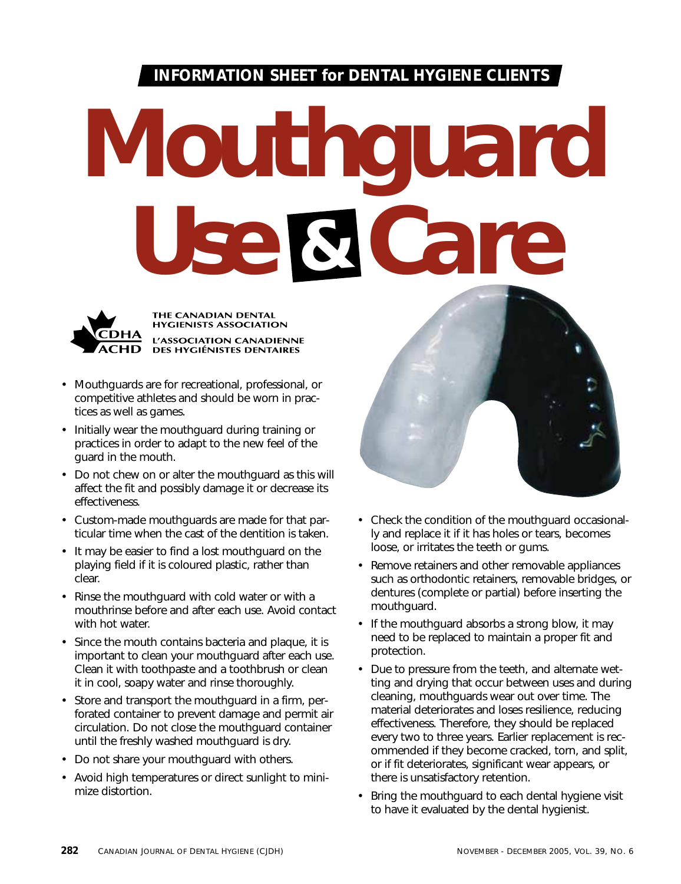**INFORMATION SHEET for DENTAL HYGIENE CLIENTS**

# Mouthguard Use & Care

THE CANADIAN DENTAL HYGIENISTS ASSOCIATION
L'ASSOCIATION CANADIENNE DES HYGIÉNISTES DENTAIRES

- Mouthguards are for recreational, professional, or competitive athletes and should be worn in practices as well as games.
- Initially wear the mouthguard during training or practices in order to adapt to the new feel of the guard in the mouth.
- Do not chew on or alter the mouthguard as this will affect the fit and possibly damage it or decrease its effectiveness.
- Custom-made mouthguards are made for that particular time when the cast of the dentition is taken.
- It may be easier to find a lost mouthguard on the playing field if it is coloured plastic, rather than clear.
- Rinse the mouthguard with cold water or with a mouthrinse before and after each use. Avoid contact with hot water.
- Since the mouth contains bacteria and plaque, it is important to clean your mouthguard after each use. Clean it with toothpaste and a toothbrush or clean it in cool, soapy water and rinse thoroughly.
- Store and transport the mouthguard in a firm, perforated container to prevent damage and permit air circulation. Do not close the mouthguard container until the freshly washed mouthguard is dry.
- Do not share your mouthguard with others.
- Avoid high temperatures or direct sunlight to minimize distortion.
- Check the condition of the mouthguard occasionally and replace it if it has holes or tears, becomes loose, or irritates the teeth or gums.
- Remove retainers and other removable appliances such as orthodontic retainers, removable bridges, or dentures (complete or partial) before inserting the mouthguard.
- If the mouthguard absorbs a strong blow, it may need to be replaced to maintain a proper fit and protection.
- Due to pressure from the teeth, and alternate wetting and drying that occur between uses and during cleaning, mouthguards wear out over time. The material deteriorates and loses resilience, reducing effectiveness. Therefore, they should be replaced every two to three years. Earlier replacement is recommended if they become cracked, torn, and split, or if fit deteriorates, significant wear appears, or there is unsatisfactory retention.
- Bring the mouthguard to each dental hygiene visit to have it evaluated by the dental hygienist.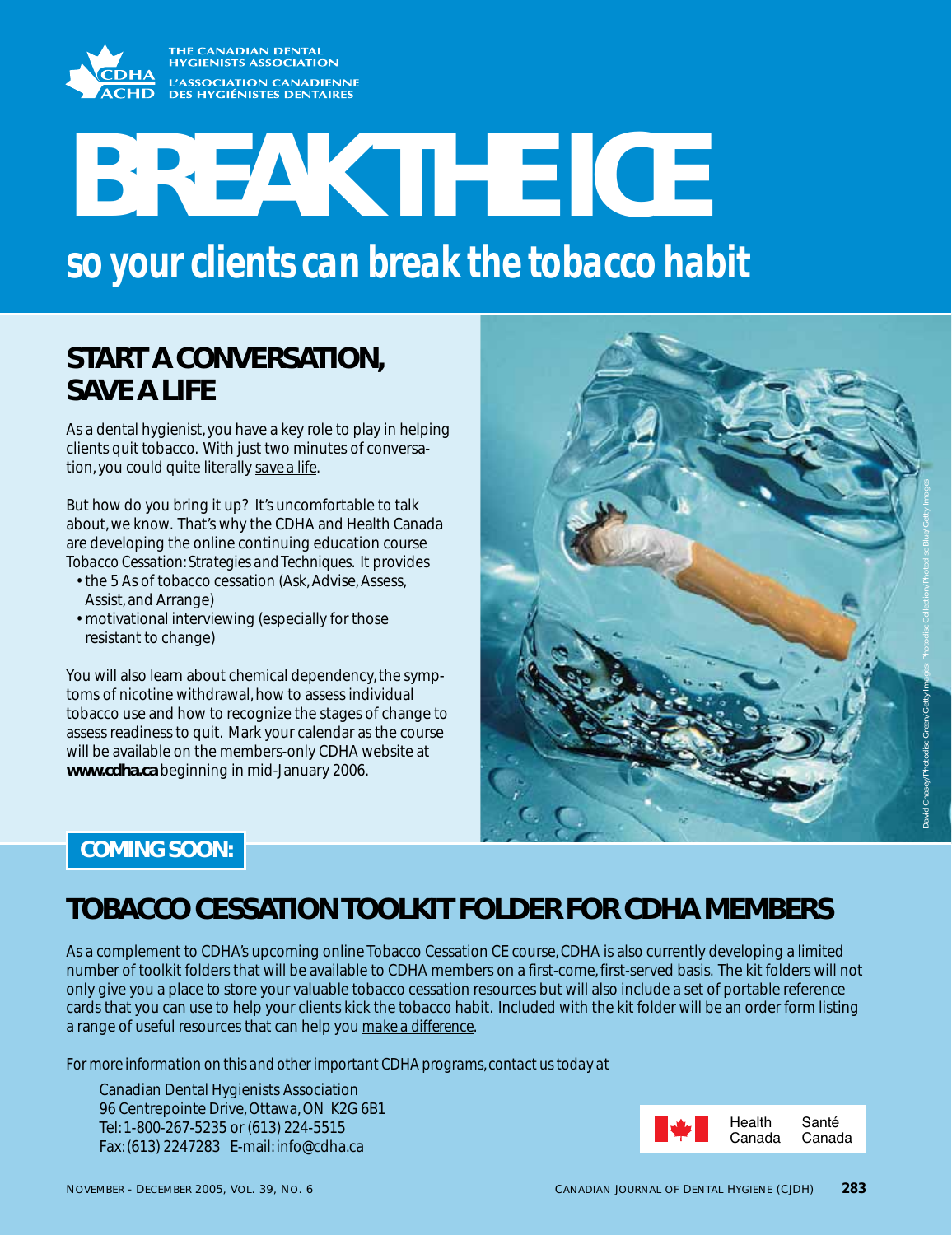THE CANADIAN DENTAL HYGIENISTS ASSOCIATION
L'ASSOCIATION CANADIENNE DES HYGIÉNISTES DENTAIRES

# BREAK THE ICE

## so your clients can break the tobacco habit

### START A CONVERSATION, SAVE A LIFE

As a dental hygienist, you have a key role to play in helping clients quit tobacco. With just two minutes of conversation, you could quite literally save a life.

But how do you bring it up? It's uncomfortable to talk about, we know. That's why the CDHA and Health Canada are developing the online continuing education course *Tobacco Cessation: Strategies and Techniques*. It provides

- the 5 As of tobacco cessation (Ask, Advise, Assess, Assist, and Arrange)
- motivational interviewing (especially for those resistant to change)

You will also learn about chemical dependency, the symptoms of nicotine withdrawal, how to assess individual tobacco use and how to recognize the stages of change to assess readiness to quit. Mark your calendar as the course will be available on the members-only CDHA website at **www.cdha.ca** beginning in mid-January 2006.

David Chasey/Photodisc Green/Getty Images; Photodisc Collection/Photodisc Blue/Getty Images

**COMING SOON:**

### TOBACCO CESSATION TOOLKIT FOLDER FOR CDHA MEMBERS

As a complement to CDHA's upcoming online Tobacco Cessation CE course, CDHA is also currently developing a limited number of toolkit folders that will be available to CDHA members on a first-come, first-served basis. The kit folders will not only give you a place to store your valuable tobacco cessation resources but will also include a set of portable reference cards that you can use to help your clients kick the tobacco habit. Included with the kit folder will be an order form listing a range of useful resources that can help you make a difference.

*For more information on this and other important CDHA programs, contact us today at*

Canadian Dental Hygienists Association
96 Centrepointe Drive, Ottawa, ON K2G 6B1
Tel: 1-800-267-5235 or (613) 224-5515
Fax: (613) 2247283 E-mail: info@cdha.ca

Health Canada Santé Canada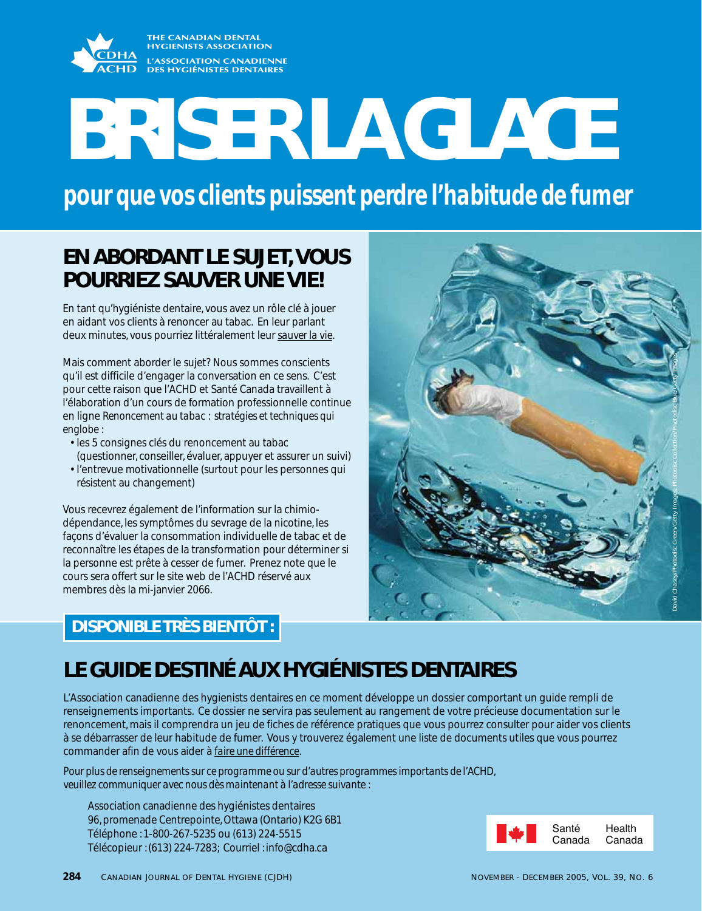THE CANADIAN DENTAL HYGIENISTS ASSOCIATION

L'ASSOCIATION CANADIENNE DES HYGIÉNISTES DENTAIRES

# BRISER LA GLACE

## pour que vos clients puissent perdre l'habitude de fumer

## EN ABORDANT LE SUJET, VOUS POURRIEZ SAUVER UNE VIE!

En tant qu'hygiéniste dentaire, vous avez un rôle clé à jouer en aidant vos clients à renoncer au tabac. En leur parlant deux minutes, vous pourriez littéralement leur sauver la vie.

Mais comment aborder le sujet? Nous sommes conscients qu'il est difficile d'engager la conversation en ce sens. C'est pour cette raison que l'ACHD et Santé Canada travaillent à l'élaboration d'un cours de formation professionnelle continue en ligne *Renoncement au tabac : stratégies et techniques* qui englobe :

- les 5 consignes clés du renoncement au tabac (questionner, conseiller, évaluer, appuyer et assurer un suivi)
- l'entrevue motivationnelle (surtout pour les personnes qui résistent au changement)

Vous recevrez également de l'information sur la chimio-dépendance, les symptômes du sevrage de la nicotine, les façons d'évaluer la consommation individuelle de tabac et de reconnaître les étapes de la transformation pour déterminer si la personne est prête à cesser de fumer. Prenez note que le cours sera offert sur le site web de l'ACHD réservé aux membres dès la mi-janvier 2066.

David Chasey/Photodisc Green/Getty Images; Photodisc Collection/Photodisc Blue/Getty Images

**DISPONIBLE TRÈS BIENTÔT :**

## LE GUIDE DESTINÉ AUX HYGIÉNISTES DENTAIRES

L'Association canadienne des hygienists dentaires en ce moment développe un dossier comportant un guide rempli de renseignements importants. Ce dossier ne servira pas seulement au rangement de votre précieuse documentation sur le renoncement, mais il comprendra un jeu de fiches de référence pratiques que vous pourrez consulter pour aider vos clients à se débarrasser de leur habitude de fumer. Vous y trouverez également une liste de documents utiles que vous pourrez commander afin de vous aider à faire une différence.

*Pour plus de renseignements sur ce programme ou sur d'autres programmes importants de l'ACHD, veuillez communiquer avec nous dès maintenant à l'adresse suivante :*

Association canadienne des hygiénistes dentaires
96, promenade Centrepointe, Ottawa (Ontario) K2G 6B1
Téléphone : 1-800-267-5235 ou (613) 224-5515
Télécopieur : (613) 224-7283; Courriel : info@cdha.ca

Santé Canada | Health Canada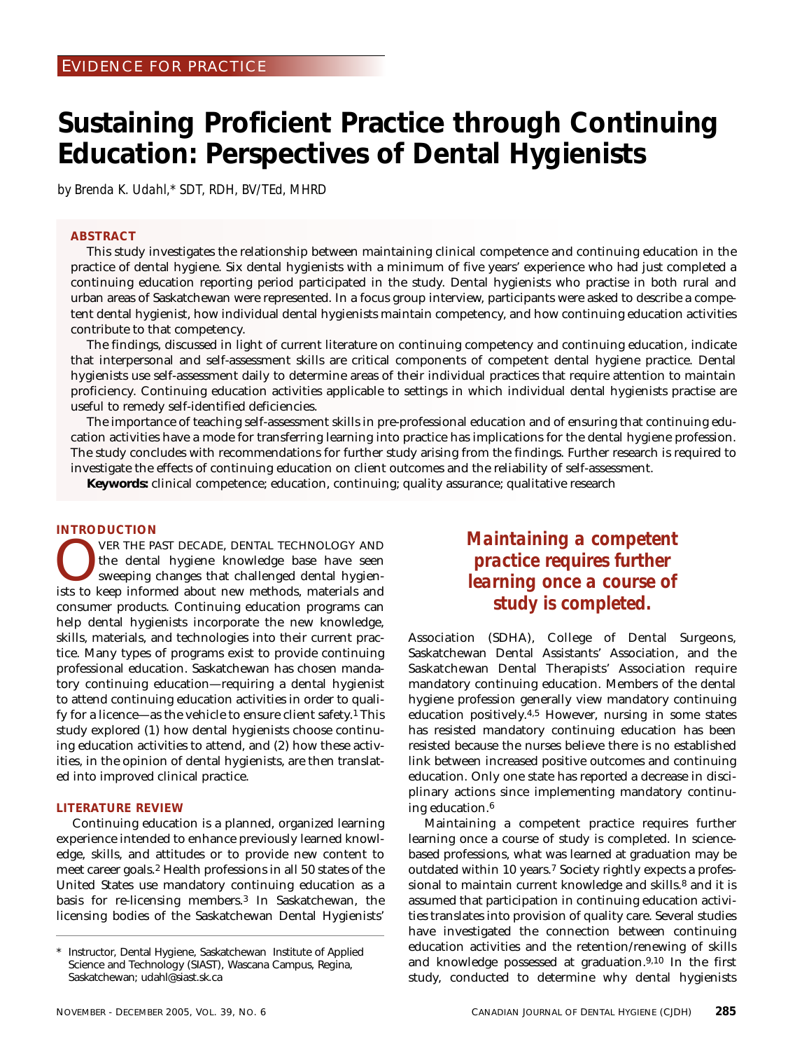EVIDENCE FOR PRACTICE

# Sustaining Proficient Practice through Continuing Education: Perspectives of Dental Hygienists

*by Brenda K. Udahl,\* SDT, RDH, BV/TEd, MHRD*

## ABSTRACT

This study investigates the relationship between maintaining clinical competence and continuing education in the practice of dental hygiene. Six dental hygienists with a minimum of five years' experience who had just completed a continuing education reporting period participated in the study. Dental hygienists who practise in both rural and urban areas of Saskatchewan were represented. In a focus group interview, participants were asked to describe a competent dental hygienist, how individual dental hygienists maintain competency, and how continuing education activities contribute to that competency.

The findings, discussed in light of current literature on continuing competency and continuing education, indicate that interpersonal and self-assessment skills are critical components of competent dental hygiene practice. Dental hygienists use self-assessment daily to determine areas of their individual practices that require attention to maintain proficiency. Continuing education activities applicable to settings in which individual dental hygienists practise are useful to remedy self-identified deficiencies.

The importance of teaching self-assessment skills in pre-professional education and of ensuring that continuing education activities have a mode for transferring learning into practice has implications for the dental hygiene profession. The study concludes with recommendations for further study arising from the findings. Further research is required to investigate the effects of continuing education on client outcomes and the reliability of self-assessment.

**Keywords:** clinical competence; education, continuing; quality assurance; qualitative research

## INTRODUCTION

OVER THE PAST DECADE, DENTAL TECHNOLOGY AND the dental hygiene knowledge base have seen sweeping changes that challenged dental hygienists to keep informed about new methods, materials and consumer products. Continuing education programs can help dental hygienists incorporate the new knowledge, skills, materials, and technologies into their current practice. Many types of programs exist to provide continuing professional education. Saskatchewan has chosen mandatory continuing education—requiring a dental hygienist to attend continuing education activities in order to qualify for a licence—as the vehicle to ensure client safety.[1] This study explored (1) how dental hygienists choose continuing education activities to attend, and (2) how these activities, in the opinion of dental hygienists, are then translated into improved clinical practice.

## LITERATURE REVIEW

Continuing education is a planned, organized learning experience intended to enhance previously learned knowledge, skills, and attitudes or to provide new content to meet career goals.[2] Health professions in all 50 states of the United States use mandatory continuing education as a basis for re-licensing members.[3] In Saskatchewan, the licensing bodies of the Saskatchewan Dental Hygienists' Association (SDHA), College of Dental Surgeons, Saskatchewan Dental Assistants' Association, and the Saskatchewan Dental Therapists' Association require mandatory continuing education. Members of the dental hygiene profession generally view mandatory continuing education positively.[4,5] However, nursing in some states has resisted mandatory continuing education has been resisted because the nurses believe there is no established link between increased positive outcomes and continuing education. Only one state has reported a decrease in disciplinary actions since implementing mandatory continuing education.[6]

***Maintaining a competent practice requires further learning once a course of study is completed.***

Maintaining a competent practice requires further learning once a course of study is completed. In science-based professions, what was learned at graduation may be outdated within 10 years.[7] Society rightly expects a professional to maintain current knowledge and skills.[8] and it is assumed that participation in continuing education activities translates into provision of quality care. Several studies have investigated the connection between continuing education activities and the retention/renewing of skills and knowledge possessed at graduation.[9,10] In the first study, conducted to determine why dental hygienists

\* Instructor, Dental Hygiene, Saskatchewan Institute of Applied Science and Technology (SIAST), Wascana Campus, Regina, Saskatchewan; udahl@siast.sk.ca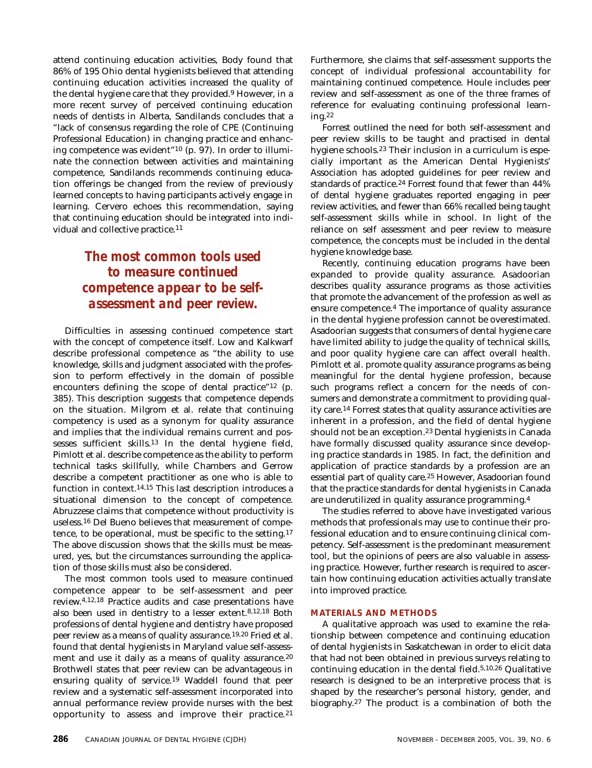attend continuing education activities, Body found that 86% of 195 Ohio dental hygienists believed that attending continuing education activities increased the quality of the dental hygiene care that they provided.[9] However, in a more recent survey of perceived continuing education needs of dentists in Alberta, Sandilands concludes that a "lack of consensus regarding the role of CPE (Continuing Professional Education) in changing practice and enhancing competence was evident"[10] (p. 97). In order to illuminate the connection between activities and maintaining competence, Sandilands recommends continuing education offerings be changed from the review of previously learned concepts to having participants actively engage in learning. Cervero echoes this recommendation, saying that continuing education should be integrated into individual and collective practice.[11]

> **The most common tools used to measure continued competence appear to be self-assessment and peer review.**

Difficulties in assessing continued competence start with the concept of competence itself. Low and Kalkwarf describe professional competence as "the ability to use knowledge, skills and judgment associated with the profession to perform effectively in the domain of possible encounters defining the scope of dental practice"[12] (p. 385). This description suggests that competence depends on the situation. Milgrom et al. relate that continuing competency is used as a synonym for quality assurance and implies that the individual remains current and possesses sufficient skills.[13] In the dental hygiene field, Pimlott et al. describe competence as the ability to perform technical tasks skillfully, while Chambers and Gerrow describe a competent practitioner as one who is able to function in context.[14,15] This last description introduces a situational dimension to the concept of competence. Abruzzese claims that competence without productivity is useless.[16] Del Bueno believes that measurement of competence, to be operational, must be specific to the setting.[17] The above discussion shows that the skills must be measured, yes, but the circumstances surrounding the application of those skills must also be considered.

The most common tools used to measure continued competence appear to be self-assessment and peer review.[4,12,18] Practice audits and case presentations have also been used in dentistry to a lesser extent.[8,12,18] Both professions of dental hygiene and dentistry have proposed peer review as a means of quality assurance.[19,20] Fried et al. found that dental hygienists in Maryland value self-assessment and use it daily as a means of quality assurance.[20] Brothwell states that peer review can be advantageous in ensuring quality of service.[19] Waddell found that peer review and a systematic self-assessment incorporated into annual performance review provide nurses with the best opportunity to assess and improve their practice.[21] Furthermore, she claims that self-assessment supports the concept of individual professional accountability for maintaining continued competence. Houle includes peer review and self-assessment as one of the three frames of reference for evaluating continuing professional learning.[22]

Forrest outlined the need for both self-assessment and peer review skills to be taught and practised in dental hygiene schools.[23] Their inclusion in a curriculum is especially important as the American Dental Hygienists' Association has adopted guidelines for peer review and standards of practice.[24] Forrest found that fewer than 44% of dental hygiene graduates reported engaging in peer review activities, and fewer than 66% recalled being taught self-assessment skills while in school. In light of the reliance on self assessment and peer review to measure competence, the concepts must be included in the dental hygiene knowledge base.

Recently, continuing education programs have been expanded to provide quality assurance. Asadoorian describes quality assurance programs as those activities that promote the advancement of the profession as well as ensure competence.[4] The importance of quality assurance in the dental hygiene profession cannot be overestimated. Asadoorian suggests that consumers of dental hygiene care have limited ability to judge the quality of technical skills, and poor quality hygiene care can affect overall health. Pimlott et al. promote quality assurance programs as being meaningful for the dental hygiene profession, because such programs reflect a concern for the needs of consumers and demonstrate a commitment to providing quality care.[14] Forrest states that quality assurance activities are inherent in a profession, and the field of dental hygiene should not be an exception.[23] Dental hygienists in Canada have formally discussed quality assurance since developing practice standards in 1985. In fact, the definition and application of practice standards by a profession are an essential part of quality care.[25] However, Asadoorian found that the practice standards for dental hygienists in Canada are underutilized in quality assurance programming.[4]

The studies referred to above have investigated various methods that professionals may use to continue their professional education and to ensure continuing clinical competency. Self-assessment is the predominant measurement tool, but the opinions of peers are also valuable in assessing practice. However, further research is required to ascertain how continuing education activities actually translate into improved practice.

## MATERIALS AND METHODS

A qualitative approach was used to examine the relationship between competence and continuing education of dental hygienists in Saskatchewan in order to elicit data that had not been obtained in previous surveys relating to continuing education in the dental field.[5,10,26] Qualitative research is designed to be an interpretive process that is shaped by the researcher's personal history, gender, and biography.[27] The product is a combination of both the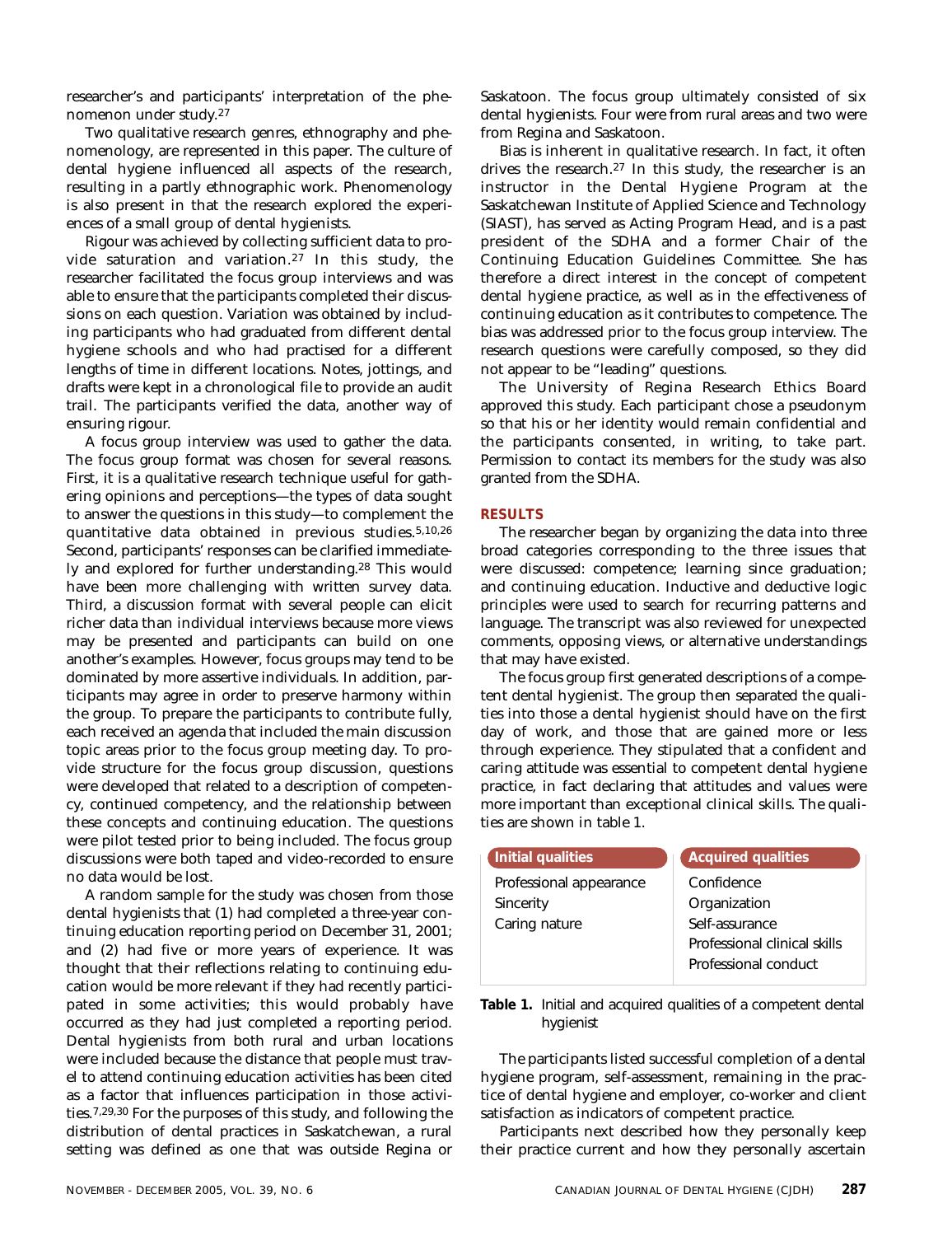researcher's and participants' interpretation of the phenomenon under study.[27]

Two qualitative research genres, ethnography and phenomenology, are represented in this paper. The culture of dental hygiene influenced all aspects of the research, resulting in a partly ethnographic work. Phenomenology is also present in that the research explored the experiences of a small group of dental hygienists.

Rigour was achieved by collecting sufficient data to provide saturation and variation.[27] In this study, the researcher facilitated the focus group interviews and was able to ensure that the participants completed their discussions on each question. Variation was obtained by including participants who had graduated from different dental hygiene schools and who had practised for a different lengths of time in different locations. Notes, jottings, and drafts were kept in a chronological file to provide an audit trail. The participants verified the data, another way of ensuring rigour.

A focus group interview was used to gather the data. The focus group format was chosen for several reasons. First, it is a qualitative research technique useful for gathering opinions and perceptions—the types of data sought to answer the questions in this study—to complement the quantitative data obtained in previous studies.[5,10,26] Second, participants' responses can be clarified immediately and explored for further understanding.[28] This would have been more challenging with written survey data. Third, a discussion format with several people can elicit richer data than individual interviews because more views may be presented and participants can build on one another's examples. However, focus groups may tend to be dominated by more assertive individuals. In addition, participants may agree in order to preserve harmony within the group. To prepare the participants to contribute fully, each received an agenda that included the main discussion topic areas prior to the focus group meeting day. To provide structure for the focus group discussion, questions were developed that related to a description of competency, continued competency, and the relationship between these concepts and continuing education. The questions were pilot tested prior to being included. The focus group discussions were both taped and video-recorded to ensure no data would be lost.

A random sample for the study was chosen from those dental hygienists that (1) had completed a three-year continuing education reporting period on December 31, 2001; and (2) had five or more years of experience. It was thought that their reflections relating to continuing education would be more relevant if they had recently participated in some activities; this would probably have occurred as they had just completed a reporting period. Dental hygienists from both rural and urban locations were included because the distance that people must travel to attend continuing education activities has been cited as a factor that influences participation in those activities.[7,29,30] For the purposes of this study, and following the distribution of dental practices in Saskatchewan, a rural setting was defined as one that was outside Regina or Saskatoon. The focus group ultimately consisted of six dental hygienists. Four were from rural areas and two were from Regina and Saskatoon.

Bias is inherent in qualitative research. In fact, it often drives the research.[27] In this study, the researcher is an instructor in the Dental Hygiene Program at the Saskatchewan Institute of Applied Science and Technology (SIAST), has served as Acting Program Head, and is a past president of the SDHA and a former Chair of the Continuing Education Guidelines Committee. She has therefore a direct interest in the concept of competent dental hygiene practice, as well as in the effectiveness of continuing education as it contributes to competence. The bias was addressed prior to the focus group interview. The research questions were carefully composed, so they did not appear to be "leading" questions.

The University of Regina Research Ethics Board approved this study. Each participant chose a pseudonym so that his or her identity would remain confidential and the participants consented, in writing, to take part. Permission to contact its members for the study was also granted from the SDHA.

## RESULTS

The researcher began by organizing the data into three broad categories corresponding to the three issues that were discussed: competence; learning since graduation; and continuing education. Inductive and deductive logic principles were used to search for recurring patterns and language. The transcript was also reviewed for unexpected comments, opposing views, or alternative understandings that may have existed.

The focus group first generated descriptions of a competent dental hygienist. The group then separated the qualities into those a dental hygienist should have on the first day of work, and those that are gained more or less through experience. They stipulated that a confident and caring attitude was essential to competent dental hygiene practice, in fact declaring that attitudes and values were more important than exceptional clinical skills. The qualities are shown in table 1.

| Initial qualities | Acquired qualities |
|---|---|
| Professional appearance | Confidence |
| Sincerity | Organization |
| Caring nature | Self-assurance |
| | Professional clinical skills |
| | Professional conduct |

**Table 1.** Initial and acquired qualities of a competent dental hygienist

The participants listed successful completion of a dental hygiene program, self-assessment, remaining in the practice of dental hygiene and employer, co-worker and client satisfaction as indicators of competent practice.

Participants next described how they personally keep their practice current and how they personally ascertain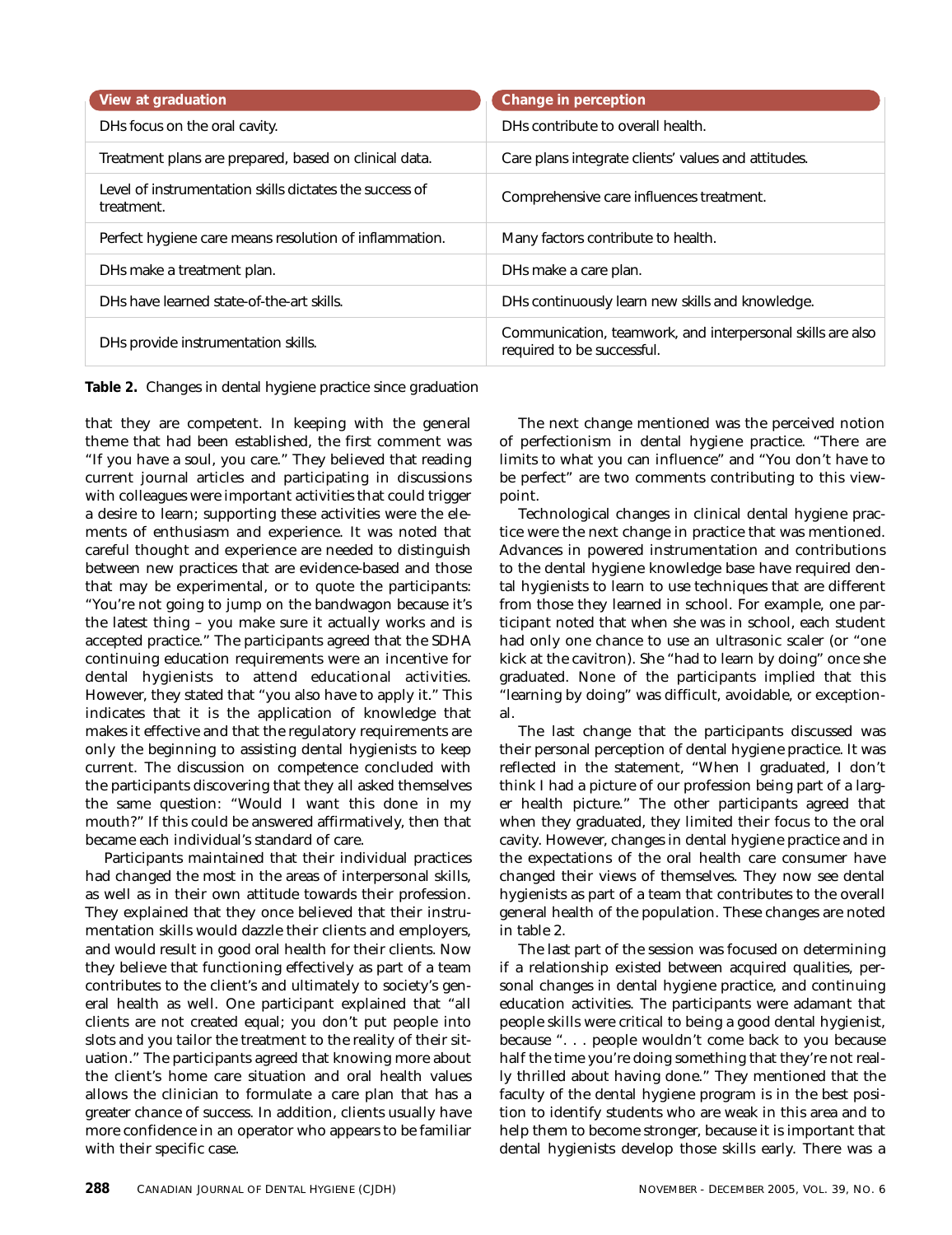| View at graduation | Change in perception |
| --- | --- |
| DHs focus on the oral cavity. | DHs contribute to overall health. |
| Treatment plans are prepared, based on clinical data. | Care plans integrate clients' values and attitudes. |
| Level of instrumentation skills dictates the success of treatment. | Comprehensive care influences treatment. |
| Perfect hygiene care means resolution of inflammation. | Many factors contribute to health. |
| DHs make a treatment plan. | DHs make a care plan. |
| DHs have learned state-of-the-art skills. | DHs continuously learn new skills and knowledge. |
| DHs provide instrumentation skills. | Communication, teamwork, and interpersonal skills are also required to be successful. |

**Table 2.** Changes in dental hygiene practice since graduation

that they are competent. In keeping with the general theme that had been established, the first comment was "If you have a soul, you care." They believed that reading current journal articles and participating in discussions with colleagues were important activities that could trigger a desire to learn; supporting these activities were the elements of enthusiasm and experience. It was noted that careful thought and experience are needed to distinguish between new practices that are evidence-based and those that may be experimental, or to quote the participants: "You're not going to jump on the bandwagon because it's the latest thing – you make sure it actually works and is accepted practice." The participants agreed that the SDHA continuing education requirements were an incentive for dental hygienists to attend educational activities. However, they stated that "you also have to apply it." This indicates that it is the application of knowledge that makes it effective and that the regulatory requirements are only the beginning to assisting dental hygienists to keep current. The discussion on competence concluded with the participants discovering that they all asked themselves the same question: "Would I want this done in my mouth?" If this could be answered affirmatively, then that became each individual's standard of care.

Participants maintained that their individual practices had changed the most in the areas of interpersonal skills, as well as in their own attitude towards their profession. They explained that they once believed that their instrumentation skills would dazzle their clients and employers, and would result in good oral health for their clients. Now they believe that functioning effectively as part of a team contributes to the client's and ultimately to society's general health as well. One participant explained that "all clients are not created equal; you don't put people into slots and you tailor the treatment to the reality of their situation." The participants agreed that knowing more about the client's home care situation and oral health values allows the clinician to formulate a care plan that has a greater chance of success. In addition, clients usually have more confidence in an operator who appears to be familiar with their specific case.

The next change mentioned was the perceived notion of perfectionism in dental hygiene practice. "There are limits to what you can influence" and "You don't have to be perfect" are two comments contributing to this viewpoint.

Technological changes in clinical dental hygiene practice were the next change in practice that was mentioned. Advances in powered instrumentation and contributions to the dental hygiene knowledge base have required dental hygienists to learn to use techniques that are different from those they learned in school. For example, one participant noted that when she was in school, each student had only one chance to use an ultrasonic scaler (or "one kick at the cavitron). She "had to learn by doing" once she graduated. None of the participants implied that this "learning by doing" was difficult, avoidable, or exceptional.

The last change that the participants discussed was their personal perception of dental hygiene practice. It was reflected in the statement, "When I graduated, I don't think I had a picture of our profession being part of a larger health picture." The other participants agreed that when they graduated, they limited their focus to the oral cavity. However, changes in dental hygiene practice and in the expectations of the oral health care consumer have changed their views of themselves. They now see dental hygienists as part of a team that contributes to the overall general health of the population. These changes are noted in table 2.

The last part of the session was focused on determining if a relationship existed between acquired qualities, personal changes in dental hygiene practice, and continuing education activities. The participants were adamant that people skills were critical to being a good dental hygienist, because ". . . people wouldn't come back to you because half the time you're doing something that they're not really thrilled about having done." They mentioned that the faculty of the dental hygiene program is in the best position to identify students who are weak in this area and to help them to become stronger, because it is important that dental hygienists develop those skills early. There was a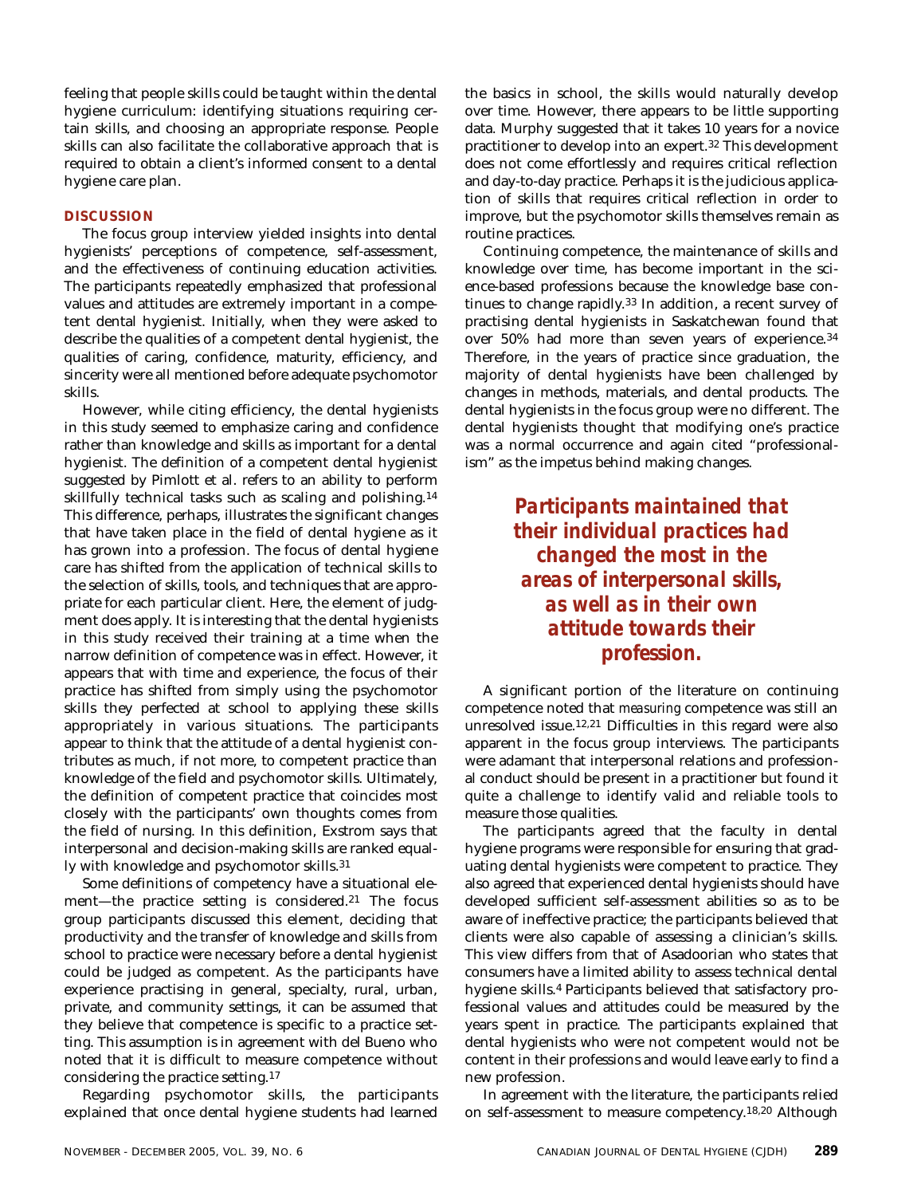feeling that people skills could be taught within the dental hygiene curriculum: identifying situations requiring certain skills, and choosing an appropriate response. People skills can also facilitate the collaborative approach that is required to obtain a client's informed consent to a dental hygiene care plan.

## DISCUSSION

The focus group interview yielded insights into dental hygienists' perceptions of competence, self-assessment, and the effectiveness of continuing education activities. The participants repeatedly emphasized that professional values and attitudes are extremely important in a competent dental hygienist. Initially, when they were asked to describe the qualities of a competent dental hygienist, the qualities of caring, confidence, maturity, efficiency, and sincerity were all mentioned before adequate psychomotor skills.

However, while citing efficiency, the dental hygienists in this study seemed to emphasize caring and confidence rather than knowledge and skills as important for a dental hygienist. The definition of a competent dental hygienist suggested by Pimlott et al. refers to an ability to perform skillfully technical tasks such as scaling and polishing.[14] This difference, perhaps, illustrates the significant changes that have taken place in the field of dental hygiene as it has grown into a profession. The focus of dental hygiene care has shifted from the application of technical skills to the selection of skills, tools, and techniques that are appropriate for each particular client. Here, the element of judgment does apply. It is interesting that the dental hygienists in this study received their training at a time when the narrow definition of competence was in effect. However, it appears that with time and experience, the focus of their practice has shifted from simply using the psychomotor skills they perfected at school to applying these skills appropriately in various situations. The participants appear to think that the attitude of a dental hygienist contributes as much, if not more, to competent practice than knowledge of the field and psychomotor skills. Ultimately, the definition of competent practice that coincides most closely with the participants' own thoughts comes from the field of nursing. In this definition, Exstrom says that interpersonal and decision-making skills are ranked equally with knowledge and psychomotor skills.[31]

Some definitions of competency have a situational element—the practice setting is considered.[21] The focus group participants discussed this element, deciding that productivity and the transfer of knowledge and skills from school to practice were necessary before a dental hygienist could be judged as competent. As the participants have experience practising in general, specialty, rural, urban, private, and community settings, it can be assumed that they believe that competence is specific to a practice setting. This assumption is in agreement with del Bueno who noted that it is difficult to measure competence without considering the practice setting.[17]

Regarding psychomotor skills, the participants explained that once dental hygiene students had learned the basics in school, the skills would naturally develop over time. However, there appears to be little supporting data. Murphy suggested that it takes 10 years for a novice practitioner to develop into an expert.[32] This development does not come effortlessly and requires critical reflection and day-to-day practice. Perhaps it is the judicious application of skills that requires critical reflection in order to improve, but the psychomotor skills themselves remain as routine practices.

Continuing competence, the maintenance of skills and knowledge over time, has become important in the science-based professions because the knowledge base continues to change rapidly.[33] In addition, a recent survey of practising dental hygienists in Saskatchewan found that over 50% had more than seven years of experience.[34] Therefore, in the years of practice since graduation, the majority of dental hygienists have been challenged by changes in methods, materials, and dental products. The dental hygienists in the focus group were no different. The dental hygienists thought that modifying one's practice was a normal occurrence and again cited "professionalism" as the impetus behind making changes.

> ***Participants maintained that their individual practices had changed the most in the areas of interpersonal skills, as well as in their own attitude towards their profession.***

A significant portion of the literature on continuing competence noted that *measuring* competence was still an unresolved issue.[12,21] Difficulties in this regard were also apparent in the focus group interviews. The participants were adamant that interpersonal relations and professional conduct should be present in a practitioner but found it quite a challenge to identify valid and reliable tools to measure those qualities.

The participants agreed that the faculty in dental hygiene programs were responsible for ensuring that graduating dental hygienists were competent to practice. They also agreed that experienced dental hygienists should have developed sufficient self-assessment abilities so as to be aware of ineffective practice; the participants believed that clients were also capable of assessing a clinician's skills. This view differs from that of Asadoorian who states that consumers have a limited ability to assess technical dental hygiene skills.[4] Participants believed that satisfactory professional values and attitudes could be measured by the years spent in practice. The participants explained that dental hygienists who were not competent would not be content in their professions and would leave early to find a new profession.

In agreement with the literature, the participants relied on self-assessment to measure competency.[18,20] Although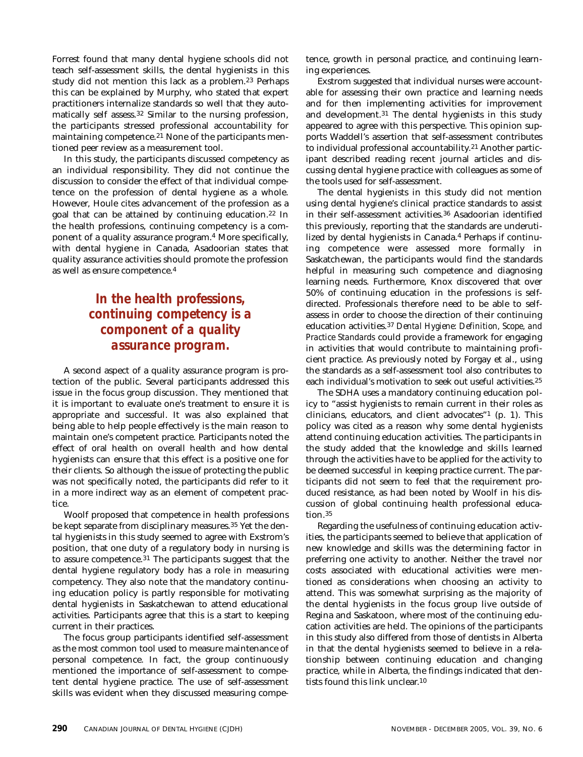Forrest found that many dental hygiene schools did not teach self-assessment skills, the dental hygienists in this study did not mention this lack as a problem.[23] Perhaps this can be explained by Murphy, who stated that expert practitioners internalize standards so well that they automatically self assess.[32] Similar to the nursing profession, the participants stressed professional accountability for maintaining competence.[21] None of the participants mentioned peer review as a measurement tool.

In this study, the participants discussed competency as an individual responsibility. They did not continue the discussion to consider the effect of that individual competence on the profession of dental hygiene as a whole. However, Houle cites advancement of the profession as a goal that can be attained by continuing education.[22] In the health professions, continuing competency is a component of a quality assurance program.[4] More specifically, with dental hygiene in Canada, Asadoorian states that quality assurance activities should promote the profession as well as ensure competence.[4]

> **In the health professions, continuing competency is a component of a quality assurance program.**

A second aspect of a quality assurance program is protection of the public. Several participants addressed this issue in the focus group discussion. They mentioned that it is important to evaluate one's treatment to ensure it is appropriate and successful. It was also explained that being able to help people effectively is the main reason to maintain one's competent practice. Participants noted the effect of oral health on overall health and how dental hygienists can ensure that this effect is a positive one for their clients. So although the issue of protecting the public was not specifically noted, the participants did refer to it in a more indirect way as an element of competent practice.

Woolf proposed that competence in health professions be kept separate from disciplinary measures.[35] Yet the dental hygienists in this study seemed to agree with Exstrom's position, that one duty of a regulatory body in nursing is to assure competence.[31] The participants suggest that the dental hygiene regulatory body has a role in measuring competency. They also note that the mandatory continuing education policy is partly responsible for motivating dental hygienists in Saskatchewan to attend educational activities. Participants agree that this is a start to keeping current in their practices.

The focus group participants identified self-assessment as the most common tool used to measure maintenance of personal competence. In fact, the group continuously mentioned the importance of self-assessment to competent dental hygiene practice. The use of self-assessment skills was evident when they discussed measuring competence, growth in personal practice, and continuing learning experiences.

Exstrom suggested that individual nurses were accountable for assessing their own practice and learning needs and for then implementing activities for improvement and development.[31] The dental hygienists in this study appeared to agree with this perspective. This opinion supports Waddell's assertion that self-assessment contributes to individual professional accountability.[21] Another participant described reading recent journal articles and discussing dental hygiene practice with colleagues as some of the tools used for self-assessment.

The dental hygienists in this study did not mention using dental hygiene's clinical practice standards to assist in their self-assessment activities.[36] Asadoorian identified this previously, reporting that the standards are underutilized by dental hygienists in Canada.[4] Perhaps if continuing competence were assessed more formally in Saskatchewan, the participants would find the standards helpful in measuring such competence and diagnosing learning needs. Furthermore, Knox discovered that over 50% of continuing education in the professions is self-directed. Professionals therefore need to be able to self-assess in order to choose the direction of their continuing education activities.[37] *Dental Hygiene: Definition, Scope, and Practice Standards* could provide a framework for engaging in activities that would contribute to maintaining proficient practice. As previously noted by Forgay et al., using the standards as a self-assessment tool also contributes to each individual's motivation to seek out useful activities.[25]

The SDHA uses a mandatory continuing education policy to "assist hygienists to remain current in their roles as clinicians, educators, and client advocates"[1] (p. 1). This policy was cited as a reason why some dental hygienists attend continuing education activities. The participants in the study added that the knowledge and skills learned through the activities have to be applied for the activity to be deemed successful in keeping practice current. The participants did not seem to feel that the requirement produced resistance, as had been noted by Woolf in his discussion of global continuing health professional education.[35]

Regarding the usefulness of continuing education activities, the participants seemed to believe that application of new knowledge and skills was the determining factor in preferring one activity to another. Neither the travel nor costs associated with educational activities were mentioned as considerations when choosing an activity to attend. This was somewhat surprising as the majority of the dental hygienists in the focus group live outside of Regina and Saskatoon, where most of the continuing education activities are held. The opinions of the participants in this study also differed from those of dentists in Alberta in that the dental hygienists seemed to believe in a relationship between continuing education and changing practice, while in Alberta, the findings indicated that dentists found this link unclear.[10]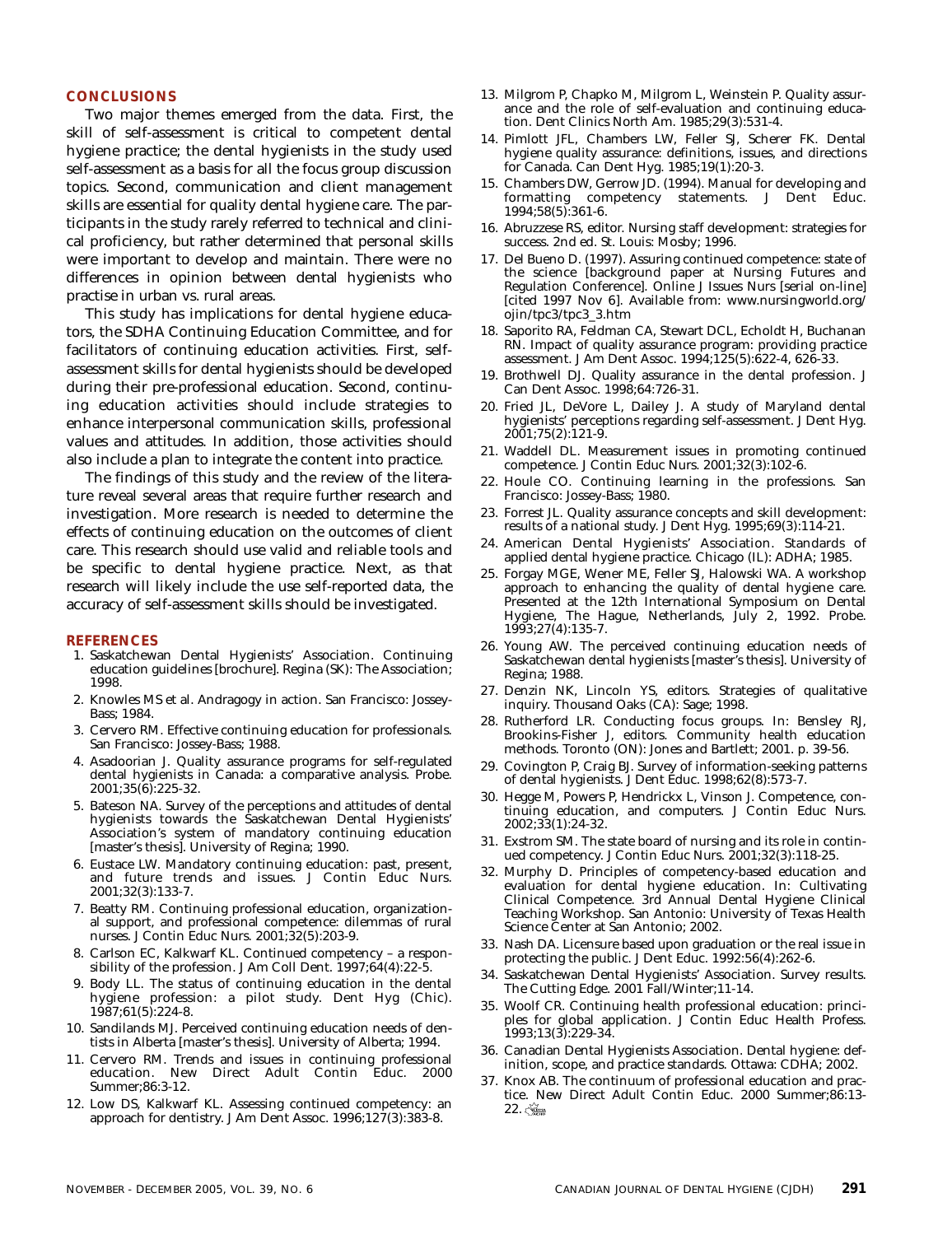## CONCLUSIONS

Two major themes emerged from the data. First, the skill of self-assessment is critical to competent dental hygiene practice; the dental hygienists in the study used self-assessment as a basis for all the focus group discussion topics. Second, communication and client management skills are essential for quality dental hygiene care. The participants in the study rarely referred to technical and clinical proficiency, but rather determined that personal skills were important to develop and maintain. There were no differences in opinion between dental hygienists who practise in urban vs. rural areas.

This study has implications for dental hygiene educators, the SDHA Continuing Education Committee, and for facilitators of continuing education activities. First, self-assessment skills for dental hygienists should be developed during their pre-professional education. Second, continuing education activities should include strategies to enhance interpersonal communication skills, professional values and attitudes. In addition, those activities should also include a plan to integrate the content into practice.

The findings of this study and the review of the literature reveal several areas that require further research and investigation. More research is needed to determine the effects of continuing education on the outcomes of client care. This research should use valid and reliable tools and be specific to dental hygiene practice. Next, as that research will likely include the use self-reported data, the accuracy of self-assessment skills should be investigated.

## REFERENCES

1. Saskatchewan Dental Hygienists' Association. Continuing education guidelines [brochure]. Regina (SK): The Association; 1998.
2. Knowles MS et al. Andragogy in action. San Francisco: Jossey-Bass; 1984.
3. Cervero RM. Effective continuing education for professionals. San Francisco: Jossey-Bass; 1988.
4. Asadoorian J. Quality assurance programs for self-regulated dental hygienists in Canada: a comparative analysis. Probe. 2001;35(6):225-32.
5. Bateson NA. Survey of the perceptions and attitudes of dental hygienists towards the Saskatchewan Dental Hygienists' Association's system of mandatory continuing education [master's thesis]. University of Regina; 1990.
6. Eustace LW. Mandatory continuing education: past, present, and future trends and issues. J Contin Educ Nurs. 2001;32(3):133-7.
7. Beatty RM. Continuing professional education, organizational support, and professional competence: dilemmas of rural nurses. J Contin Educ Nurs. 2001;32(5):203-9.
8. Carlson EC, Kalkwarf KL. Continued competency – a responsibility of the profession. J Am Coll Dent. 1997;64(4):22-5.
9. Body LL. The status of continuing education in the dental hygiene profession: a pilot study. Dent Hyg (Chic). 1987;61(5):224-8.
10. Sandilands MJ. Perceived continuing education needs of dentists in Alberta [master's thesis]. University of Alberta; 1994.
11. Cervero RM. Trends and issues in continuing professional education. New Direct Adult Contin Educ. 2000 Summer;86:3-12.
12. Low DS, Kalkwarf KL. Assessing continued competency: an approach for dentistry. J Am Dent Assoc. 1996;127(3):383-8.
13. Milgrom P, Chapko M, Milgrom L, Weinstein P. Quality assurance and the role of self-evaluation and continuing education. Dent Clinics North Am. 1985;29(3):531-4.
14. Pimlott JFL, Chambers LW, Feller SJ, Scherer FK. Dental hygiene quality assurance: definitions, issues, and directions for Canada. Can Dent Hyg. 1985;19(1):20-3.
15. Chambers DW, Gerrow JD. (1994). Manual for developing and formatting competency statements. J Dent Educ. 1994;58(5):361-6.
16. Abruzzese RS, editor. Nursing staff development: strategies for success. 2nd ed. St. Louis: Mosby; 1996.
17. Del Bueno D. (1997). Assuring continued competence: state of the science [background paper at Nursing Futures and Regulation Conference]. Online J Issues Nurs [serial on-line] [cited 1997 Nov 6]. Available from: www.nursingworld.org/ojin/tpc3/tpc3_3.htm
18. Saporito RA, Feldman CA, Stewart DCL, Echoldt H, Buchanan RN. Impact of quality assurance program: providing practice assessment. J Am Dent Assoc. 1994;125(5):622-4, 626-33.
19. Brothwell DJ. Quality assurance in the dental profession. J Can Dent Assoc. 1998;64:726-31.
20. Fried JL, DeVore L, Dailey J. A study of Maryland dental hygienists' perceptions regarding self-assessment. J Dent Hyg. 2001;75(2):121-9.
21. Waddell DL. Measurement issues in promoting continued competence. J Contin Educ Nurs. 2001;32(3):102-6.
22. Houle CO. Continuing learning in the professions. San Francisco: Jossey-Bass; 1980.
23. Forrest JL. Quality assurance concepts and skill development: results of a national study. J Dent Hyg. 1995;69(3):114-21.
24. American Dental Hygienists' Association. Standards of applied dental hygiene practice. Chicago (IL): ADHA; 1985.
25. Forgay MGE, Wener ME, Feller SJ, Halowski WA. A workshop approach to enhancing the quality of dental hygiene care. Presented at the 12th International Symposium on Dental Hygiene, The Hague, Netherlands, July 2, 1992. Probe. 1993;27(4):135-7.
26. Young AW. The perceived continuing education needs of Saskatchewan dental hygienists [master's thesis]. University of Regina; 1988.
27. Denzin NK, Lincoln YS, editors. Strategies of qualitative inquiry. Thousand Oaks (CA): Sage; 1998.
28. Rutherford LR. Conducting focus groups. In: Bensley RJ, Brookins-Fisher J, editors. Community health education methods. Toronto (ON): Jones and Bartlett; 2001. p. 39-56.
29. Covington P, Craig BJ. Survey of information-seeking patterns of dental hygienists. J Dent Educ. 1998;62(8):573-7.
30. Hegge M, Powers P, Hendrickx L, Vinson J. Competence, continuing education, and computers. J Contin Educ Nurs. 2002;33(1):24-32.
31. Exstrom SM. The state board of nursing and its role in continued competency. J Contin Educ Nurs. 2001;32(3):118-25.
32. Murphy D. Principles of competency-based education and evaluation for dental hygiene education. In: Cultivating Clinical Competence. 3rd Annual Dental Hygiene Clinical Teaching Workshop. San Antonio: University of Texas Health Science Center at San Antonio; 2002.
33. Nash DA. Licensure based upon graduation or the real issue in protecting the public. J Dent Educ. 1992:56(4):262-6.
34. Saskatchewan Dental Hygienists' Association. Survey results. The Cutting Edge. 2001 Fall/Winter;11-14.
35. Woolf CR. Continuing health professional education: principles for global application. J Contin Educ Health Profess. 1993;13(3):229-34.
36. Canadian Dental Hygienists Association. Dental hygiene: definition, scope, and practice standards. Ottawa: CDHA; 2002.
37. Knox AB. The continuum of professional education and practice. New Direct Adult Contin Educ. 2000 Summer;86:13-22.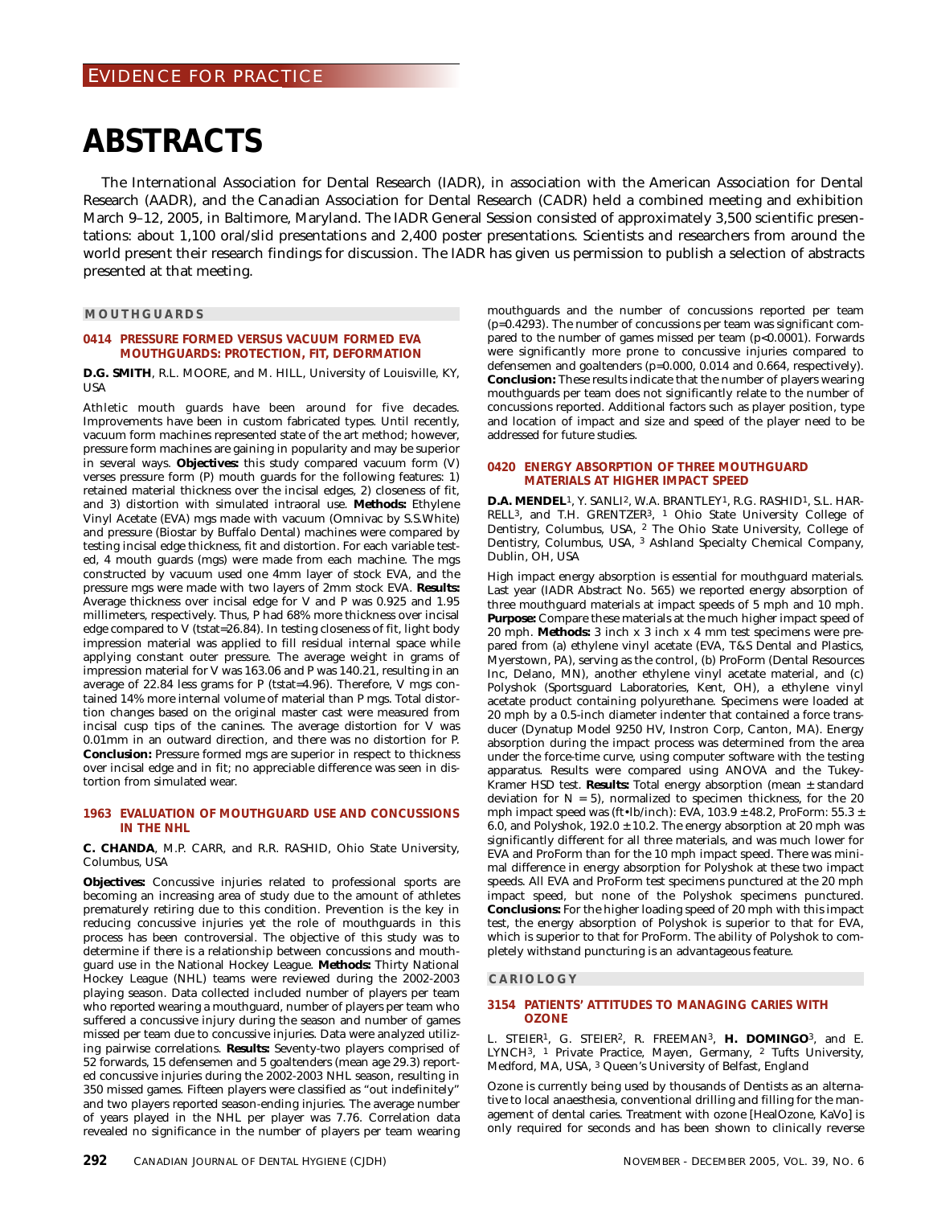EVIDENCE FOR PRACTICE

# ABSTRACTS

The International Association for Dental Research (IADR), in association with the American Association for Dental Research (AADR), and the Canadian Association for Dental Research (CADR) held a combined meeting and exhibition March 9–12, 2005, in Baltimore, Maryland. The IADR General Session consisted of approximately 3,500 scientific presentations: about 1,100 oral/slid presentations and 2,400 poster presentations. Scientists and researchers from around the world present their research findings for discussion. The IADR has given us permission to publish a selection of abstracts presented at that meeting.

## MOUTHGUARDS

### 0414 PRESSURE FORMED VERSUS VACUUM FORMED EVA MOUTHGUARDS: PROTECTION, FIT, DEFORMATION

**D.G. SMITH**, R.L. MOORE, and M. HILL, University of Louisville, KY, USA

Athletic mouth guards have been around for five decades. Improvements have been in custom fabricated types. Until recently, vacuum form machines represented state of the art method; however, pressure form machines are gaining in popularity and may be superior in several ways. **Objectives:** this study compared vacuum form (V) verses pressure form (P) mouth guards for the following features: 1) retained material thickness over the incisal edges, 2) closeness of fit, and 3) distortion with simulated intraoral use. **Methods:** Ethylene Vinyl Acetate (EVA) mgs made with vacuum (Omnivac by S.S.White) and pressure (Biostar by Buffalo Dental) machines were compared by testing incisal edge thickness, fit and distortion. For each variable tested, 4 mouth guards (mgs) were made from each machine. The mgs constructed by vacuum used one 4mm layer of stock EVA, and the pressure mgs were made with two layers of 2mm stock EVA. **Results:** Average thickness over incisal edge for V and P was 0.925 and 1.95 millimeters, respectively. Thus, P had 68% more thickness over incisal edge compared to V (tstat=26.84). In testing closeness of fit, light body impression material was applied to fill residual internal space while applying constant outer pressure. The average weight in grams of impression material for V was 163.06 and P was 140.21, resulting in an average of 22.84 less grams for P (tstat=4.96). Therefore, V mgs contained 14% more internal volume of material than P mgs. Total distortion changes based on the original master cast were measured from incisal cusp tips of the canines. The average distortion for V was 0.01mm in an outward direction, and there was no distortion for P. **Conclusion:** Pressure formed mgs are superior in respect to thickness over incisal edge and in fit; no appreciable difference was seen in distortion from simulated wear.

### 1963 EVALUATION OF MOUTHGUARD USE AND CONCUSSIONS IN THE NHL

**C. CHANDA**, M.P. CARR, and R.R. RASHID, Ohio State University, Columbus, USA

**Objectives:** Concussive injuries related to professional sports are becoming an increasing area of study due to the amount of athletes prematurely retiring due to this condition. Prevention is the key in reducing concussive injuries yet the role of mouthguards in this process has been controversial. The objective of this study was to determine if there is a relationship between concussions and mouthguard use in the National Hockey League. **Methods:** Thirty National Hockey League (NHL) teams were reviewed during the 2002-2003 playing season. Data collected included number of players per team who reported wearing a mouthguard, number of players per team who suffered a concussive injury during the season and number of games missed per team due to concussive injuries. Data were analyzed utilizing pairwise correlations. **Results:** Seventy-two players comprised of 52 forwards, 15 defensemen and 5 goaltenders (mean age 29.3) reported concussive injuries during the 2002-2003 NHL season, resulting in 350 missed games. Fifteen players were classified as "out indefinitely" and two players reported season-ending injuries. The average number of years played in the NHL per player was 7.76. Correlation data revealed no significance in the number of players per team wearing mouthguards and the number of concussions reported per team (p=0.4293). The number of concussions per team was significant compared to the number of games missed per team (p<0.0001). Forwards were significantly more prone to concussive injuries compared to defensemen and goaltenders (p=0.000, 0.014 and 0.664, respectively). **Conclusion:** These results indicate that the number of players wearing mouthguards per team does not significantly relate to the number of concussions reported. Additional factors such as player position, type and location of impact and size and speed of the player need to be addressed for future studies.

### 0420 ENERGY ABSORPTION OF THREE MOUTHGUARD MATERIALS AT HIGHER IMPACT SPEED

**D.A. MENDEL**[1], Y. SANLI[2], W.A. BRANTLEY[1], R.G. RASHID[1], S.L. HARRELL[3], and T.H. GRENTZER[3], [1] Ohio State University College of Dentistry, Columbus, USA, [2] The Ohio State University, College of Dentistry, Columbus, USA, [3] Ashland Specialty Chemical Company, Dublin, OH, USA

High impact energy absorption is essential for mouthguard materials. Last year (IADR Abstract No. 565) we reported energy absorption of three mouthguard materials at impact speeds of 5 mph and 10 mph. **Purpose:** Compare these materials at the much higher impact speed of 20 mph. **Methods:** 3 inch x 3 inch x 4 mm test specimens were prepared from (a) ethylene vinyl acetate (EVA, T&S Dental and Plastics, Myerstown, PA), serving as the control, (b) ProForm (Dental Resources Inc, Delano, MN), another ethylene vinyl acetate material, and (c) Polyshok (Sportsguard Laboratories, Kent, OH), a ethylene vinyl acetate product containing polyurethane. Specimens were loaded at 20 mph by a 0.5-inch diameter indenter that contained a force transducer (Dynatup Model 9250 HV, Instron Corp, Canton, MA). Energy absorption during the impact process was determined from the area under the force-time curve, using computer software with the testing apparatus. Results were compared using ANOVA and the Tukey-Kramer HSD test. **Results:** Total energy absorption (mean ± standard deviation for N = 5), normalized to specimen thickness, for the 20 mph impact speed was (ft•lb/inch): EVA, 103.9 ± 48.2, ProForm: 55.3 ± 6.0, and Polyshok, 192.0 ± 10.2. The energy absorption at 20 mph was significantly different for all three materials, and was much lower for EVA and ProForm than for the 10 mph impact speed. There was minimal difference in energy absorption for Polyshok at these two impact speeds. All EVA and ProForm test specimens punctured at the 20 mph impact speed, but none of the Polyshok specimens punctured. **Conclusions:** For the higher loading speed of 20 mph with this impact test, the energy absorption of Polyshok is superior to that for EVA, which is superior to that for ProForm. The ability of Polyshok to completely withstand puncturing is an advantageous feature.

## CARIOLOGY

### 3154 PATIENTS' ATTITUDES TO MANAGING CARIES WITH OZONE

L. STEIER[1], G. STEIER[2], R. FREEMAN[3], **H. DOMINGO**[3], and E. LYNCH[3], [1] Private Practice, Mayen, Germany, [2] Tufts University, Medford, MA, USA, [3] Queen's University of Belfast, England

Ozone is currently being used by thousands of Dentists as an alternative to local anaesthesia, conventional drilling and filling for the management of dental caries. Treatment with ozone [HealOzone, KaVo] is only required for seconds and has been shown to clinically reverse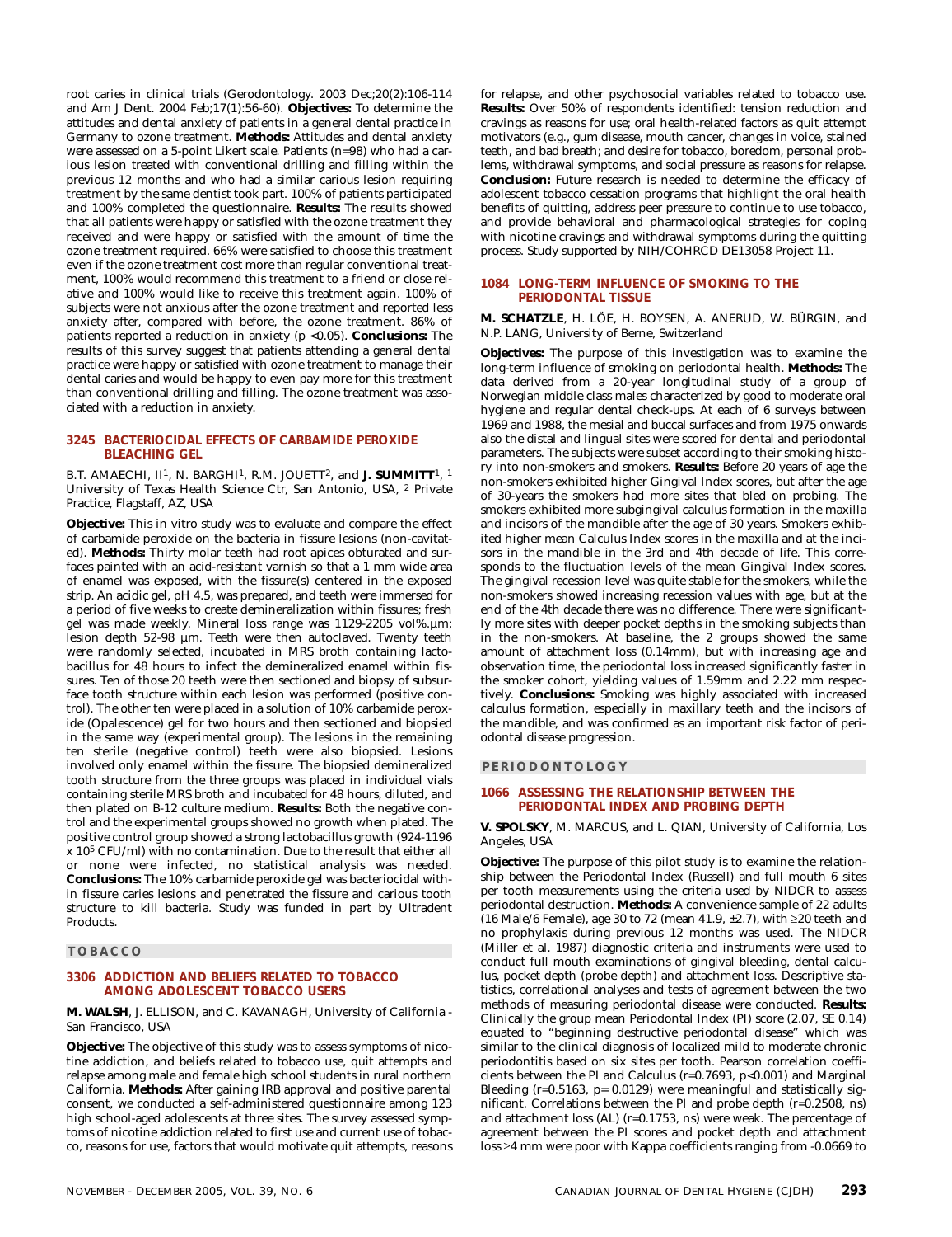root caries in clinical trials (Gerodontology. 2003 Dec;20(2):106-114 and Am J Dent. 2004 Feb;17(1):56-60). **Objectives:** To determine the attitudes and dental anxiety of patients in a general dental practice in Germany to ozone treatment. **Methods:** Attitudes and dental anxiety were assessed on a 5-point Likert scale. Patients (n=98) who had a carious lesion treated with conventional drilling and filling within the previous 12 months and who had a similar carious lesion requiring treatment by the same dentist took part. 100% of patients participated and 100% completed the questionnaire. **Results:** The results showed that all patients were happy or satisfied with the ozone treatment they received and were happy or satisfied with the amount of time the ozone treatment required. 66% were satisfied to choose this treatment even if the ozone treatment cost more than regular conventional treatment, 100% would recommend this treatment to a friend or close relative and 100% would like to receive this treatment again. 100% of subjects were not anxious after the ozone treatment and reported less anxiety after, compared with before, the ozone treatment. 86% of patients reported a reduction in anxiety ($p < 0.05$). **Conclusions:** The results of this survey suggest that patients attending a general dental practice were happy or satisfied with ozone treatment to manage their dental caries and would be happy to even pay more for this treatment than conventional drilling and filling. The ozone treatment was associated with a reduction in anxiety.

### 3245 BACTERIOCIDAL EFFECTS OF CARBAMIDE PEROXIDE BLEACHING GEL

B.T. AMAECHI, II[1], N. BARGHI[1], R.M. JOUETT[2], and **J. SUMMITT**[1], [1] University of Texas Health Science Ctr, San Antonio, USA, [2] Private Practice, Flagstaff, AZ, USA

**Objective:** This in vitro study was to evaluate and compare the effect of carbamide peroxide on the bacteria in fissure lesions (non-cavitated). **Methods:** Thirty molar teeth had root apices obturated and surfaces painted with an acid-resistant varnish so that a 1 mm wide area of enamel was exposed, with the fissure(s) centered in the exposed strip. An acidic gel, pH 4.5, was prepared, and teeth were immersed for a period of five weeks to create demineralization within fissures; fresh gel was made weekly. Mineral loss range was 1129-2205 vol%.µm; lesion depth 52-98 µm. Teeth were then autoclaved. Twenty teeth were randomly selected, incubated in MRS broth containing lactobacillus for 48 hours to infect the demineralized enamel within fissures. Ten of those 20 teeth were then sectioned and biopsy of subsurface tooth structure within each lesion was performed (positive control). The other ten were placed in a solution of 10% carbamide peroxide (Opalescence) gel for two hours and then sectioned and biopsied in the same way (experimental group). The lesions in the remaining ten sterile (negative control) teeth were also biopsied. Lesions involved only enamel within the fissure. The biopsied demineralized tooth structure from the three groups was placed in individual vials containing sterile MRS broth and incubated for 48 hours, diluted, and then plated on B-12 culture medium. **Results:** Both the negative control and the experimental groups showed no growth when plated. The positive control group showed a strong lactobacillus growth (924-1196 x $10^5$ CFU/ml) with no contamination. Due to the result that either all or none were infected, no statistical analysis was needed. **Conclusions:** The 10% carbamide peroxide gel was bacteriocidal within fissure caries lesions and penetrated the fissure and carious tooth structure to kill bacteria. Study was funded in part by Ultradent Products.

## TOBACCO

### 3306 ADDICTION AND BELIEFS RELATED TO TOBACCO AMONG ADOLESCENT TOBACCO USERS

**M. WALSH**, J. ELLISON, and C. KAVANAGH, University of California - San Francisco, USA

**Objective:** The objective of this study was to assess symptoms of nicotine addiction, and beliefs related to tobacco use, quit attempts and relapse among male and female high school students in rural northern California. **Methods:** After gaining IRB approval and positive parental consent, we conducted a self-administered questionnaire among 123 high school-aged adolescents at three sites. The survey assessed symptoms of nicotine addiction related to first use and current use of tobacco, reasons for use, factors that would motivate quit attempts, reasons for relapse, and other psychosocial variables related to tobacco use. **Results:** Over 50% of respondents identified: tension reduction and cravings as reasons for use; oral health-related factors as quit attempt motivators (e.g., gum disease, mouth cancer, changes in voice, stained teeth, and bad breath; and desire for tobacco, boredom, personal problems, withdrawal symptoms, and social pressure as reasons for relapse. **Conclusion:** Future research is needed to determine the efficacy of adolescent tobacco cessation programs that highlight the oral health benefits of quitting, address peer pressure to continue to use tobacco, and provide behavioral and pharmacological strategies for coping with nicotine cravings and withdrawal symptoms during the quitting process. Study supported by NIH/COHRCD DE13058 Project 11.

### 1084 LONG-TERM INFLUENCE OF SMOKING TO THE PERIODONTAL TISSUE

**M. SCHATZLE**, H. LÖE, H. BOYSEN, A. ANERUD, W. BÜRGIN, and N.P. LANG, University of Berne, Switzerland

**Objectives:** The purpose of this investigation was to examine the long-term influence of smoking on periodontal health. **Methods:** The data derived from a 20-year longitudinal study of a group of Norwegian middle class males characterized by good to moderate oral hygiene and regular dental check-ups. At each of 6 surveys between 1969 and 1988, the mesial and buccal surfaces and from 1975 onwards also the distal and lingual sites were scored for dental and periodontal parameters. The subjects were subset according to their smoking history into non-smokers and smokers. **Results:** Before 20 years of age the non-smokers exhibited higher Gingival Index scores, but after the age of 30-years the smokers had more sites that bled on probing. The smokers exhibited more subgingival calculus formation in the maxilla and incisors of the mandible after the age of 30 years. Smokers exhibited higher mean Calculus Index scores in the maxilla and at the incisors in the mandible in the 3rd and 4th decade of life. This corresponds to the fluctuation levels of the mean Gingival Index scores. The gingival recession level was quite stable for the smokers, while the non-smokers showed increasing recession values with age, but at the end of the 4th decade there was no difference. There were significantly more sites with deeper pocket depths in the smoking subjects than in the non-smokers. At baseline, the 2 groups showed the same amount of attachment loss (0.14mm), but with increasing age and observation time, the periodontal loss increased significantly faster in the smoker cohort, yielding values of 1.59mm and 2.22 mm respectively. **Conclusions:** Smoking was highly associated with increased calculus formation, especially in maxillary teeth and the incisors of the mandible, and was confirmed as an important risk factor of periodontal disease progression.

## PERIODONTOLOGY

### 1066 ASSESSING THE RELATIONSHIP BETWEEN THE PERIODONTAL INDEX AND PROBING DEPTH

**V. SPOLSKY**, M. MARCUS, and L. QIAN, University of California, Los Angeles, USA

**Objective:** The purpose of this pilot study is to examine the relationship between the Periodontal Index (Russell) and full mouth 6 sites per tooth measurements using the criteria used by NIDCR to assess periodontal destruction. **Methods:** A convenience sample of 22 adults (16 Male/6 Female), age 30 to 72 (mean 41.9, ±2.7), with ≥20 teeth and no prophylaxis during previous 12 months was used. The NIDCR (Miller et al. 1987) diagnostic criteria and instruments were used to conduct full mouth examinations of gingival bleeding, dental calculus, pocket depth (probe depth) and attachment loss. Descriptive statistics, correlational analyses and tests of agreement between the two methods of measuring periodontal disease were conducted. **Results:** Clinically the group mean Periodontal Index (PI) score (2.07, SE 0.14) equated to "beginning destructive periodontal disease" which was similar to the clinical diagnosis of localized mild to moderate chronic periodontitis based on six sites per tooth. Pearson correlation coefficients between the PI and Calculus ($r=0.7693$, $p<0.001$) and Marginal Bleeding ($r=0.5163$, $p= 0.0129$) were meaningful and statistically significant. Correlations between the PI and probe depth ($r=0.2508$, ns) and attachment loss (AL) ($r=0.1753$, ns) were weak. The percentage of agreement between the PI scores and pocket depth and attachment loss ≥4 mm were poor with Kappa coefficients ranging from -0.0669 to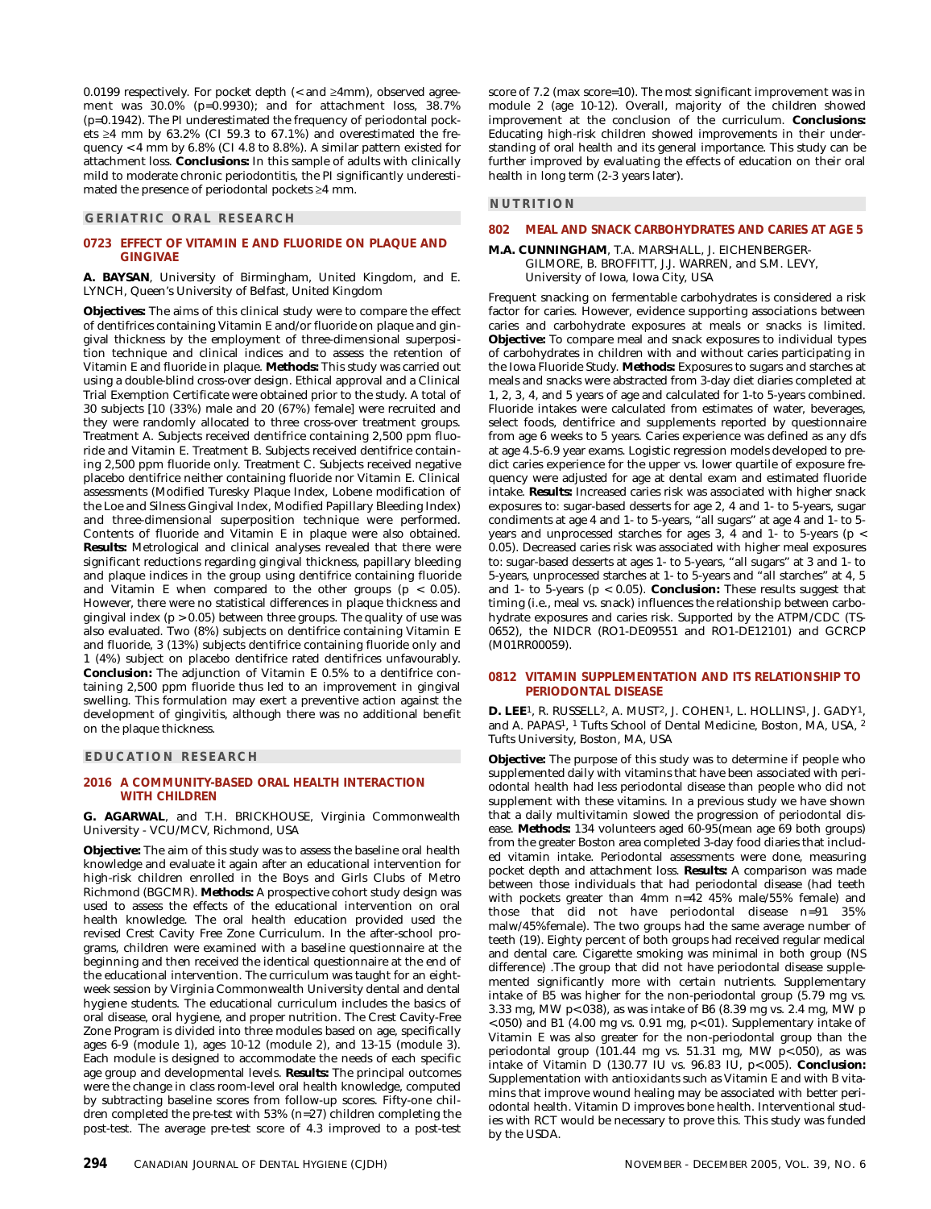0.0199 respectively. For pocket depth (< and ≥4mm), observed agreement was 30.0% (p=0.9930); and for attachment loss, 38.7% (p=0.1942). The PI underestimated the frequency of periodontal pockets ≥4 mm by 63.2% (CI 59.3 to 67.1%) and overestimated the frequency <4 mm by 6.8% (CI 4.8 to 8.8%). A similar pattern existed for attachment loss. **Conclusions:** In this sample of adults with clinically mild to moderate chronic periodontitis, the PI significantly underestimated the presence of periodontal pockets ≥4 mm.

## GERIATRIC ORAL RESEARCH

### 0723 EFFECT OF VITAMIN E AND FLUORIDE ON PLAQUE AND GINGIVAE

**A. BAYSAN**, University of Birmingham, United Kingdom, and E. LYNCH, Queen's University of Belfast, United Kingdom

**Objectives:** The aims of this clinical study were to compare the effect of dentifrices containing Vitamin E and/or fluoride on plaque and gingival thickness by the employment of three-dimensional superposition technique and clinical indices and to assess the retention of Vitamin E and fluoride in plaque. **Methods:** This study was carried out using a double-blind cross-over design. Ethical approval and a Clinical Trial Exemption Certificate were obtained prior to the study. A total of 30 subjects [10 (33%) male and 20 (67%) female] were recruited and they were randomly allocated to three cross-over treatment groups. Treatment A. Subjects received dentifrice containing 2,500 ppm fluoride and Vitamin E. Treatment B. Subjects received dentifrice containing 2,500 ppm fluoride only. Treatment C. Subjects received negative placebo dentifrice neither containing fluoride nor Vitamin E. Clinical assessments (Modified Turesky Plaque Index, Lobene modification of the Loe and Silness Gingival Index, Modified Papillary Bleeding Index) and three-dimensional superposition technique were performed. Contents of fluoride and Vitamin E in plaque were also obtained. **Results:** Metrological and clinical analyses revealed that there were significant reductions regarding gingival thickness, papillary bleeding and plaque indices in the group using dentifrice containing fluoride and Vitamin E when compared to the other groups ($p < 0.05$). However, there were no statistical differences in plaque thickness and gingival index ($p > 0.05$) between three groups. The quality of use was also evaluated. Two (8%) subjects on dentifrice containing Vitamin E and fluoride, 3 (13%) subjects dentifrice containing fluoride only and 1 (4%) subject on placebo dentifrice rated dentifrices unfavourably. **Conclusion:** The adjunction of Vitamin E 0.5% to a dentifrice containing 2,500 ppm fluoride thus led to an improvement in gingival swelling. This formulation may exert a preventive action against the development of gingivitis, although there was no additional benefit on the plaque thickness.

## EDUCATION RESEARCH

### 2016 A COMMUNITY-BASED ORAL HEALTH INTERACTION WITH CHILDREN

**G. AGARWAL**, and T.H. BRICKHOUSE, Virginia Commonwealth University - VCU/MCV, Richmond, USA

**Objective:** The aim of this study was to assess the baseline oral health knowledge and evaluate it again after an educational intervention for high-risk children enrolled in the Boys and Girls Clubs of Metro Richmond (BGCMR). **Methods:** A prospective cohort study design was used to assess the effects of the educational intervention on oral health knowledge. The oral health education provided used the revised Crest Cavity Free Zone Curriculum. In the after-school programs, children were examined with a baseline questionnaire at the beginning and then received the identical questionnaire at the end of the educational intervention. The curriculum was taught for an eight-week session by Virginia Commonwealth University dental and dental hygiene students. The educational curriculum includes the basics of oral disease, oral hygiene, and proper nutrition. The Crest Cavity-Free Zone Program is divided into three modules based on age, specifically ages 6-9 (module 1), ages 10-12 (module 2), and 13-15 (module 3). Each module is designed to accommodate the needs of each specific age group and developmental levels. **Results:** The principal outcomes were the change in class room-level oral health knowledge, computed by subtracting baseline scores from follow-up scores. Fifty-one children completed the pre-test with 53% (n=27) children completing the post-test. The average pre-test score of 4.3 improved to a post-test score of 7.2 (max score=10). The most significant improvement was in module 2 (age 10-12). Overall, majority of the children showed improvement at the conclusion of the curriculum. **Conclusions:** Educating high-risk children showed improvements in their understanding of oral health and its general importance. This study can be further improved by evaluating the effects of education on their oral health in long term (2-3 years later).

## NUTRITION

### 802 MEAL AND SNACK CARBOHYDRATES AND CARIES AT AGE 5

**M.A. CUNNINGHAM**, T.A. MARSHALL, J. EICHENBERGER-GILMORE, B. BROFFITT, J.J. WARREN, and S.M. LEVY, University of Iowa, Iowa City, USA

Frequent snacking on fermentable carbohydrates is considered a risk factor for caries. However, evidence supporting associations between caries and carbohydrate exposures at meals or snacks is limited. **Objective:** To compare meal and snack exposures to individual types of carbohydrates in children with and without caries participating in the Iowa Fluoride Study. **Methods:** Exposures to sugars and starches at meals and snacks were abstracted from 3-day diet diaries completed at 1, 2, 3, 4, and 5 years of age and calculated for 1-to 5-years combined. Fluoride intakes were calculated from estimates of water, beverages, select foods, dentifrice and supplements reported by questionnaire from age 6 weeks to 5 years. Caries experience was defined as any dfs at age 4.5-6.9 year exams. Logistic regression models developed to predict caries experience for the upper vs. lower quartile of exposure frequency were adjusted for age at dental exam and estimated fluoride intake. **Results:** Increased caries risk was associated with higher snack exposures to: sugar-based desserts for age 2, 4 and 1- to 5-years, sugar condiments at age 4 and 1- to 5-years, "all sugars" at age 4 and 1- to 5-years and unprocessed starches for ages 3, 4 and 1- to 5-years ($p < 0.05$). Decreased caries risk was associated with higher meal exposures to: sugar-based desserts at ages 1- to 5-years, "all sugars" at 3 and 1- to 5-years, unprocessed starches at 1- to 5-years and "all starches" at 4, 5 and 1- to 5-years ($p < 0.05$). **Conclusion:** These results suggest that timing (i.e., meal vs. snack) influences the relationship between carbohydrate exposures and caries risk. Supported by the ATPM/CDC (TS-0652), the NIDCR (RO1-DE09551 and RO1-DE12101) and GCRCP (M01RR00059).

### 0812 VITAMIN SUPPLEMENTATION AND ITS RELATIONSHIP TO PERIODONTAL DISEASE

**D. LEE**[1], R. RUSSELL[2], A. MUST[2], J. COHEN[1], L. HOLLINS[1], J. GADY[1], and A. PAPAS[1], [1] Tufts School of Dental Medicine, Boston, MA, USA, [2] Tufts University, Boston, MA, USA

**Objective:** The purpose of this study was to determine if people who supplemented daily with vitamins that have been associated with periodontal health had less periodontal disease than people who did not supplement with these vitamins. In a previous study we have shown that a daily multivitamin slowed the progression of periodontal disease. **Methods:** 134 volunteers aged 60-95(mean age 69 both groups) from the greater Boston area completed 3-day food diaries that included vitamin intake. Periodontal assessments were done, measuring pocket depth and attachment loss. **Results:** A comparison was made between those individuals that had periodontal disease (had teeth with pockets greater than 4mm n=42 45% male/55% female) and those that did not have periodontal disease n=91 35% malw/45%female). The two groups had the same average number of teeth (19). Eighty percent of both groups had received regular medical and dental care. Cigarette smoking was minimal in both group (NS difference) .The group that did not have periodontal disease supplemented significantly more with certain nutrients. Supplementary intake of B5 was higher for the non-periodontal group (5.79 mg vs. 3.33 mg, MW p<038), as was intake of B6 (8.39 mg vs. 2.4 mg, MW p <050) and B1 (4.00 mg vs. 0.91 mg, p<01). Supplementary intake of Vitamin E was also greater for the non-periodontal group than the periodontal group (101.44 mg vs. 51.31 mg, MW p<050), as was intake of Vitamin D (130.77 IU vs. 96.83 IU, p<005). **Conclusion:** Supplementation with antioxidants such as Vitamin E and with B vitamins that improve wound healing may be associated with better periodontal health. Vitamin D improves bone health. Interventional studies with RCT would be necessary to prove this. This study was funded by the USDA.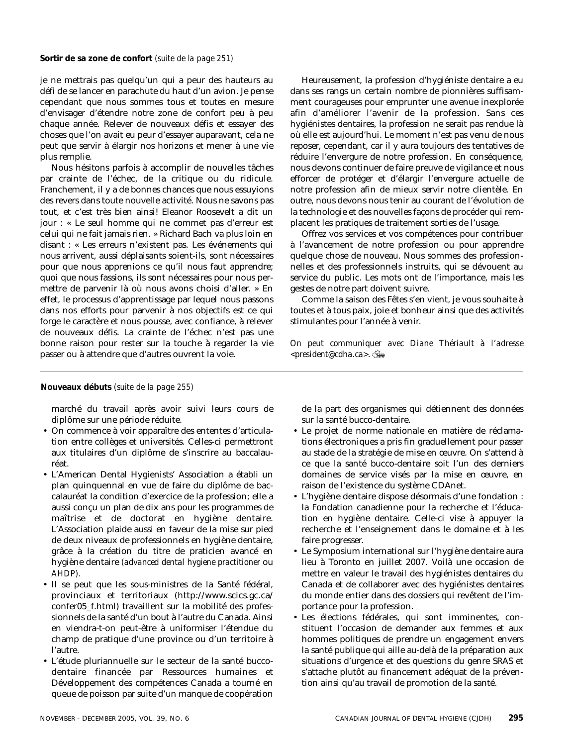**Sortir de sa zone de confort** *(suite de la page 251)*

je ne mettrais pas quelqu'un qui a peur des hauteurs au défi de se lancer en parachute du haut d'un avion. Je pense cependant que nous sommes tous et toutes en mesure d'envisager d'étendre notre zone de confort peu à peu chaque année. Relever de nouveaux défis et essayer des choses que l'on avait eu peur d'essayer auparavant, cela ne peut que servir à élargir nos horizons et mener à une vie plus remplie.

Nous hésitons parfois à accomplir de nouvelles tâches par crainte de l'échec, de la critique ou du ridicule. Franchement, il y a de bonnes chances que nous essuyions des revers dans toute nouvelle activité. Nous ne savons pas tout, et c'est très bien ainsi! Eleanor Roosevelt a dit un jour : « Le seul homme qui ne commet pas d'erreur est celui qui ne fait jamais rien. » Richard Bach va plus loin en disant : « Les erreurs n'existent pas. Les événements qui nous arrivent, aussi déplaisants soient-ils, sont nécessaires pour que nous apprenions ce qu'il nous faut apprendre; quoi que nous fassions, ils sont nécessaires pour nous permettre de parvenir là où nous avons choisi d'aller. » En effet, le processus d'apprentissage par lequel nous passons dans nos efforts pour parvenir à nos objectifs est ce qui forge le caractère et nous pousse, avec confiance, à relever de nouveaux défis. La crainte de l'échec n'est pas une bonne raison pour rester sur la touche à regarder la vie passer ou à attendre que d'autres ouvrent la voie.

Heureusement, la profession d'hygiéniste dentaire a eu dans ses rangs un certain nombre de pionnières suffisamment courageuses pour emprunter une avenue inexplorée afin d'améliorer l'avenir de la profession. Sans ces hygiénistes dentaires, la profession ne serait pas rendue là où elle est aujourd'hui. Le moment n'est pas venu de nous reposer, cependant, car il y aura toujours des tentatives de réduire l'envergure de notre profession. En conséquence, nous devons continuer de faire preuve de vigilance et nous efforcer de protéger et d'élargir l'envergure actuelle de notre profession afin de mieux servir notre clientèle. En outre, nous devons nous tenir au courant de l'évolution de la technologie et des nouvelles façons de procéder qui remplacent les pratiques de traitement sorties de l'usage.

Offrez vos services et vos compétences pour contribuer à l'avancement de notre profession ou pour apprendre quelque chose de nouveau. Nous sommes des professionnelles et des professionnels instruits, qui se dévouent au service du public. Les mots ont de l'importance, mais les gestes de notre part doivent suivre.

Comme la saison des Fêtes s'en vient, je vous souhaite à toutes et à tous paix, joie et bonheur ainsi que des activités stimulantes pour l'année à venir.

*On peut communiquer avec Diane Thériault à l'adresse <president@cdha.ca>.*

---

**Nouveaux débuts** *(suite de la page 255)*

marché du travail après avoir suivi leurs cours de diplôme sur une période réduite.

- On commence à voir apparaître des ententes d'articulation entre collèges et universités. Celles-ci permettront aux titulaires d'un diplôme de s'inscrire au baccalauréat.
- L'American Dental Hygienists' Association a établi un plan quinquennal en vue de faire du diplôme de baccalauréat la condition d'exercice de la profession; elle a aussi conçu un plan de dix ans pour les programmes de maîtrise et de doctorat en hygiène dentaire. L'Association plaide aussi en faveur de la mise sur pied de deux niveaux de professionnels en hygiène dentaire, grâce à la création du titre de praticien avancé en hygiène dentaire (*advanced dental hygiene practitioner* ou *AHDP*).
- Il se peut que les sous-ministres de la Santé fédéral, provinciaux et territoriaux (http://www.scics.gc.ca/confer05_f.html) travaillent sur la mobilité des professionnels de la santé d'un bout à l'autre du Canada. Ainsi en viendra-t-on peut-être à uniformiser l'étendue du champ de pratique d'une province ou d'un territoire à l'autre.
- L'étude pluriannuelle sur le secteur de la santé bucco-dentaire financée par Ressources humaines et Développement des compétences Canada a tourné en queue de poisson par suite d'un manque de coopération de la part des organismes qui détiennent des données sur la santé bucco-dentaire.
- Le projet de norme nationale en matière de réclamations électroniques a pris fin graduellement pour passer au stade de la stratégie de mise en œuvre. On s'attend à ce que la santé bucco-dentaire soit l'un des derniers domaines de service visés par la mise en œuvre, en raison de l'existence du système CDAnet.
- L'hygiène dentaire dispose désormais d'une fondation : la Fondation canadienne pour la recherche et l'éducation en hygiène dentaire. Celle-ci vise à appuyer la recherche et l'enseignement dans le domaine et à les faire progresser.
- Le Symposium international sur l'hygiène dentaire aura lieu à Toronto en juillet 2007. Voilà une occasion de mettre en valeur le travail des hygiénistes dentaires du Canada et de collaborer avec des hygiénistes dentaires du monde entier dans des dossiers qui revêtent de l'importance pour la profession.
- Les élections fédérales, qui sont imminentes, constituent l'occasion de demander aux femmes et aux hommes politiques de prendre un engagement envers la santé publique qui aille au-delà de la préparation aux situations d'urgence et des questions du genre SRAS et s'attache plutôt au financement adéquat de la prévention ainsi qu'au travail de promotion de la santé.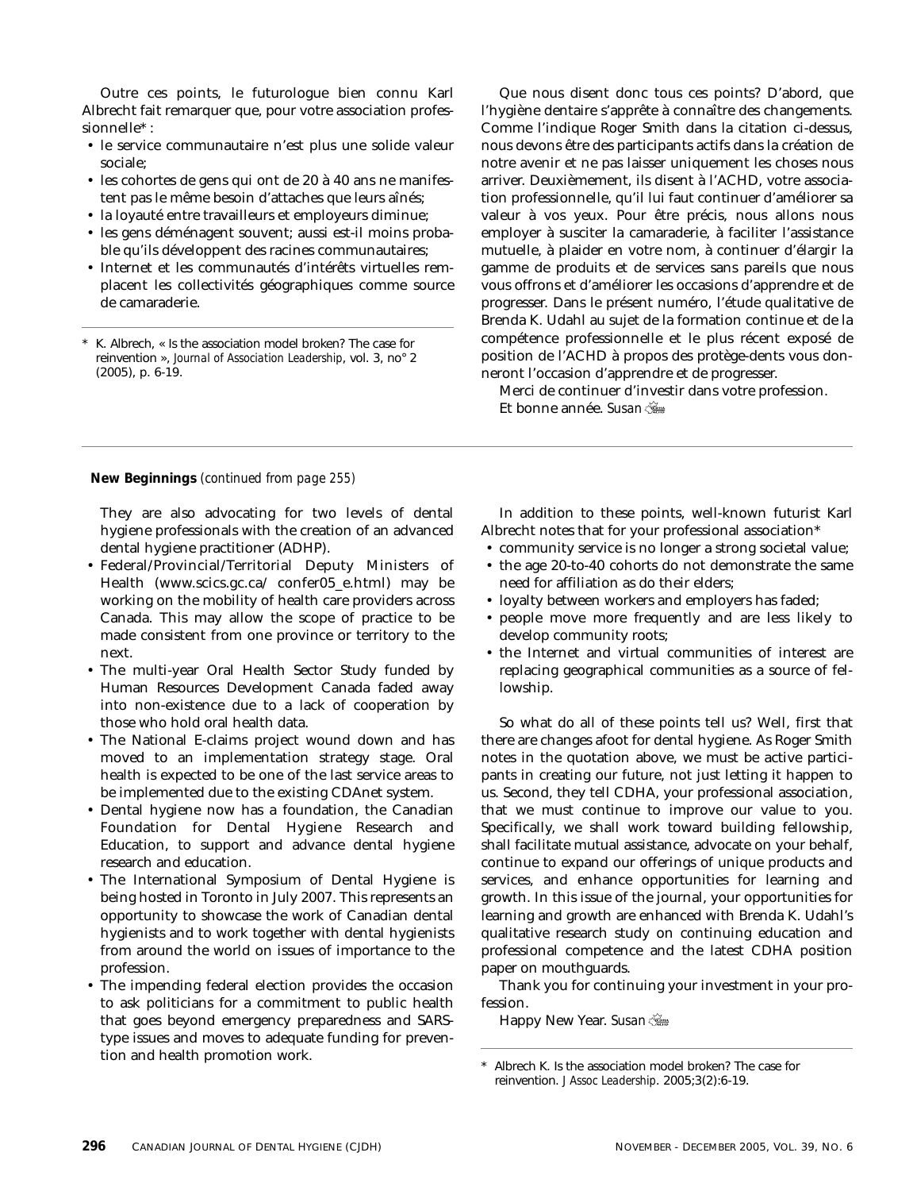Outre ces points, le futurologue bien connu Karl Albrecht fait remarquer que, pour votre association professionnelle*:

- le service communautaire n'est plus une solide valeur sociale;
- les cohortes de gens qui ont de 20 à 40 ans ne manifestent pas le même besoin d'attaches que leurs aînés;
- la loyauté entre travailleurs et employeurs diminue;
- les gens déménagent souvent; aussi est-il moins probable qu'ils développent des racines communautaires;
- Internet et les communautés d'intérêts virtuelles remplacent les collectivités géographiques comme source de camaraderie.

\* K. Albrech, « Is the association model broken? The case for reinvention », *Journal of Association Leadership*, vol. 3, no° 2 (2005), p. 6-19.

Que nous disent donc tous ces points? D'abord, que l'hygiène dentaire s'apprête à connaître des changements. Comme l'indique Roger Smith dans la citation ci-dessus, nous devons être des participants actifs dans la création de notre avenir et ne pas laisser uniquement les choses nous arriver. Deuxièmement, ils disent à l'ACHD, votre association professionnelle, qu'il lui faut continuer d'améliorer sa valeur à vos yeux. Pour être précis, nous allons nous employer à susciter la camaraderie, à faciliter l'assistance mutuelle, à plaider en votre nom, à continuer d'élargir la gamme de produits et de services sans pareils que nous vous offrons et d'améliorer les occasions d'apprendre et de progresser. Dans le présent numéro, l'étude qualitative de Brenda K. Udahl au sujet de la formation continue et de la compétence professionnelle et le plus récent exposé de position de l'ACHD à propos des protège-dents vous donneront l'occasion d'apprendre et de progresser.

Merci de continuer d'investir dans votre profession.

Et bonne année. *Susan*

---

**New Beginnings** *(continued from page 255)*

They are also advocating for two levels of dental hygiene professionals with the creation of an advanced dental hygiene practitioner (ADHP).

- Federal/Provincial/Territorial Deputy Ministers of Health (www.scics.gc.ca/ confer05_e.html) may be working on the mobility of health care providers across Canada. This may allow the scope of practice to be made consistent from one province or territory to the next.
- The multi-year Oral Health Sector Study funded by Human Resources Development Canada faded away into non-existence due to a lack of cooperation by those who hold oral health data.
- The National E-claims project wound down and has moved to an implementation strategy stage. Oral health is expected to be one of the last service areas to be implemented due to the existing CDAnet system.
- Dental hygiene now has a foundation, the Canadian Foundation for Dental Hygiene Research and Education, to support and advance dental hygiene research and education.
- The International Symposium of Dental Hygiene is being hosted in Toronto in July 2007. This represents an opportunity to showcase the work of Canadian dental hygienists and to work together with dental hygienists from around the world on issues of importance to the profession.
- The impending federal election provides the occasion to ask politicians for a commitment to public health that goes beyond emergency preparedness and SARS-type issues and moves to adequate funding for prevention and health promotion work.

In addition to these points, well-known futurist Karl Albrecht notes that for your professional association*

- community service is no longer a strong societal value;
- the age 20-to-40 cohorts do not demonstrate the same need for affiliation as do their elders;
- loyalty between workers and employers has faded;
- people move more frequently and are less likely to develop community roots;
- the Internet and virtual communities of interest are replacing geographical communities as a source of fellowship.

So what do all of these points tell us? Well, first that there are changes afoot for dental hygiene. As Roger Smith notes in the quotation above, we must be active participants in creating our future, not just letting it happen to us. Second, they tell CDHA, your professional association, that we must continue to improve our value to you. Specifically, we shall work toward building fellowship, shall facilitate mutual assistance, advocate on your behalf, continue to expand our offerings of unique products and services, and enhance opportunities for learning and growth. In this issue of the journal, your opportunities for learning and growth are enhanced with Brenda K. Udahl's qualitative research study on continuing education and professional competence and the latest CDHA position paper on mouthguards.

Thank you for continuing your investment in your profession.

Happy New Year. *Susan*

\* Albrech K. Is the association model broken? The case for reinvention. *J Assoc Leadership*. 2005;3(2):6-19.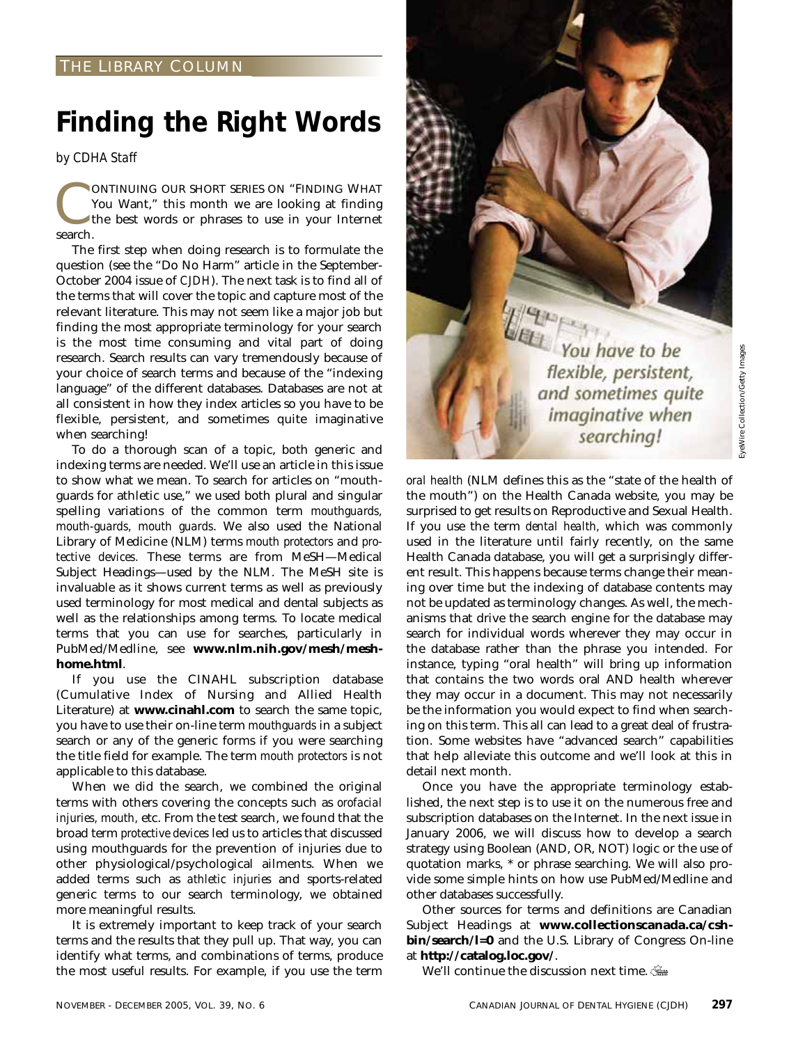THE LIBRARY COLUMN

# Finding the Right Words

*by CDHA Staff*

CONTINUING OUR SHORT SERIES ON "FINDING WHAT You Want," this month we are looking at finding the best words or phrases to use in your Internet search.

The first step when doing research is to formulate the question (see the "Do No Harm" article in the September-October 2004 issue of *CJDH*). The next task is to find all of the terms that will cover the topic and capture most of the relevant literature. This may not seem like a major job but finding the most appropriate terminology for your search is the most time consuming and vital part of doing research. Search results can vary tremendously because of your choice of search terms and because of the "indexing language" of the different databases. Databases are not at all consistent in how they index articles so you have to be flexible, persistent, and sometimes quite imaginative when searching!

To do a thorough scan of a topic, both generic and indexing terms are needed. We'll use an article in this issue to show what we mean. To search for articles on "mouthguards for athletic use," we used both plural and singular spelling variations of the common term *mouthguards, mouth-guards, mouth guards*. We also used the National Library of Medicine (NLM) terms *mouth protectors* and *protective devices*. These terms are from MeSH—Medical Subject Headings—used by the NLM. The MeSH site is invaluable as it shows current terms as well as previously used terminology for most medical and dental subjects as well as the relationships among terms. To locate medical terms that you can use for searches, particularly in PubMed/Medline, see **www.nlm.nih.gov/mesh/meshhome.html**.

If you use the CINAHL subscription database (Cumulative Index of Nursing and Allied Health Literature) at **www.cinahl.com** to search the same topic, you have to use their on-line term *mouthguards* in a subject search or any of the generic forms if you were searching the title field for example. The term *mouth protectors* is not applicable to this database.

When we did the search, we combined the original terms with others covering the concepts such as *orofacial injuries, mouth*, etc. From the test search, we found that the broad term *protective devices* led us to articles that discussed using mouthguards for the prevention of injuries due to other physiological/psychological ailments. When we added terms such as *athletic injuries* and sports-related generic terms to our search terminology, we obtained more meaningful results.

It is extremely important to keep track of your search terms and the results that they pull up. That way, you can identify what terms, and combinations of terms, produce the most useful results. For example, if you use the term *oral health* (NLM defines this as the "state of the health of the mouth") on the Health Canada website, you may be surprised to get results on Reproductive and Sexual Health. If you use the term *dental health*, which was commonly used in the literature until fairly recently, on the same Health Canada database, you will get a surprisingly different result. This happens because terms change their meaning over time but the indexing of database contents may not be updated as terminology changes. As well, the mechanisms that drive the search engine for the database may search for individual words wherever they may occur in the database rather than the phrase you intended. For instance, typing "oral health" will bring up information that contains the two words oral AND health wherever they may occur in a document. This may not necessarily be the information you would expect to find when searching on this term. This all can lead to a great deal of frustration. Some websites have "advanced search" capabilities that help alleviate this outcome and we'll look at this in detail next month.

Once you have the appropriate terminology established, the next step is to use it on the numerous free and subscription databases on the Internet. In the next issue in January 2006, we will discuss how to develop a search strategy using Boolean (AND, OR, NOT) logic or the use of quotation marks, * or phrase searching. We will also provide some simple hints on how use PubMed/Medline and other databases successfully.

Other sources for terms and definitions are Canadian Subject Headings at **www.collectionscanada.ca/csh-bin/search/l=0** and the U.S. Library of Congress On-line at **http://catalog.loc.gov/**.

We'll continue the discussion next time.

*You have to be flexible, persistent, and sometimes quite imaginative when searching!*

EyeWire Collection/Getty Images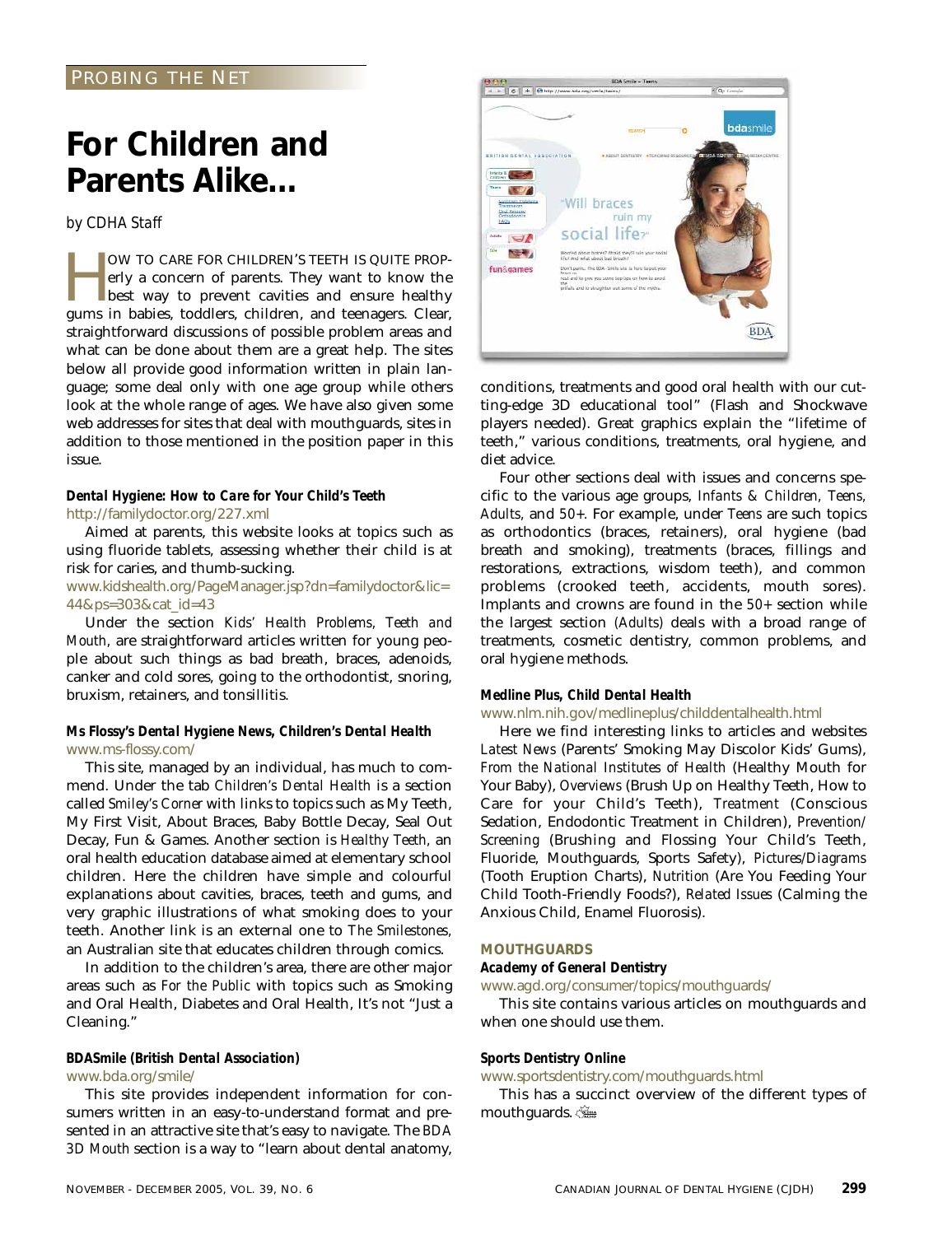PROBING THE NET

# For Children and Parents Alike...

*by CDHA Staff*

How to care for children's teeth is quite properly a concern of parents. They want to know the best way to prevent cavities and ensure healthy gums in babies, toddlers, children, and teenagers. Clear, straightforward discussions of possible problem areas and what can be done about them are a great help. The sites below all provide good information written in plain language; some deal only with one age group while others look at the whole range of ages. We have also given some web addresses for sites that deal with mouthguards, sites in addition to those mentioned in the position paper in this issue.

**Dental Hygiene: How to Care for Your Child's Teeth**
http://familydoctor.org/227.xml

Aimed at parents, this website looks at topics such as using fluoride tablets, assessing whether their child is at risk for caries, and thumb-sucking.

www.kidshealth.org/PageManager.jsp?dn=familydoctor&lic=44&ps=303&cat_id=43

Under the section *Kids' Health Problems, Teeth and Mouth,* are straightforward articles written for young people about such things as bad breath, braces, adenoids, canker and cold sores, going to the orthodontist, snoring, bruxism, retainers, and tonsillitis.

**Ms Flossy's Dental Hygiene News, Children's Dental Health**
www.ms-flossy.com/

This site, managed by an individual, has much to commend. Under the tab *Children's Dental Health* is a section called *Smiley's Corner* with links to topics such as My Teeth, My First Visit, About Braces, Baby Bottle Decay, Seal Out Decay, Fun & Games. Another section is *Healthy Teeth,* an oral health education database aimed at elementary school children. Here the children have simple and colourful explanations about cavities, braces, teeth and gums, and very graphic illustrations of what smoking does to your teeth. Another link is an external one to *The Smilestones,* an Australian site that educates children through comics.

In addition to the children's area, there are other major areas such as *For the Public* with topics such as Smoking and Oral Health, Diabetes and Oral Health, It's not "Just a Cleaning."

**BDASmile (British Dental Association)**
www.bda.org/smile/

This site provides independent information for consumers written in an easy-to-understand format and presented in an attractive site that's easy to navigate. The *BDA 3D Mouth* section is a way to "learn about dental anatomy, conditions, treatments and good oral health with our cutting-edge 3D educational tool" (Flash and Shockwave players needed). Great graphics explain the "lifetime of teeth," various conditions, treatments, oral hygiene, and diet advice.

Four other sections deal with issues and concerns specific to the various age groups, *Infants & Children, Teens, Adults,* and *50+*. For example, under *Teens* are such topics as orthodontics (braces, retainers), oral hygiene (bad breath and smoking), treatments (braces, fillings and restorations, extractions, wisdom teeth), and common problems (crooked teeth, accidents, mouth sores). Implants and crowns are found in the *50+* section while the largest section (*Adults*) deals with a broad range of treatments, cosmetic dentistry, common problems, and oral hygiene methods.

**Medline Plus, Child Dental Health**
www.nlm.nih.gov/medlineplus/childdentalhealth.html

Here we find interesting links to articles and websites *Latest News* (Parents' Smoking May Discolor Kids' Gums), *From the National Institutes of Health* (Healthy Mouth for Your Baby), *Overviews* (Brush Up on Healthy Teeth, How to Care for your Child's Teeth), *Treatment* (Conscious Sedation, Endodontic Treatment in Children), *Prevention/Screening* (Brushing and Flossing Your Child's Teeth, Fluoride, Mouthguards, Sports Safety), *Pictures/Diagrams* (Tooth Eruption Charts), *Nutrition* (Are You Feeding Your Child Tooth-Friendly Foods?), *Related Issues* (Calming the Anxious Child, Enamel Fluorosis).

## MOUTHGUARDS

**Academy of General Dentistry**
www.agd.org/consumer/topics/mouthguards/

This site contains various articles on mouthguards and when one should use them.

**Sports Dentistry Online**
www.sportsdentistry.com/mouthguards.html

This has a succinct overview of the different types of mouthguards.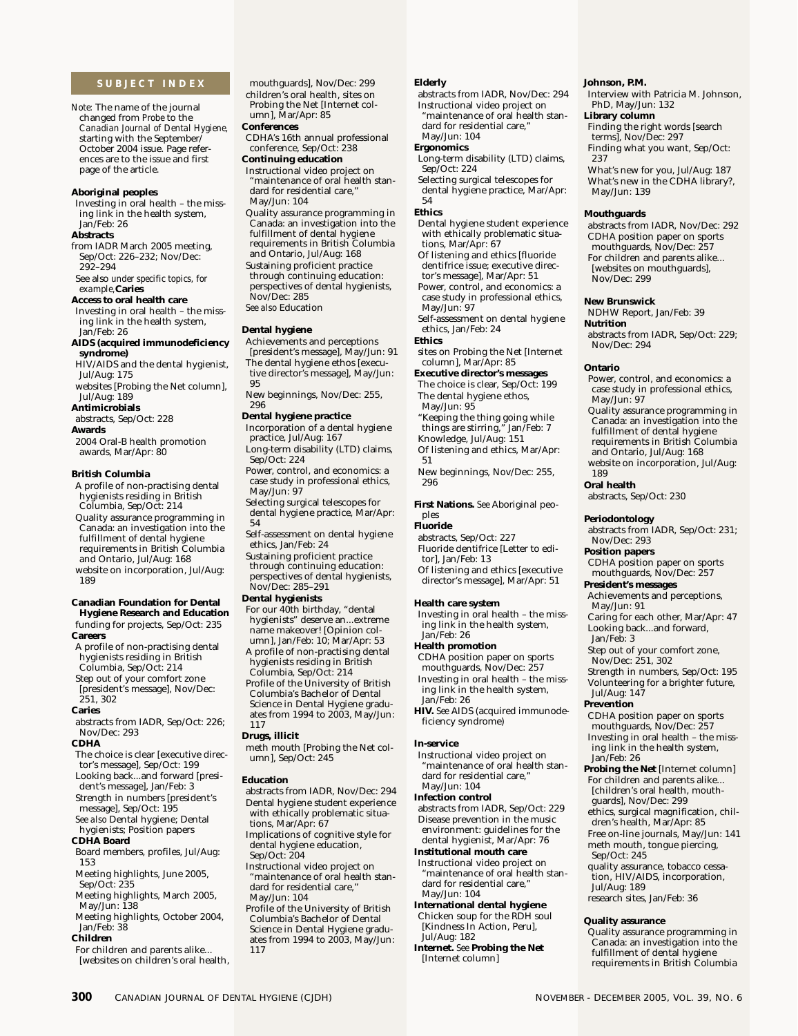## SUBJECT INDEX

*Note:* The name of the journal changed from *Probe* to the *Canadian Journal of Dental Hygiene*, starting with the September/October 2004 issue. Page references are to the issue and first page of the article.

**Aboriginal peoples**
Investing in oral health – the missing link in the health system, Jan/Feb: 26

**Abstracts**
from IADR March 2005 meeting, Sep/Oct: 226–232; Nov/Dec: 292–294
*See also under specific topics, for example,* **Caries**

**Access to oral health care**
Investing in oral health – the missing link in the health system, Jan/Feb: 26

**AIDS (acquired immunodeficiency syndrome)**
HIV/AIDS and the dental hygienist, Jul/Aug: 175
websites [Probing the Net column], Jul/Aug: 189

**Antimicrobials**
abstracts, Sep/Oct: 228

**Awards**
2004 Oral-B health promotion awards, Mar/Apr: 80

**British Columbia**
A profile of non-practising dental hygienists residing in British Columbia, Sep/Oct: 214
Quality assurance programming in Canada: an investigation into the fulfillment of dental hygiene requirements in British Columbia and Ontario, Jul/Aug: 168
website on incorporation, Jul/Aug: 189

**Canadian Foundation for Dental Hygiene Research and Education**
funding for projects, Sep/Oct: 235

**Careers**
A profile of non-practising dental hygienists residing in British Columbia, Sep/Oct: 214
Step out of your comfort zone [president's message], Nov/Dec: 251, 302

**Caries**
abstracts from IADR, Sep/Oct: 226; Nov/Dec: 293

**CDHA**
The choice is clear [executive director's message], Sep/Oct: 199
Looking back...and forward [president's message], Jan/Feb: 3
Strength in numbers [president's message], Sep/Oct: 195
*See also* Dental hygiene; Dental hygienists; Position papers

**CDHA Board**
Board members, profiles, Jul/Aug: 153
Meeting highlights, June 2005, Sep/Oct: 235
Meeting highlights, March 2005, May/Jun: 138
Meeting highlights, October 2004, Jan/Feb: 38

**Children**
For children and parents alike... [websites on children's oral health, mouthguards], Nov/Dec: 299
children's oral health, sites on Probing the Net [Internet column], Mar/Apr: 85

**Conferences**
CDHA's 16th annual professional conference, Sep/Oct: 238

**Continuing education**
Instructional video project on "maintenance of oral health standard for residential care," May/Jun: 104
Quality assurance programming in Canada: an investigation into the fulfillment of dental hygiene requirements in British Columbia and Ontario, Jul/Aug: 168
Sustaining proficient practice through continuing education: perspectives of dental hygienists, Nov/Dec: 285
*See also* Education

**Dental hygiene**
Achievements and perceptions [president's message], May/Jun: 91
The dental hygiene ethos [executive director's message], May/Jun: 95
New beginnings, Nov/Dec: 255, 296

**Dental hygiene practice**
Incorporation of a dental hygiene practice, Jul/Aug: 167
Long-term disability (LTD) claims, Sep/Oct: 224
Power, control, and economics: a case study in professional ethics, May/Jun: 97
Selecting surgical telescopes for dental hygiene practice, Mar/Apr: 54
Self-assessment on dental hygiene ethics, Jan/Feb: 24
Sustaining proficient practice through continuing education: perspectives of dental hygienists, Nov/Dec: 285–291

**Dental hygienists**
For our 40th birthday, "dental hygienists" deserve an...extreme name makeover! [Opinion column], Jan/Feb: 10; Mar/Apr: 53
A profile of non-practising dental hygienists residing in British Columbia, Sep/Oct: 214
Profile of the University of British Columbia's Bachelor of Dental Science in Dental Hygiene graduates from 1994 to 2003, May/Jun: 117

**Drugs, illicit**
meth mouth [Probing the Net column], Sep/Oct: 245

**Education**
abstracts from IADR, Nov/Dec: 294
Dental hygiene student experience with ethically problematic situations, Mar/Apr: 67
Implications of cognitive style for dental hygiene education, Sep/Oct: 204
Instructional video project on "maintenance of oral health standard for residential care," May/Jun: 104
Profile of the University of British Columbia's Bachelor of Dental Science in Dental Hygiene graduates from 1994 to 2003, May/Jun: 117

**Elderly**
abstracts from IADR, Nov/Dec: 294
Instructional video project on "maintenance of oral health standard for residential care," May/Jun: 104

**Ergonomics**
Long-term disability (LTD) claims, Sep/Oct: 224
Selecting surgical telescopes for dental hygiene practice, Mar/Apr: 54

**Ethics**
Dental hygiene student experience with ethically problematic situations, Mar/Apr: 67
Of listening and ethics [fluoride dentifrice issue; executive director's message], Mar/Apr: 51
Power, control, and economics: a case study in professional ethics, May/Jun: 97
Self-assessment on dental hygiene ethics, Jan/Feb: 24

**Ethics**
sites on Probing the Net [Internet column], Mar/Apr: 85

**Executive director's messages**
The choice is clear, Sep/Oct: 199
The dental hygiene ethos, May/Jun: 95
"Keeping the thing going while things are stirring," Jan/Feb: 7
Knowledge, Jul/Aug: 151
Of listening and ethics, Mar/Apr: 51
New beginnings, Nov/Dec: 255, 296

**First Nations.** *See* Aboriginal peoples

**Fluoride**
abstracts, Sep/Oct: 227
Fluoride dentifrice [Letter to editor], Jan/Feb: 13
Of listening and ethics [executive director's message], Mar/Apr: 51

**Health care system**
Investing in oral health – the missing link in the health system, Jan/Feb: 26

**Health promotion**
CDHA position paper on sports mouthguards, Nov/Dec: 257
Investing in oral health – the missing link in the health system, Jan/Feb: 26

**HIV.** *See* AIDS (acquired immunodeficiency syndrome)

**In-service**
Instructional video project on "maintenance of oral health standard for residential care," May/Jun: 104

**Infection control**
abstracts from IADR, Sep/Oct: 229
Disease prevention in the music environment: guidelines for the dental hygienist, Mar/Apr: 76

**Institutional mouth care**
Instructional video project on "maintenance of oral health standard for residential care," May/Jun: 104

**International dental hygiene**
Chicken soup for the RDH soul [Kindness In Action, Peru], Jul/Aug: 182

**Internet.** *See* **Probing the Net** [Internet column]

**Johnson, P.M.**
Interview with Patricia M. Johnson, PhD, May/Jun: 132

**Library column**
Finding the right words [search terms], Nov/Dec: 297
Finding what you want, Sep/Oct: 237
What's new for you, Jul/Aug: 187
What's new in the CDHA library?, May/Jun: 139

**Mouthguards**
abstracts from IADR, Nov/Dec: 292
CDHA position paper on sports mouthguards, Nov/Dec: 257
For children and parents alike... [websites on mouthguards], Nov/Dec: 299

**New Brunswick**
NDHW Report, Jan/Feb: 39

**Nutrition**
abstracts from IADR, Sep/Oct: 229; Nov/Dec: 294

**Ontario**
Power, control, and economics: a case study in professional ethics, May/Jun: 97
Quality assurance programming in Canada: an investigation into the fulfillment of dental hygiene requirements in British Columbia and Ontario, Jul/Aug: 168
website on incorporation, Jul/Aug: 189

**Oral health**
abstracts, Sep/Oct: 230

**Periodontology**
abstracts from IADR, Sep/Oct: 231; Nov/Dec: 293

**Position papers**
CDHA position paper on sports mouthguards, Nov/Dec: 257

**President's messages**
Achievements and perceptions, May/Jun: 91
Caring for each other, Mar/Apr: 47
Looking back...and forward, Jan/Feb: 3
Step out of your comfort zone, Nov/Dec: 251, 302
Strength in numbers, Sep/Oct: 195
Volunteering for a brighter future, Jul/Aug: 147

**Prevention**
CDHA position paper on sports mouthguards, Nov/Dec: 257
Investing in oral health – the missing link in the health system, Jan/Feb: 26

**Probing the Net** [Internet column]
For children and parents alike... [children's oral health, mouthguards], Nov/Dec: 299
ethics, surgical magnification, children's health, Mar/Apr: 85
Free on-line journals, May/Jun: 141
meth mouth, tongue piercing, Sep/Oct: 245
quality assurance, tobacco cessation, HIV/AIDS, incorporation, Jul/Aug: 189
research sites, Jan/Feb: 36

**Quality assurance**
Quality assurance programming in Canada: an investigation into the fulfillment of dental hygiene requirements in British Columbia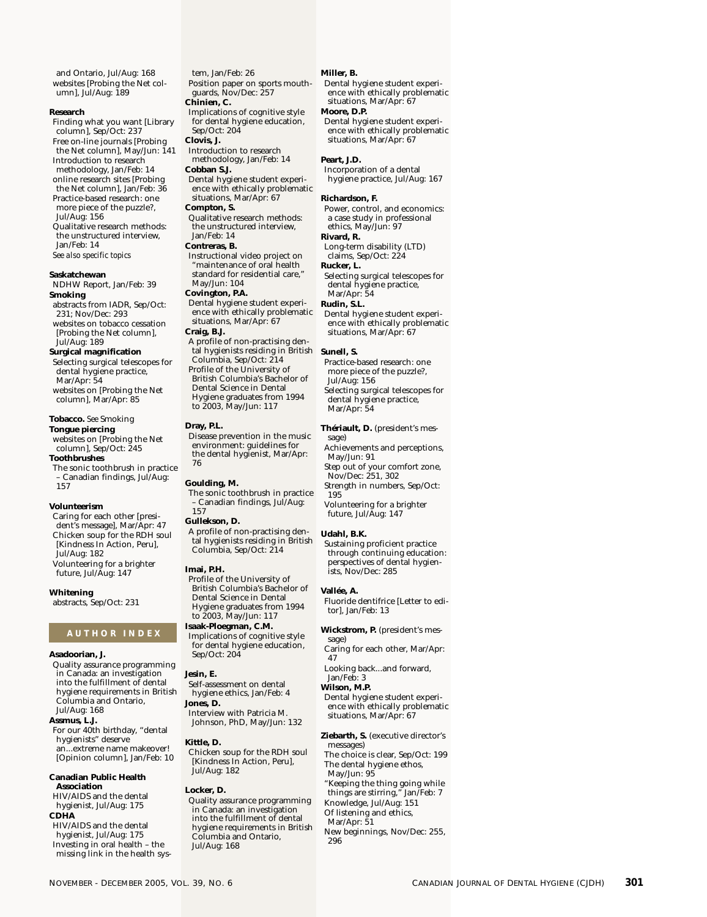and Ontario, Jul/Aug: 168
websites [Probing the Net column], Jul/Aug: 189

**Research**
Finding what you want [Library column], Sep/Oct: 237
Free on-line journals [Probing the Net column], May/Jun: 141
Introduction to research methodology, Jan/Feb: 14
online research sites [Probing the Net column], Jan/Feb: 36
Practice-based research: one more piece of the puzzle?, Jul/Aug: 156
Qualitative research methods: the unstructured interview, Jan/Feb: 14
*See also specific topics*

**Saskatchewan**
NDHW Report, Jan/Feb: 39

**Smoking**
abstracts from IADR, Sep/Oct: 231; Nov/Dec: 293
websites on tobacco cessation [Probing the Net column], Jul/Aug: 189

**Surgical magnification**
Selecting surgical telescopes for dental hygiene practice, Mar/Apr: 54
websites on [Probing the Net column], Mar/Apr: 85

**Tobacco.** *See* Smoking

**Tongue piercing**
websites on [Probing the Net column], Sep/Oct: 245

**Toothbrushes**
The sonic toothbrush in practice – Canadian findings, Jul/Aug: 157

**Volunteerism**
Caring for each other [president's message], Mar/Apr: 47
Chicken soup for the RDH soul [Kindness In Action, Peru], Jul/Aug: 182
Volunteering for a brighter future, Jul/Aug: 147

**Whitening**
abstracts, Sep/Oct: 231

## AUTHOR INDEX

**Asadoorian, J.**
Quality assurance programming in Canada: an investigation into the fulfillment of dental hygiene requirements in British Columbia and Ontario, Jul/Aug: 168

**Assmus, L.J.**
For our 40th birthday, "dental hygienists" deserve an...extreme name makeover! [Opinion column], Jan/Feb: 10

**Canadian Public Health Association**
HIV/AIDS and the dental hygienist, Jul/Aug: 175

**CDHA**
HIV/AIDS and the dental hygienist, Jul/Aug: 175
Investing in oral health – the missing link in the health system, Jan/Feb: 26
Position paper on sports mouthguards, Nov/Dec: 257

**Chinien, C.**
Implications of cognitive style for dental hygiene education, Sep/Oct: 204

**Clovis, J.**
Introduction to research methodology, Jan/Feb: 14

**Cobban S.J.**
Dental hygiene student experience with ethically problematic situations, Mar/Apr: 67

**Compton, S.**
Qualitative research methods: the unstructured interview, Jan/Feb: 14

**Contreras, B.**
Instructional video project on "maintenance of oral health standard for residential care," May/Jun: 104

**Covington, P.A.**
Dental hygiene student experience with ethically problematic situations, Mar/Apr: 67

**Craig, B.J.**
A profile of non-practising dental hygienists residing in British Columbia, Sep/Oct: 214
Profile of the University of British Columbia's Bachelor of Dental Science in Dental Hygiene graduates from 1994 to 2003, May/Jun: 117

**Dray, P.L.**
Disease prevention in the music environment: guidelines for the dental hygienist, Mar/Apr: 76

**Goulding, M.**
The sonic toothbrush in practice – Canadian findings, Jul/Aug: 157

**Gullekson, D.**
A profile of non-practising dental hygienists residing in British Columbia, Sep/Oct: 214

**Imai, P.H.**
Profile of the University of British Columbia's Bachelor of Dental Science in Dental Hygiene graduates from 1994 to 2003, May/Jun: 117

**Isaak-Ploegman, C.M.**
Implications of cognitive style for dental hygiene education, Sep/Oct: 204

**Jesin, E.**
Self-assessment on dental hygiene ethics, Jan/Feb: 4

**Jones, D.**
Interview with Patricia M. Johnson, PhD, May/Jun: 132

**Kittle, D.**
Chicken soup for the RDH soul [Kindness In Action, Peru], Jul/Aug: 182

**Locker, D.**
Quality assurance programming in Canada: an investigation into the fulfillment of dental hygiene requirements in British Columbia and Ontario, Jul/Aug: 168

**Miller, B.**
Dental hygiene student experience with ethically problematic situations, Mar/Apr: 67

**Moore, D.P.**
Dental hygiene student experience with ethically problematic situations, Mar/Apr: 67

**Peart, J.D.**
Incorporation of a dental hygiene practice, Jul/Aug: 167

**Richardson, F.**
Power, control, and economics: a case study in professional ethics, May/Jun: 97

**Rivard, R.**
Long-term disability (LTD) claims, Sep/Oct: 224

**Rucker, L.**
Selecting surgical telescopes for dental hygiene practice, Mar/Apr: 54

**Rudin, S.L.**
Dental hygiene student experience with ethically problematic situations, Mar/Apr: 67

**Sunell, S.**
Practice-based research: one more piece of the puzzle?, Jul/Aug: 156
Selecting surgical telescopes for dental hygiene practice, Mar/Apr: 54

**Thériault, D.** (president's message)
Achievements and perceptions, May/Jun: 91
Step out of your comfort zone, Nov/Dec: 251, 302
Strength in numbers, Sep/Oct: 195
Volunteering for a brighter future, Jul/Aug: 147

**Udahl, B.K.**
Sustaining proficient practice through continuing education: perspectives of dental hygienists, Nov/Dec: 285

**Vallée, A.**
Fluoride dentifrice [Letter to editor], Jan/Feb: 13

**Wickstrom, P.** (president's message)
Caring for each other, Mar/Apr: 47
Looking back...and forward, Jan/Feb: 3

**Wilson, M.P.**
Dental hygiene student experience with ethically problematic situations, Mar/Apr: 67

**Ziebarth, S.** (executive director's messages)
The choice is clear, Sep/Oct: 199
The dental hygiene ethos, May/Jun: 95
"Keeping the thing going while things are stirring," Jan/Feb: 7
Knowledge, Jul/Aug: 151
Of listening and ethics, Mar/Apr: 51
New beginnings, Nov/Dec: 255, 296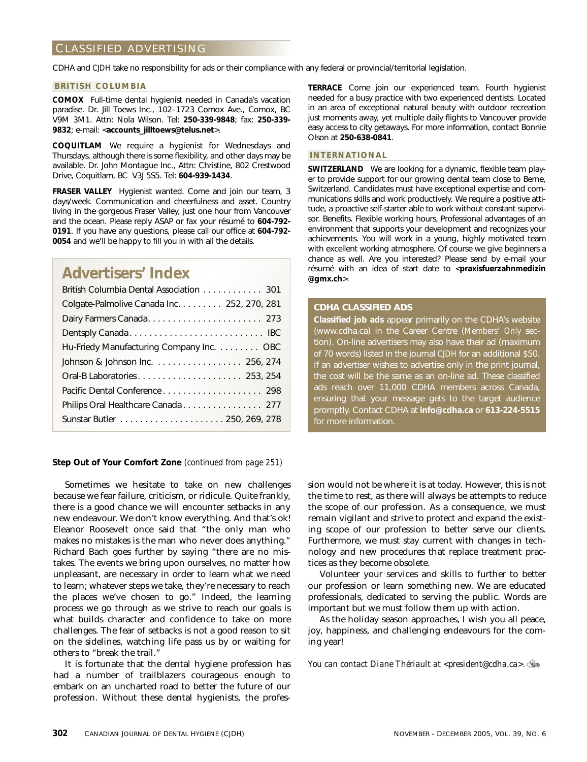## CLASSIFIED ADVERTISING

CDHA and *CJDH* take no responsibility for ads or their compliance with any federal or provincial/territorial legislation.

### BRITISH COLUMBIA

**COMOX** Full-time dental hygienist needed in Canada's vacation paradise. Dr. Jill Toews Inc., 102–1723 Comox Ave., Comox, BC V9M 3M1. Attn: Nola Wilson. Tel: **250-339-9848**; fax: **250-339-9832**; e-mail: <**accounts_jilltoews@telus.net**>.

**COQUITLAM** We require a hygienist for Wednesdays and Thursdays, although there is some flexibility, and other days may be available. Dr. John Montague Inc., Attn: Christine, 802 Crestwood Drive, Coquitlam, BC V3J 5S5. Tel: **604-939-1434**.

**FRASER VALLEY** Hygienist wanted. Come and join our team, 3 days/week. Communication and cheerfulness and asset. Country living in the gorgeous Fraser Valley, just one hour from Vancouver and the ocean. Please reply ASAP or fax your résumé to **604-792-0191**. If you have any questions, please call our office at **604-792-0054** and we'll be happy to fill you in with all the details.

**TERRACE** Come join our experienced team. Fourth hygienist needed for a busy practice with two experienced dentists. Located in an area of exceptional natural beauty with outdoor recreation just moments away, yet multiple daily flights to Vancouver provide easy access to city getaways. For more information, contact Bonnie Olson at **250-638-0841**.

### INTERNATIONAL

**SWITZERLAND** We are looking for a dynamic, flexible team player to provide support for our growing dental team close to Berne, Switzerland. Candidates must have exceptional expertise and communications skills and work productively. We require a positive attitude, a proactive self-starter able to work without constant supervisor. Benefits. Flexible working hours, Professional advantages of an environment that supports your development and recognizes your achievements. You will work in a young, highly motivated team with excellent working atmosphere. Of course we give beginners a chance as well. Are you interested? Please send by e-mail your résumé with an idea of start date to <**praxisfuerzahnmedizin@gmx.ch**>.

### CDHA CLASSIFIED ADS

**Classified job ads** appear primarily on the CDHA's website (www.cdha.ca) in the Career Centre (*Members' Only* section). On-line advertisers may also have their ad (maximum of 70 words) listed in the journal *CJDH* for an additional $50. If an advertiser wishes to advertise only in the print journal, the cost will be the same as an on-line ad. These classified ads reach over 11,000 CDHA members across Canada, ensuring that your message gets to the target audience promptly. Contact CDHA at **info@cdha.ca** or **613-224-5515** for more information.

## Advertisers' Index

| Advertiser | Page |
| --- | --- |
| British Columbia Dental Association | 301 |
| Colgate-Palmolive Canada Inc. | 252, 270, 281 |
| Dairy Farmers Canada | 273 |
| Dentsply Canada | IBC |
| Hu-Friedy Manufacturing Company Inc. | OBC |
| Johnson & Johnson Inc. | 256, 274 |
| Oral-B Laboratories | 253, 254 |
| Pacific Dental Conference | 298 |
| Philips Oral Healthcare Canada | 277 |
| Sunstar Butler | 250, 269, 278 |

**Step Out of Your Comfort Zone** *(continued from page 251)*

Sometimes we hesitate to take on new challenges because we fear failure, criticism, or ridicule. Quite frankly, there is a good chance we will encounter setbacks in any new endeavour. We don't know everything. And that's ok! Eleanor Roosevelt once said that "the only man who makes no mistakes is the man who never does anything." Richard Bach goes further by saying "there are no mistakes. The events we bring upon ourselves, no matter how unpleasant, are necessary in order to learn what we need to learn; whatever steps we take, they're necessary to reach the places we've chosen to go." Indeed, the learning process we go through as we strive to reach our goals is what builds character and confidence to take on more challenges. The fear of setbacks is not a good reason to sit on the sidelines, watching life pass us by or waiting for others to "break the trail."

It is fortunate that the dental hygiene profession has had a number of trailblazers courageous enough to embark on an uncharted road to better the future of our profession. Without these dental hygienists, the profession would not be where it is at today. However, this is not the time to rest, as there will always be attempts to reduce the scope of our profession. As a consequence, we must remain vigilant and strive to protect and expand the existing scope of our profession to better serve our clients. Furthermore, we must stay current with changes in technology and new procedures that replace treatment practices as they become obsolete.

Volunteer your services and skills to further to better our profession or learn something new. We are educated professionals, dedicated to serving the public. Words are important but we must follow them up with action.

As the holiday season approaches, I wish you all peace, joy, happiness, and challenging endeavours for the coming year!

*You can contact Diane Thériault at <president@cdha.ca>.*